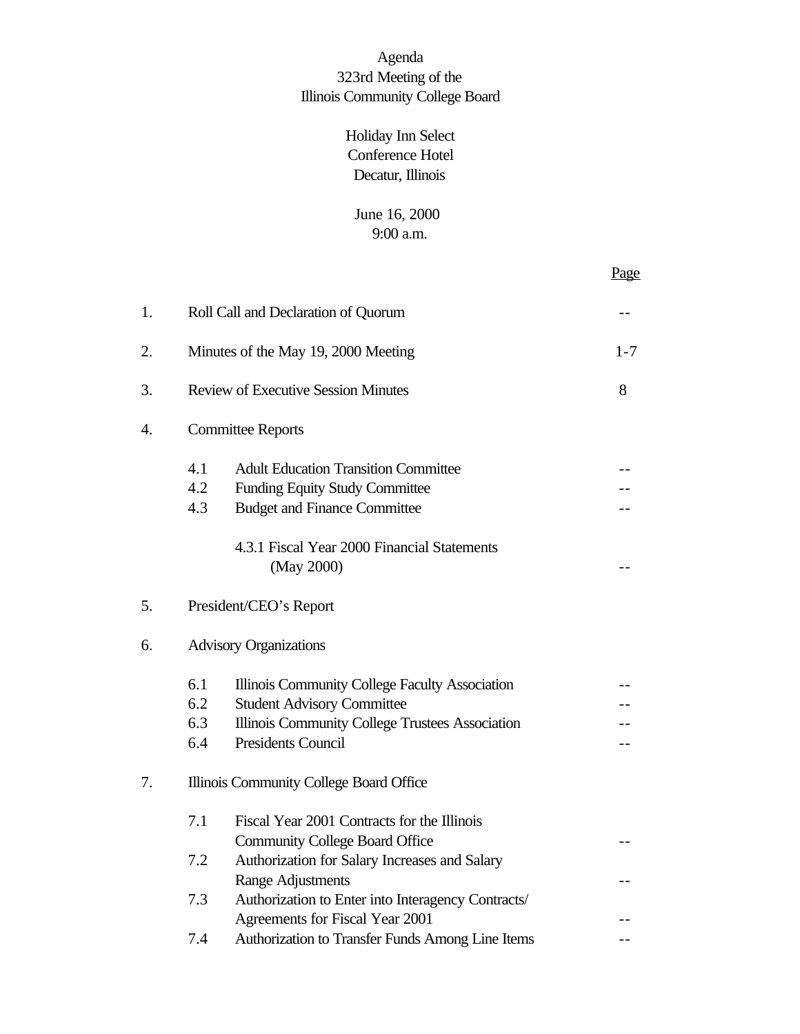# Agenda
## 323rd Meeting of the
## Illinois Community College Board

Holiday Inn Select
Conference Hotel
Decatur, Illinois

June 16, 2000
9:00 a.m.

| | | Page |
|---|---|---|
| 1. | Roll Call and Declaration of Quorum | -- |
| 2. | Minutes of the May 19, 2000 Meeting | 1-7 |
| 3. | Review of Executive Session Minutes | 8 |
| 4. | Committee Reports | |
| | 4.1 Adult Education Transition Committee | -- |
| | 4.2 Funding Equity Study Committee | -- |
| | 4.3 Budget and Finance Committee | -- |
| | 4.3.1 Fiscal Year 2000 Financial Statements (May 2000) | -- |
| 5. | President/CEO's Report | |
| 6. | Advisory Organizations | |
| | 6.1 Illinois Community College Faculty Association | -- |
| | 6.2 Student Advisory Committee | -- |
| | 6.3 Illinois Community College Trustees Association | -- |
| | 6.4 Presidents Council | -- |
| 7. | Illinois Community College Board Office | |
| | 7.1 Fiscal Year 2001 Contracts for the Illinois Community College Board Office | -- |
| | 7.2 Authorization for Salary Increases and Salary Range Adjustments | -- |
| | 7.3 Authorization to Enter into Interagency Contracts/ Agreements for Fiscal Year 2001 | -- |
| | 7.4 Authorization to Transfer Funds Among Line Items | -- |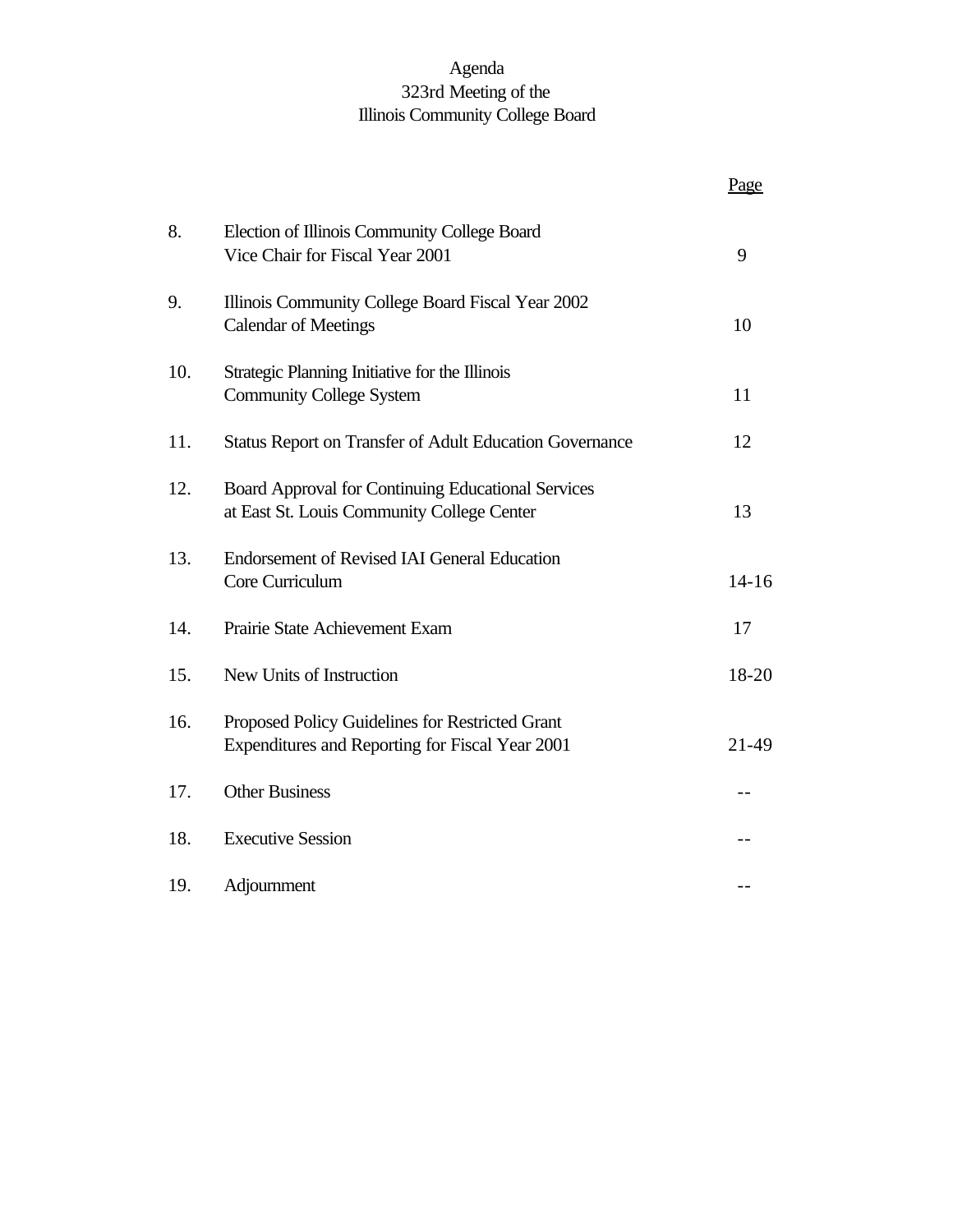Agenda
323rd Meeting of the
Illinois Community College Board

| | | Page |
|---|---|---|
| 8. | Election of Illinois Community College Board Vice Chair for Fiscal Year 2001 | 9 |
| 9. | Illinois Community College Board Fiscal Year 2002 Calendar of Meetings | 10 |
| 10. | Strategic Planning Initiative for the Illinois Community College System | 11 |
| 11. | Status Report on Transfer of Adult Education Governance | 12 |
| 12. | Board Approval for Continuing Educational Services at East St. Louis Community College Center | 13 |
| 13. | Endorsement of Revised IAI General Education Core Curriculum | 14-16 |
| 14. | Prairie State Achievement Exam | 17 |
| 15. | New Units of Instruction | 18-20 |
| 16. | Proposed Policy Guidelines for Restricted Grant Expenditures and Reporting for Fiscal Year 2001 | 21-49 |
| 17. | Other Business | -- |
| 18. | Executive Session | -- |
| 19. | Adjournment | -- |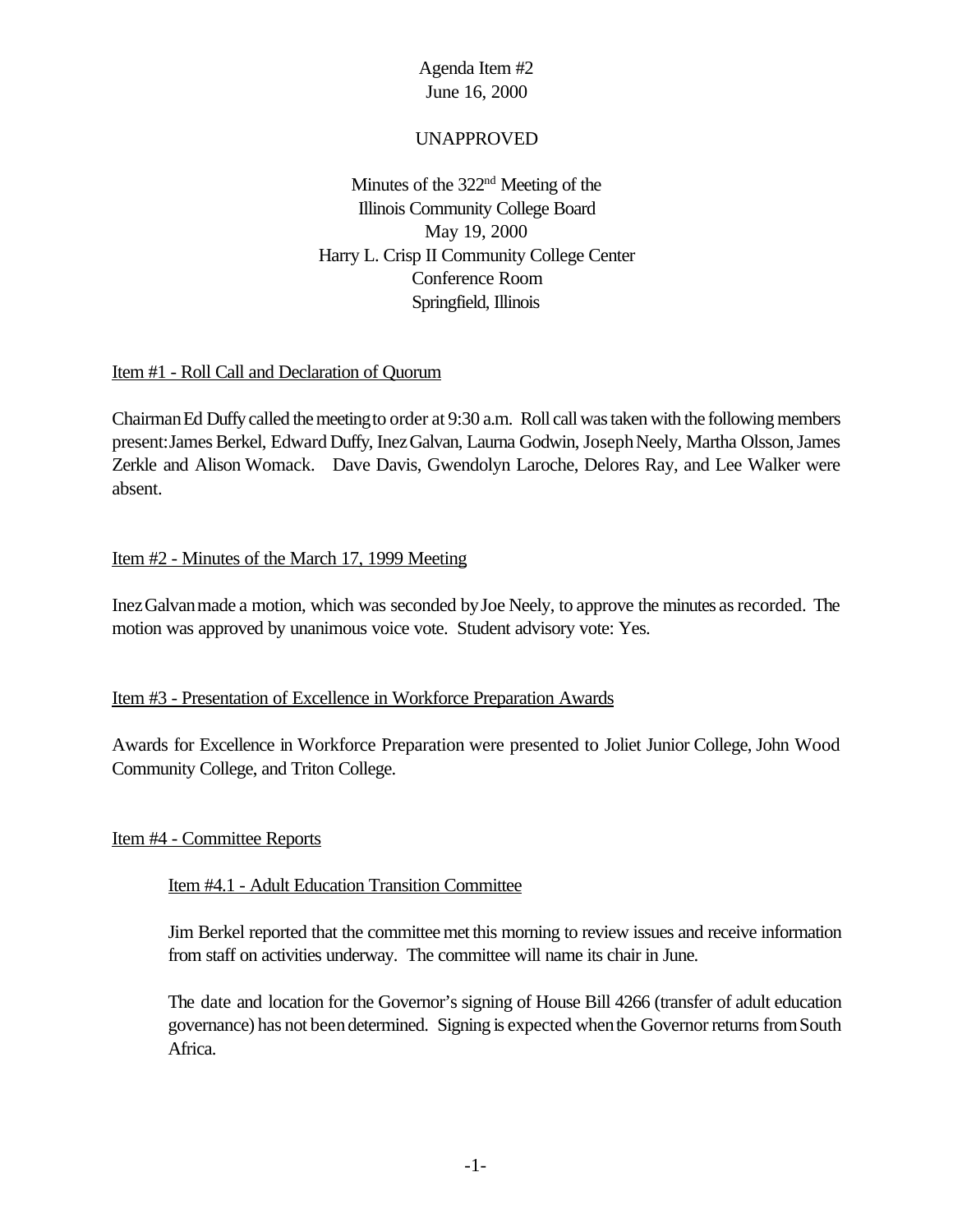Agenda Item #2
June 16, 2000

UNAPPROVED

Minutes of the 322nd Meeting of the
Illinois Community College Board
May 19, 2000
Harry L. Crisp II Community College Center
Conference Room
Springfield, Illinois

Item #1 - Roll Call and Declaration of Quorum

Chairman Ed Duffy called the meeting to order at 9:30 a.m. Roll call was taken with the following members present: James Berkel, Edward Duffy, Inez Galvan, Laurna Godwin, Joseph Neely, Martha Olsson, James Zerkle and Alison Womack. Dave Davis, Gwendolyn Laroche, Delores Ray, and Lee Walker were absent.

Item #2 - Minutes of the March 17, 1999 Meeting

Inez Galvan made a motion, which was seconded by Joe Neely, to approve the minutes as recorded. The motion was approved by unanimous voice vote. Student advisory vote: Yes.

Item #3 - Presentation of Excellence in Workforce Preparation Awards

Awards for Excellence in Workforce Preparation were presented to Joliet Junior College, John Wood Community College, and Triton College.

Item #4 - Committee Reports

Item #4.1 - Adult Education Transition Committee

Jim Berkel reported that the committee met this morning to review issues and receive information from staff on activities underway. The committee will name its chair in June.

The date and location for the Governor's signing of House Bill 4266 (transfer of adult education governance) has not been determined. Signing is expected when the Governor returns from South Africa.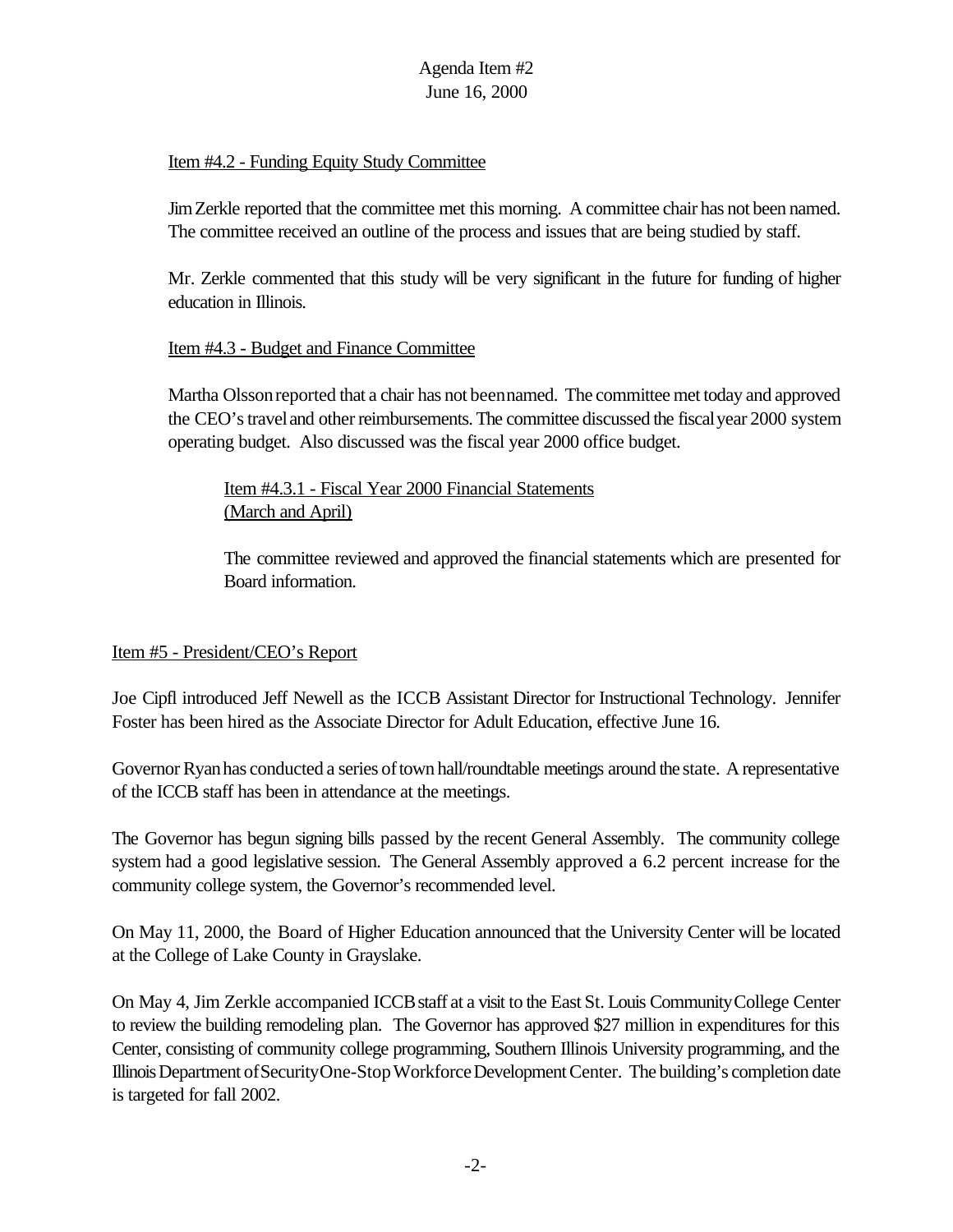Item #4.2 - Funding Equity Study Committee

Jim Zerkle reported that the committee met this morning. A committee chair has not been named. The committee received an outline of the process and issues that are being studied by staff.

Mr. Zerkle commented that this study will be very significant in the future for funding of higher education in Illinois.

Item #4.3 - Budget and Finance Committee

Martha Olsson reported that a chair has not been named. The committee met today and approved the CEO's travel and other reimbursements. The committee discussed the fiscal year 2000 system operating budget. Also discussed was the fiscal year 2000 office budget.

Item #4.3.1 - Fiscal Year 2000 Financial Statements (March and April)

The committee reviewed and approved the financial statements which are presented for Board information.

Item #5 - President/CEO's Report

Joe Cipfl introduced Jeff Newell as the ICCB Assistant Director for Instructional Technology. Jennifer Foster has been hired as the Associate Director for Adult Education, effective June 16.

Governor Ryan has conducted a series of town hall/roundtable meetings around the state. A representative of the ICCB staff has been in attendance at the meetings.

The Governor has begun signing bills passed by the recent General Assembly. The community college system had a good legislative session. The General Assembly approved a 6.2 percent increase for the community college system, the Governor's recommended level.

On May 11, 2000, the Board of Higher Education announced that the University Center will be located at the College of Lake County in Grayslake.

On May 4, Jim Zerkle accompanied ICCB staff at a visit to the East St. Louis Community College Center to review the building remodeling plan. The Governor has approved $27 million in expenditures for this Center, consisting of community college programming, Southern Illinois University programming, and the Illinois Department of Security One-Stop Workforce Development Center. The building's completion date is targeted for fall 2002.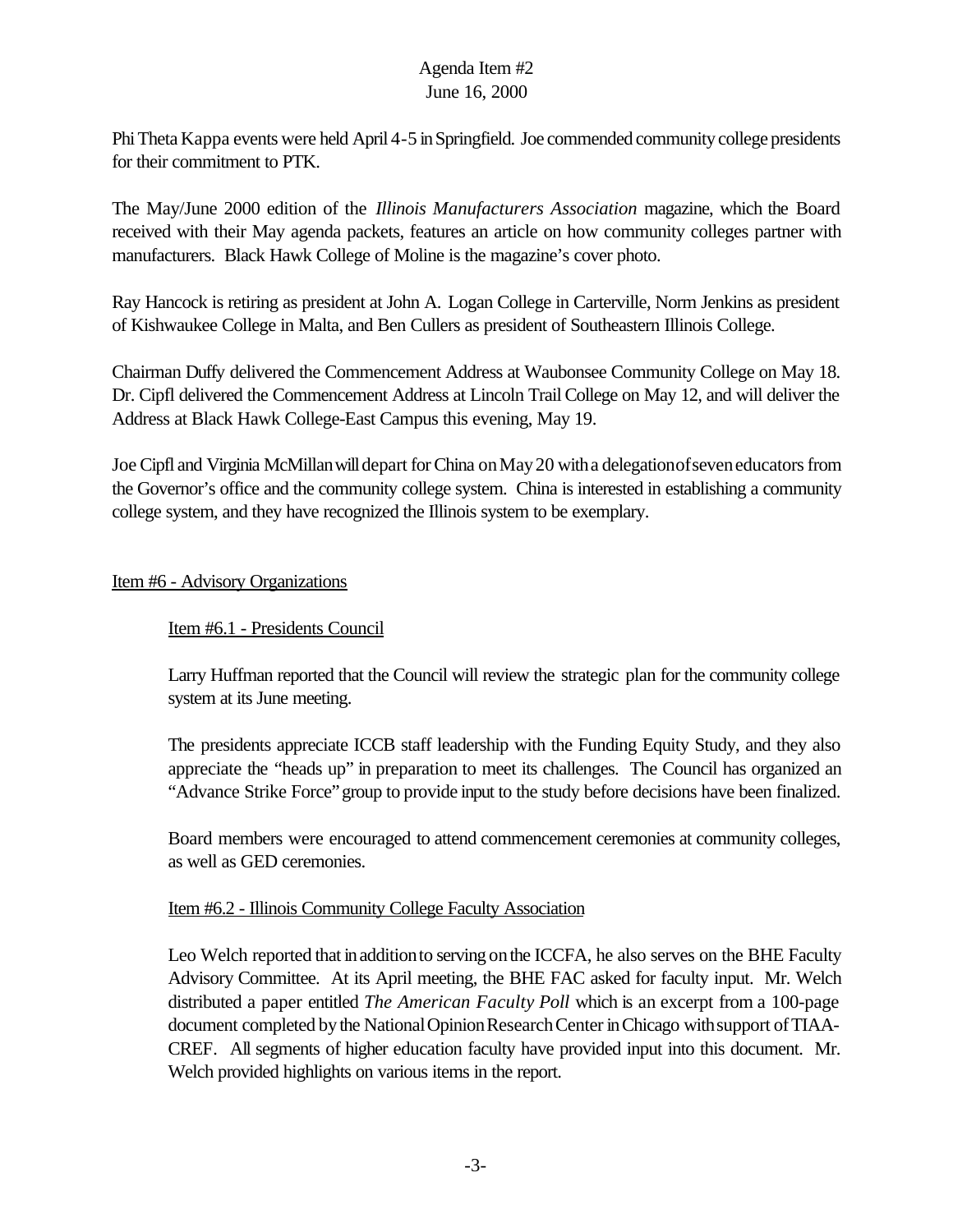Phi Theta Kappa events were held April 4-5 in Springfield. Joe commended community college presidents for their commitment to PTK.

The May/June 2000 edition of the *Illinois Manufacturers Association* magazine, which the Board received with their May agenda packets, features an article on how community colleges partner with manufacturers. Black Hawk College of Moline is the magazine's cover photo.

Ray Hancock is retiring as president at John A. Logan College in Carterville, Norm Jenkins as president of Kishwaukee College in Malta, and Ben Cullers as president of Southeastern Illinois College.

Chairman Duffy delivered the Commencement Address at Waubonsee Community College on May 18. Dr. Cipfl delivered the Commencement Address at Lincoln Trail College on May 12, and will deliver the Address at Black Hawk College-East Campus this evening, May 19.

Joe Cipfl and Virginia McMillan will depart for China on May 20 with a delegation of seven educators from the Governor's office and the community college system. China is interested in establishing a community college system, and they have recognized the Illinois system to be exemplary.

## Item #6 - Advisory Organizations

### Item #6.1 - Presidents Council

Larry Huffman reported that the Council will review the strategic plan for the community college system at its June meeting.

The presidents appreciate ICCB staff leadership with the Funding Equity Study, and they also appreciate the "heads up" in preparation to meet its challenges. The Council has organized an "Advance Strike Force" group to provide input to the study before decisions have been finalized.

Board members were encouraged to attend commencement ceremonies at community colleges, as well as GED ceremonies.

### Item #6.2 - Illinois Community College Faculty Association

Leo Welch reported that in addition to serving on the ICCFA, he also serves on the BHE Faculty Advisory Committee. At its April meeting, the BHE FAC asked for faculty input. Mr. Welch distributed a paper entitled *The American Faculty Poll* which is an excerpt from a 100-page document completed by the National Opinion Research Center in Chicago with support of TIAA-CREF. All segments of higher education faculty have provided input into this document. Mr. Welch provided highlights on various items in the report.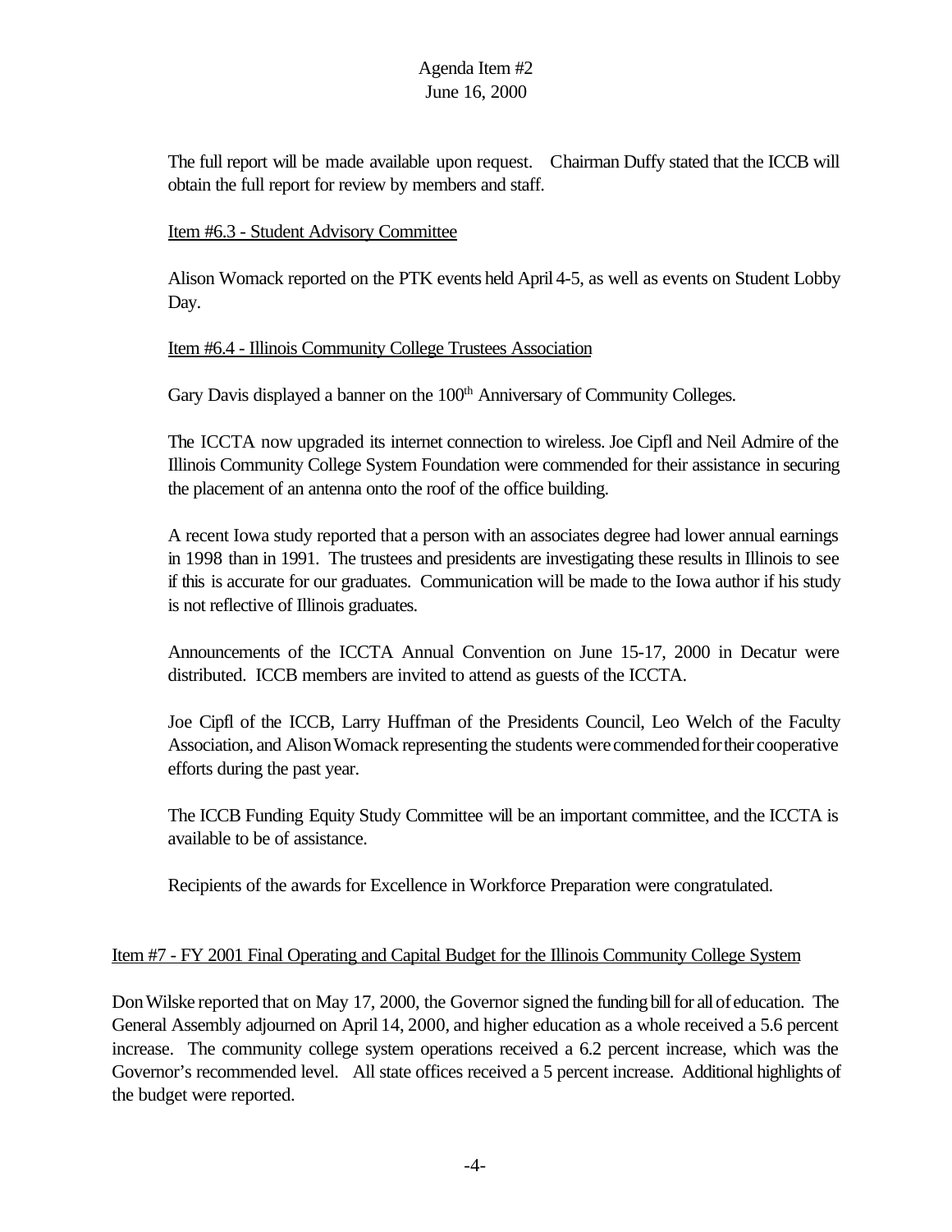The full report will be made available upon request. Chairman Duffy stated that the ICCB will obtain the full report for review by members and staff.

Item #6.3 - Student Advisory Committee

Alison Womack reported on the PTK events held April 4-5, as well as events on Student Lobby Day.

Item #6.4 - Illinois Community College Trustees Association

Gary Davis displayed a banner on the 100th Anniversary of Community Colleges.

The ICCTA now upgraded its internet connection to wireless. Joe Cipfl and Neil Admire of the Illinois Community College System Foundation were commended for their assistance in securing the placement of an antenna onto the roof of the office building.

A recent Iowa study reported that a person with an associates degree had lower annual earnings in 1998 than in 1991. The trustees and presidents are investigating these results in Illinois to see if this is accurate for our graduates. Communication will be made to the Iowa author if his study is not reflective of Illinois graduates.

Announcements of the ICCTA Annual Convention on June 15-17, 2000 in Decatur were distributed. ICCB members are invited to attend as guests of the ICCTA.

Joe Cipfl of the ICCB, Larry Huffman of the Presidents Council, Leo Welch of the Faculty Association, and Alison Womack representing the students were commended for their cooperative efforts during the past year.

The ICCB Funding Equity Study Committee will be an important committee, and the ICCTA is available to be of assistance.

Recipients of the awards for Excellence in Workforce Preparation were congratulated.

Item #7 - FY 2001 Final Operating and Capital Budget for the Illinois Community College System

Don Wilske reported that on May 17, 2000, the Governor signed the funding bill for all of education. The General Assembly adjourned on April 14, 2000, and higher education as a whole received a 5.6 percent increase. The community college system operations received a 6.2 percent increase, which was the Governor's recommended level. All state offices received a 5 percent increase. Additional highlights of the budget were reported.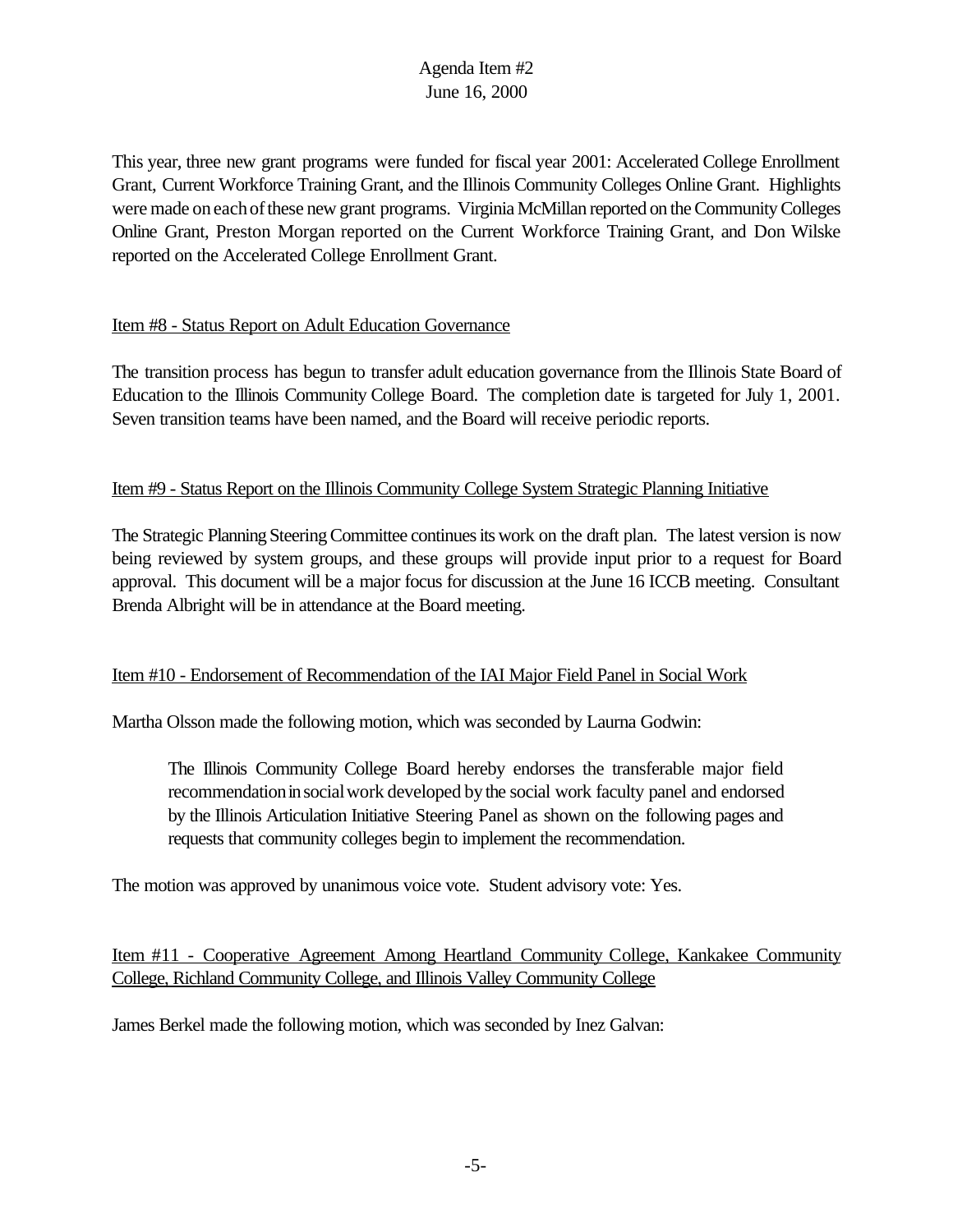This year, three new grant programs were funded for fiscal year 2001: Accelerated College Enrollment Grant, Current Workforce Training Grant, and the Illinois Community Colleges Online Grant. Highlights were made on each of these new grant programs. Virginia McMillan reported on the Community Colleges Online Grant, Preston Morgan reported on the Current Workforce Training Grant, and Don Wilske reported on the Accelerated College Enrollment Grant.

Item #8 - Status Report on Adult Education Governance

The transition process has begun to transfer adult education governance from the Illinois State Board of Education to the Illinois Community College Board. The completion date is targeted for July 1, 2001. Seven transition teams have been named, and the Board will receive periodic reports.

Item #9 - Status Report on the Illinois Community College System Strategic Planning Initiative

The Strategic Planning Steering Committee continues its work on the draft plan. The latest version is now being reviewed by system groups, and these groups will provide input prior to a request for Board approval. This document will be a major focus for discussion at the June 16 ICCB meeting. Consultant Brenda Albright will be in attendance at the Board meeting.

Item #10 - Endorsement of Recommendation of the IAI Major Field Panel in Social Work

Martha Olsson made the following motion, which was seconded by Laurna Godwin:

> The Illinois Community College Board hereby endorses the transferable major field recommendation in social work developed by the social work faculty panel and endorsed by the Illinois Articulation Initiative Steering Panel as shown on the following pages and requests that community colleges begin to implement the recommendation.

The motion was approved by unanimous voice vote. Student advisory vote: Yes.

Item #11 - Cooperative Agreement Among Heartland Community College, Kankakee Community College, Richland Community College, and Illinois Valley Community College

James Berkel made the following motion, which was seconded by Inez Galvan: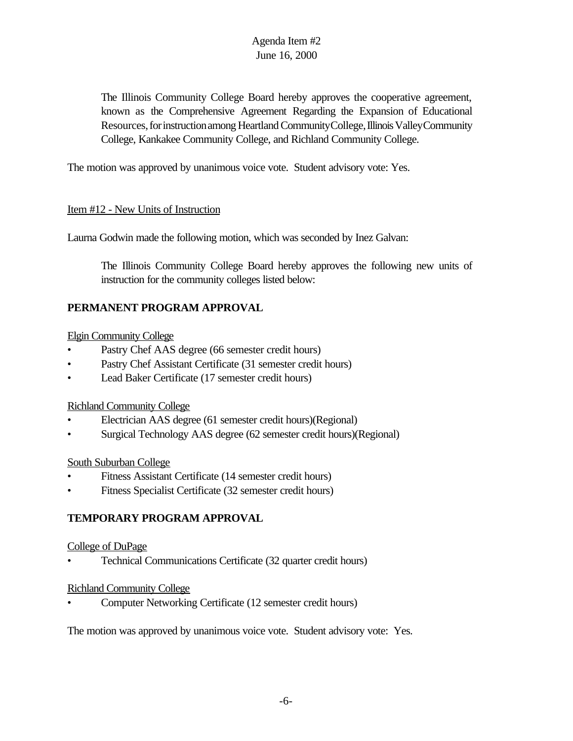The Illinois Community College Board hereby approves the cooperative agreement, known as the Comprehensive Agreement Regarding the Expansion of Educational Resources, for instruction among Heartland Community College, Illinois Valley Community College, Kankakee Community College, and Richland Community College.

The motion was approved by unanimous voice vote. Student advisory vote: Yes.

Item #12 - New Units of Instruction

Laurna Godwin made the following motion, which was seconded by Inez Galvan:

The Illinois Community College Board hereby approves the following new units of instruction for the community colleges listed below:

**PERMANENT PROGRAM APPROVAL**

Elgin Community College

- Pastry Chef AAS degree (66 semester credit hours)
- Pastry Chef Assistant Certificate (31 semester credit hours)
- Lead Baker Certificate (17 semester credit hours)

Richland Community College

- Electrician AAS degree (61 semester credit hours)(Regional)
- Surgical Technology AAS degree (62 semester credit hours)(Regional)

South Suburban College

- Fitness Assistant Certificate (14 semester credit hours)
- Fitness Specialist Certificate (32 semester credit hours)

**TEMPORARY PROGRAM APPROVAL**

College of DuPage

- Technical Communications Certificate (32 quarter credit hours)

Richland Community College

- Computer Networking Certificate (12 semester credit hours)

The motion was approved by unanimous voice vote. Student advisory vote: Yes.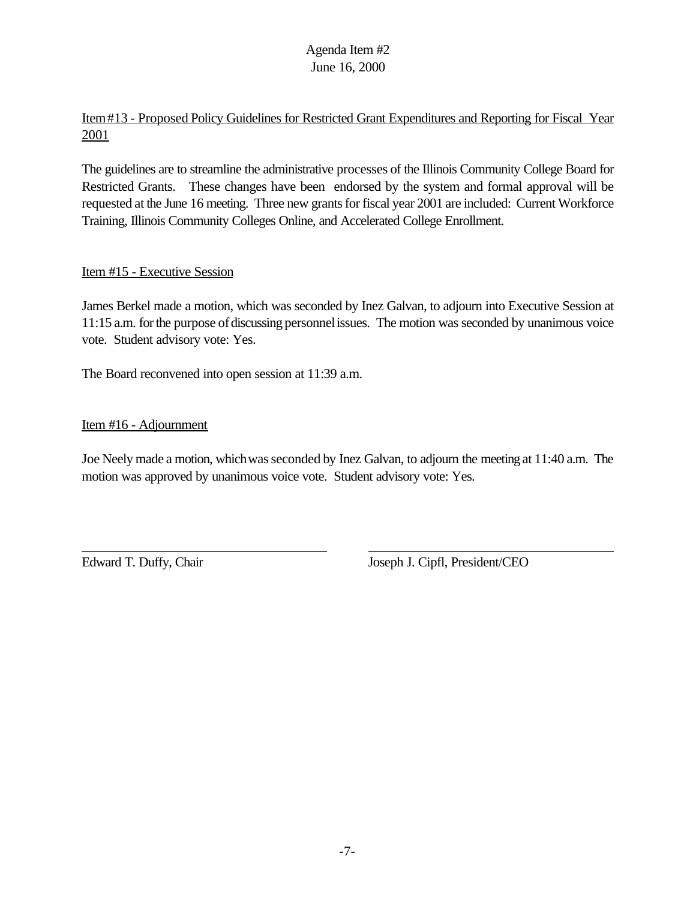Agenda Item #2
June 16, 2000

Item #13 - Proposed Policy Guidelines for Restricted Grant Expenditures and Reporting for Fiscal Year 2001

The guidelines are to streamline the administrative processes of the Illinois Community College Board for Restricted Grants. These changes have been endorsed by the system and formal approval will be requested at the June 16 meeting. Three new grants for fiscal year 2001 are included: Current Workforce Training, Illinois Community Colleges Online, and Accelerated College Enrollment.

Item #15 - Executive Session

James Berkel made a motion, which was seconded by Inez Galvan, to adjourn into Executive Session at 11:15 a.m. for the purpose of discussing personnel issues. The motion was seconded by unanimous voice vote. Student advisory vote: Yes.

The Board reconvened into open session at 11:39 a.m.

Item #16 - Adjournment

Joe Neely made a motion, which was seconded by Inez Galvan, to adjourn the meeting at 11:40 a.m. The motion was approved by unanimous voice vote. Student advisory vote: Yes.

Edward T. Duffy, Chair

Joseph J. Cipfl, President/CEO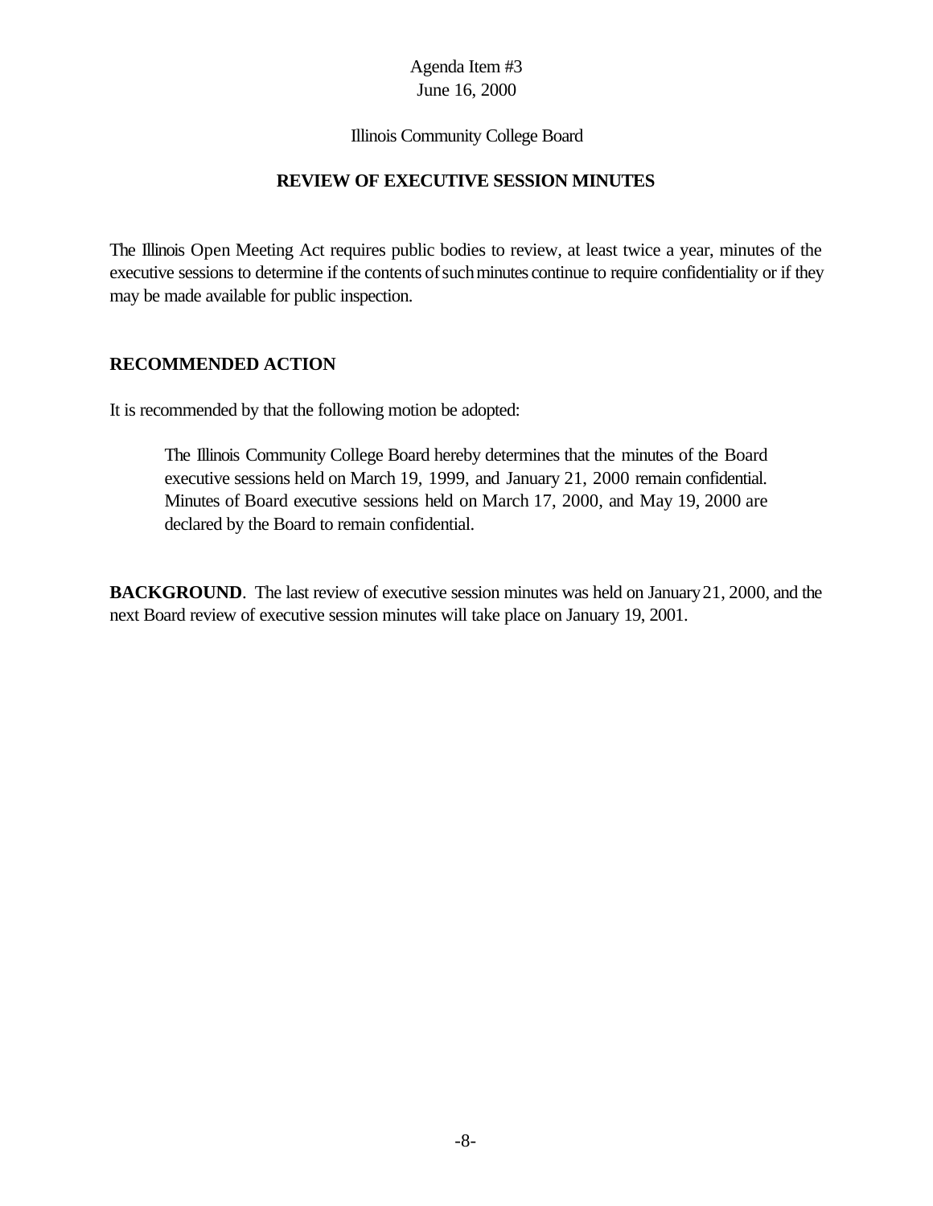Agenda Item #3
June 16, 2000

Illinois Community College Board

## REVIEW OF EXECUTIVE SESSION MINUTES

The Illinois Open Meeting Act requires public bodies to review, at least twice a year, minutes of the executive sessions to determine if the contents of such minutes continue to require confidentiality or if they may be made available for public inspection.

### RECOMMENDED ACTION

It is recommended by that the following motion be adopted:

> The Illinois Community College Board hereby determines that the minutes of the Board executive sessions held on March 19, 1999, and January 21, 2000 remain confidential. Minutes of Board executive sessions held on March 17, 2000, and May 19, 2000 are declared by the Board to remain confidential.

**BACKGROUND**. The last review of executive session minutes was held on January 21, 2000, and the next Board review of executive session minutes will take place on January 19, 2001.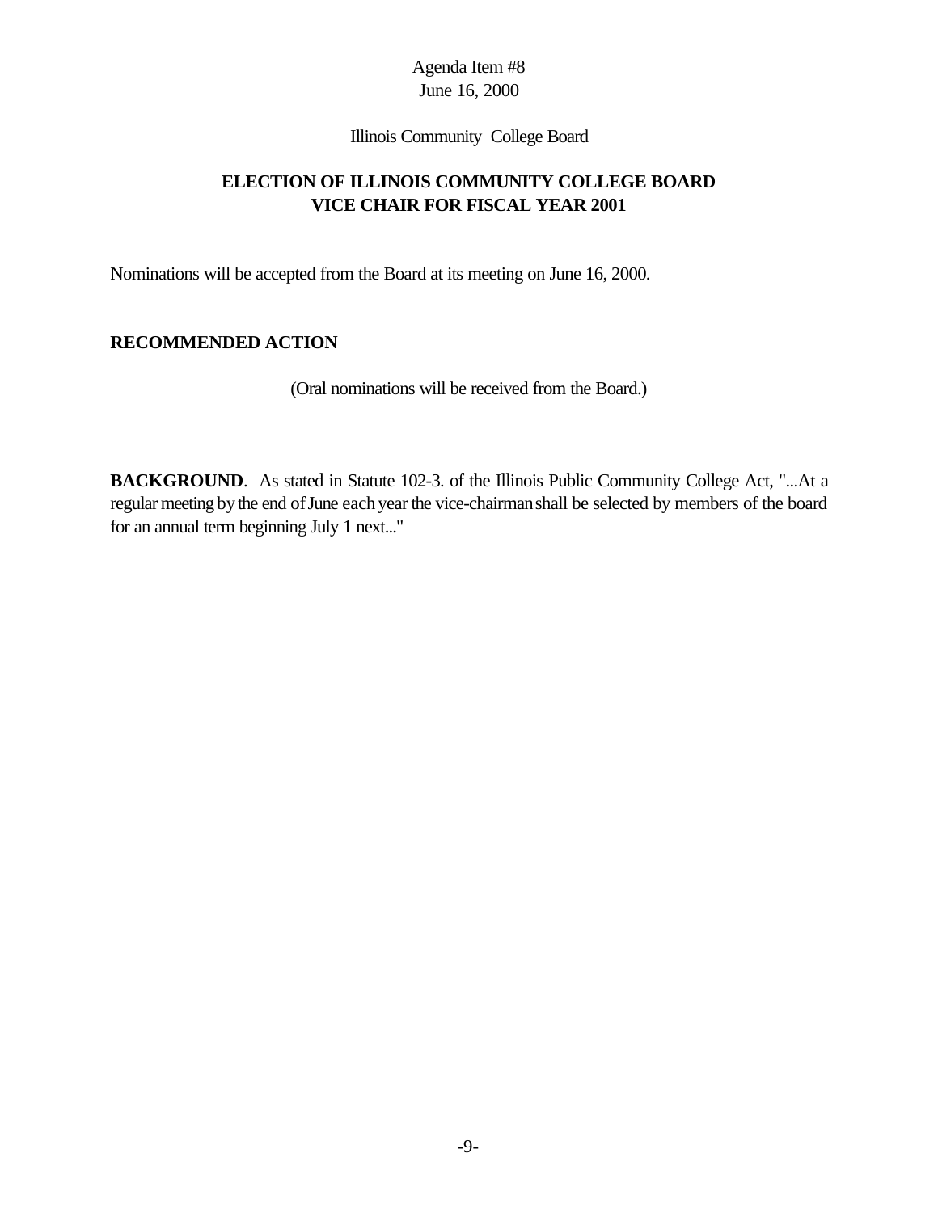Agenda Item #8
June 16, 2000

Illinois Community College Board

## ELECTION OF ILLINOIS COMMUNITY COLLEGE BOARD VICE CHAIR FOR FISCAL YEAR 2001

Nominations will be accepted from the Board at its meeting on June 16, 2000.

### RECOMMENDED ACTION

(Oral nominations will be received from the Board.)

**BACKGROUND**. As stated in Statute 102-3. of the Illinois Public Community College Act, "...At a regular meeting by the end of June each year the vice-chairman shall be selected by members of the board for an annual term beginning July 1 next..."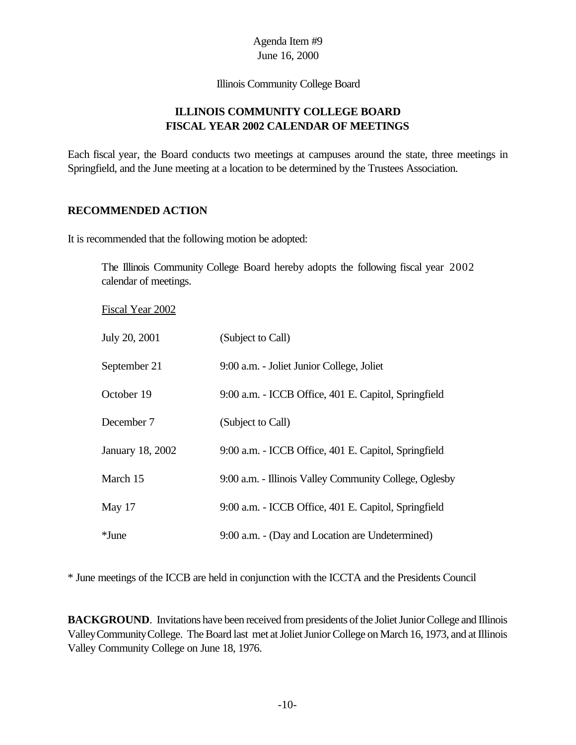Agenda Item #9
June 16, 2000

Illinois Community College Board

## ILLINOIS COMMUNITY COLLEGE BOARD
## FISCAL YEAR 2002 CALENDAR OF MEETINGS

Each fiscal year, the Board conducts two meetings at campuses around the state, three meetings in Springfield, and the June meeting at a location to be determined by the Trustees Association.

### RECOMMENDED ACTION

It is recommended that the following motion be adopted:

> The Illinois Community College Board hereby adopts the following fiscal year 2002 calendar of meetings.
>
> Fiscal Year 2002

| | |
|---|---|
| July 20, 2001 | (Subject to Call) |
| September 21 | 9:00 a.m. - Joliet Junior College, Joliet |
| October 19 | 9:00 a.m. - ICCB Office, 401 E. Capitol, Springfield |
| December 7 | (Subject to Call) |
| January 18, 2002 | 9:00 a.m. - ICCB Office, 401 E. Capitol, Springfield |
| March 15 | 9:00 a.m. - Illinois Valley Community College, Oglesby |
| May 17 | 9:00 a.m. - ICCB Office, 401 E. Capitol, Springfield |
| *June | 9:00 a.m. - (Day and Location are Undetermined) |

* June meetings of the ICCB are held in conjunction with the ICCTA and the Presidents Council

**BACKGROUND**. Invitations have been received from presidents of the Joliet Junior College and Illinois Valley Community College. The Board last met at Joliet Junior College on March 16, 1973, and at Illinois Valley Community College on June 18, 1976.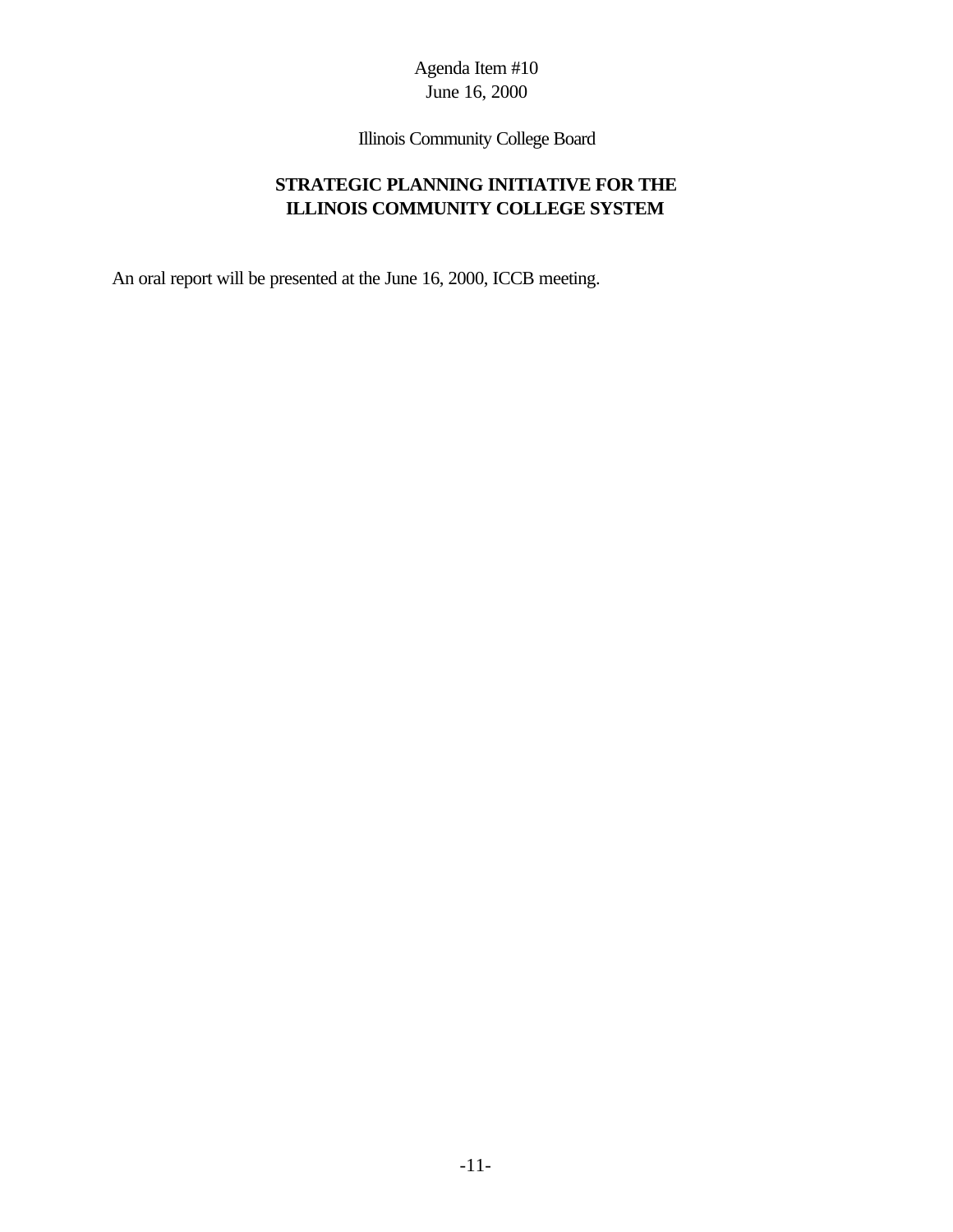Agenda Item #10
June 16, 2000

Illinois Community College Board

# STRATEGIC PLANNING INITIATIVE FOR THE ILLINOIS COMMUNITY COLLEGE SYSTEM

An oral report will be presented at the June 16, 2000, ICCB meeting.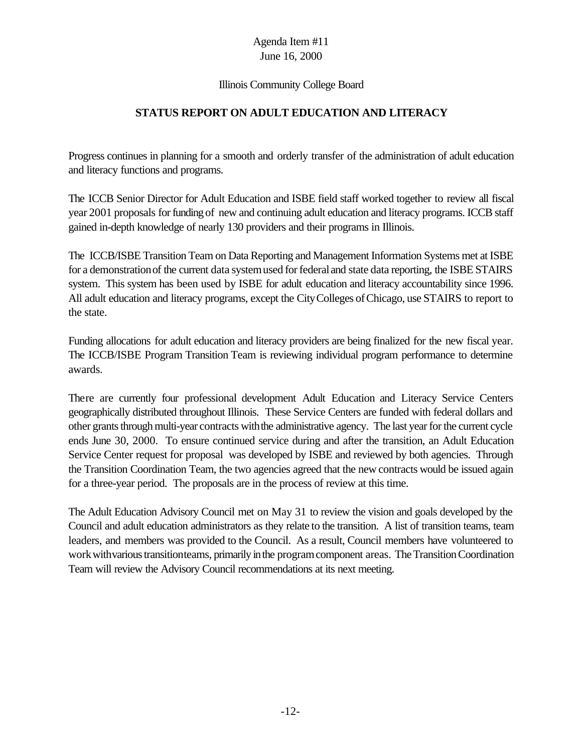Agenda Item #11
June 16, 2000

Illinois Community College Board

## STATUS REPORT ON ADULT EDUCATION AND LITERACY

Progress continues in planning for a smooth and orderly transfer of the administration of adult education and literacy functions and programs.

The ICCB Senior Director for Adult Education and ISBE field staff worked together to review all fiscal year 2001 proposals for funding of new and continuing adult education and literacy programs. ICCB staff gained in-depth knowledge of nearly 130 providers and their programs in Illinois.

The ICCB/ISBE Transition Team on Data Reporting and Management Information Systems met at ISBE for a demonstration of the current data system used for federal and state data reporting, the ISBE STAIRS system. This system has been used by ISBE for adult education and literacy accountability since 1996. All adult education and literacy programs, except the City Colleges of Chicago, use STAIRS to report to the state.

Funding allocations for adult education and literacy providers are being finalized for the new fiscal year. The ICCB/ISBE Program Transition Team is reviewing individual program performance to determine awards.

There are currently four professional development Adult Education and Literacy Service Centers geographically distributed throughout Illinois. These Service Centers are funded with federal dollars and other grants through multi-year contracts with the administrative agency. The last year for the current cycle ends June 30, 2000. To ensure continued service during and after the transition, an Adult Education Service Center request for proposal was developed by ISBE and reviewed by both agencies. Through the Transition Coordination Team, the two agencies agreed that the new contracts would be issued again for a three-year period. The proposals are in the process of review at this time.

The Adult Education Advisory Council met on May 31 to review the vision and goals developed by the Council and adult education administrators as they relate to the transition. A list of transition teams, team leaders, and members was provided to the Council. As a result, Council members have volunteered to work with various transition teams, primarily in the program component areas. The Transition Coordination Team will review the Advisory Council recommendations at its next meeting.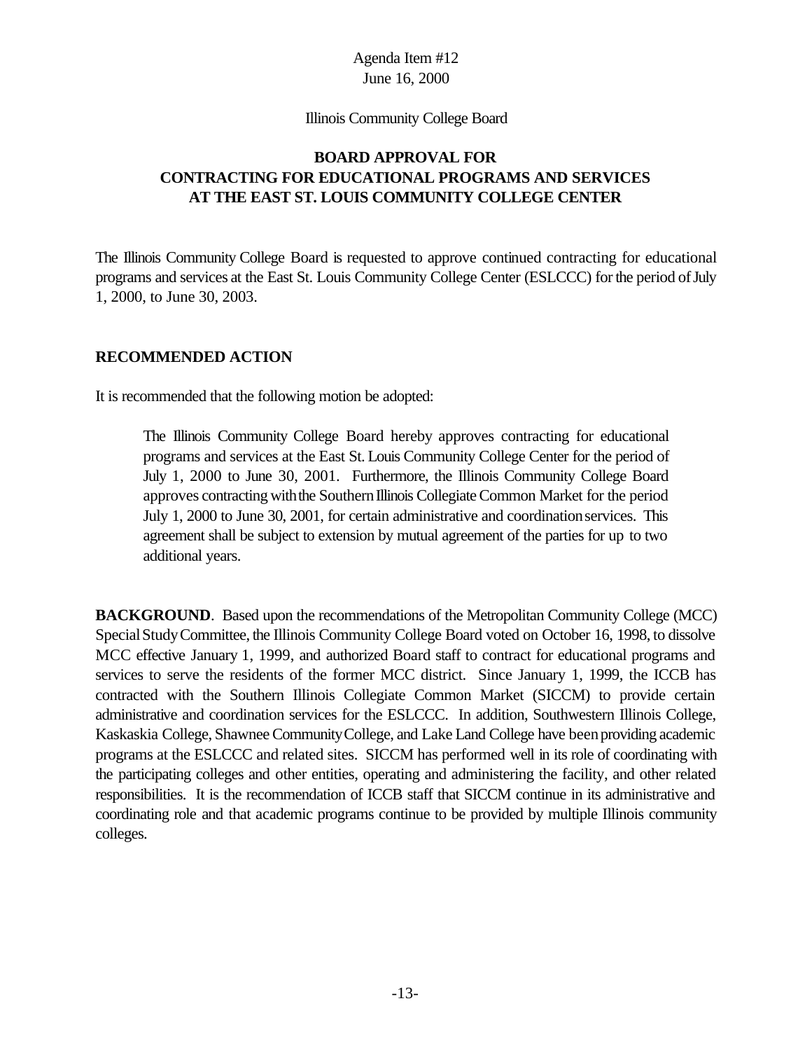Agenda Item #12
June 16, 2000

Illinois Community College Board

# BOARD APPROVAL FOR CONTRACTING FOR EDUCATIONAL PROGRAMS AND SERVICES AT THE EAST ST. LOUIS COMMUNITY COLLEGE CENTER

The Illinois Community College Board is requested to approve continued contracting for educational programs and services at the East St. Louis Community College Center (ESLCCC) for the period of July 1, 2000, to June 30, 2003.

## RECOMMENDED ACTION

It is recommended that the following motion be adopted:

> The Illinois Community College Board hereby approves contracting for educational programs and services at the East St. Louis Community College Center for the period of July 1, 2000 to June 30, 2001. Furthermore, the Illinois Community College Board approves contracting with the Southern Illinois Collegiate Common Market for the period July 1, 2000 to June 30, 2001, for certain administrative and coordination services. This agreement shall be subject to extension by mutual agreement of the parties for up to two additional years.

**BACKGROUND**. Based upon the recommendations of the Metropolitan Community College (MCC) Special Study Committee, the Illinois Community College Board voted on October 16, 1998, to dissolve MCC effective January 1, 1999, and authorized Board staff to contract for educational programs and services to serve the residents of the former MCC district. Since January 1, 1999, the ICCB has contracted with the Southern Illinois Collegiate Common Market (SICCM) to provide certain administrative and coordination services for the ESLCCC. In addition, Southwestern Illinois College, Kaskaskia College, Shawnee Community College, and Lake Land College have been providing academic programs at the ESLCCC and related sites. SICCM has performed well in its role of coordinating with the participating colleges and other entities, operating and administering the facility, and other related responsibilities. It is the recommendation of ICCB staff that SICCM continue in its administrative and coordinating role and that academic programs continue to be provided by multiple Illinois community colleges.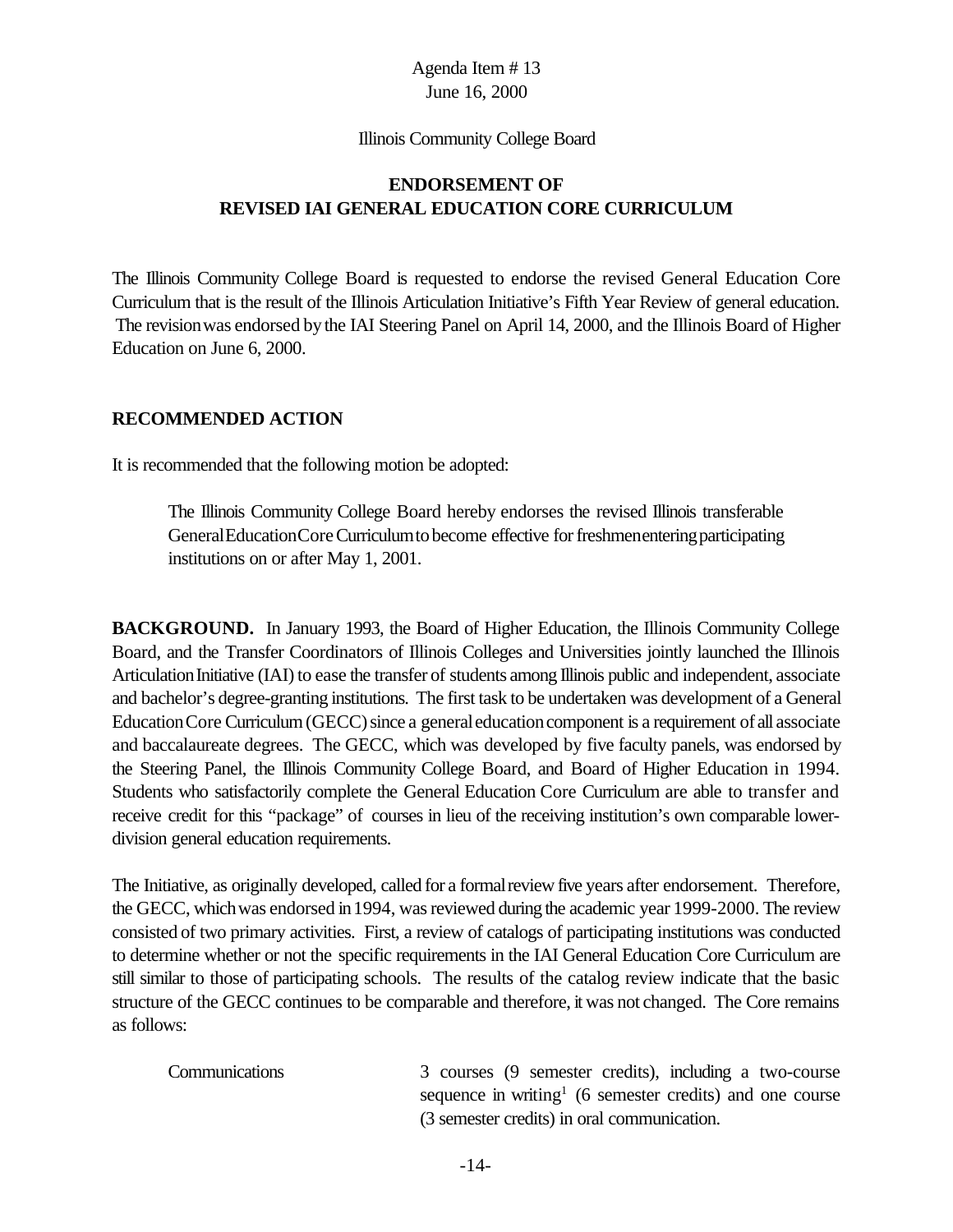Agenda Item # 13
June 16, 2000

Illinois Community College Board

## ENDORSEMENT OF REVISED IAI GENERAL EDUCATION CORE CURRICULUM

The Illinois Community College Board is requested to endorse the revised General Education Core Curriculum that is the result of the Illinois Articulation Initiative's Fifth Year Review of general education. The revision was endorsed by the IAI Steering Panel on April 14, 2000, and the Illinois Board of Higher Education on June 6, 2000.

### RECOMMENDED ACTION

It is recommended that the following motion be adopted:

> The Illinois Community College Board hereby endorses the revised Illinois transferable General Education Core Curriculum to become effective for freshmen entering participating institutions on or after May 1, 2001.

**BACKGROUND.** In January 1993, the Board of Higher Education, the Illinois Community College Board, and the Transfer Coordinators of Illinois Colleges and Universities jointly launched the Illinois Articulation Initiative (IAI) to ease the transfer of students among Illinois public and independent, associate and bachelor's degree-granting institutions. The first task to be undertaken was development of a General Education Core Curriculum (GECC) since a general education component is a requirement of all associate and baccalaureate degrees. The GECC, which was developed by five faculty panels, was endorsed by the Steering Panel, the Illinois Community College Board, and Board of Higher Education in 1994. Students who satisfactorily complete the General Education Core Curriculum are able to transfer and receive credit for this "package" of courses in lieu of the receiving institution's own comparable lower-division general education requirements.

The Initiative, as originally developed, called for a formal review five years after endorsement. Therefore, the GECC, which was endorsed in 1994, was reviewed during the academic year 1999-2000. The review consisted of two primary activities. First, a review of catalogs of participating institutions was conducted to determine whether or not the specific requirements in the IAI General Education Core Curriculum are still similar to those of participating schools. The results of the catalog review indicate that the basic structure of the GECC continues to be comparable and therefore, it was not changed. The Core remains as follows:

| | |
|---|---|
| Communications | 3 courses (9 semester credits), including a two-course sequence in writing[1] (6 semester credits) and one course (3 semester credits) in oral communication. |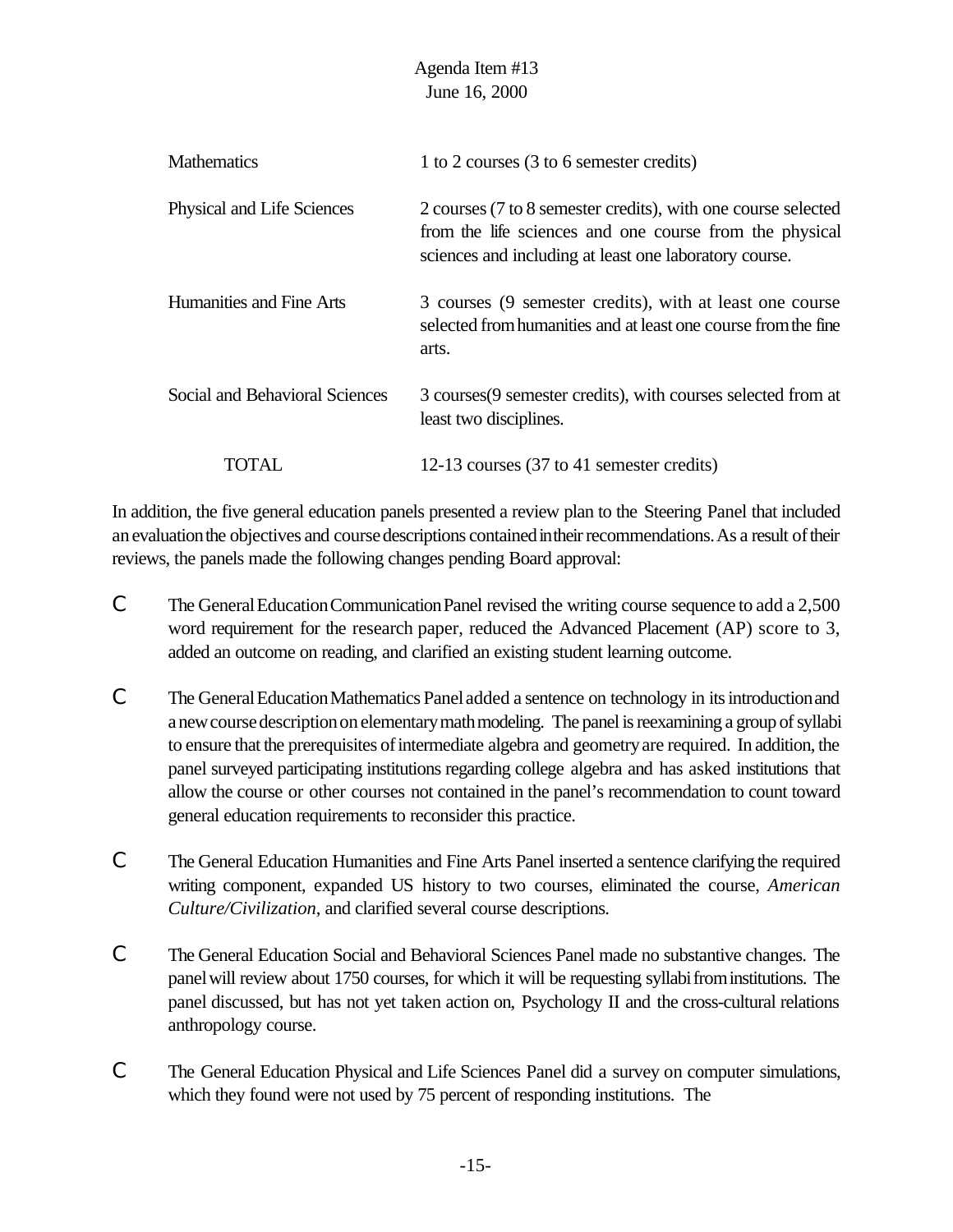| | |
|---|---|
| Mathematics | 1 to 2 courses (3 to 6 semester credits) |
| Physical and Life Sciences | 2 courses (7 to 8 semester credits), with one course selected from the life sciences and one course from the physical sciences and including at least one laboratory course. |
| Humanities and Fine Arts | 3 courses (9 semester credits), with at least one course selected from humanities and at least one course from the fine arts. |
| Social and Behavioral Sciences | 3 courses(9 semester credits), with courses selected from at least two disciplines. |
| TOTAL | 12-13 courses (37 to 41 semester credits) |

In addition, the five general education panels presented a review plan to the Steering Panel that included an evaluation the objectives and course descriptions contained in their recommendations. As a result of their reviews, the panels made the following changes pending Board approval:

- The General Education Communication Panel revised the writing course sequence to add a 2,500 word requirement for the research paper, reduced the Advanced Placement (AP) score to 3, added an outcome on reading, and clarified an existing student learning outcome.

- The General Education Mathematics Panel added a sentence on technology in its introduction and a new course description on elementary math modeling. The panel is reexamining a group of syllabi to ensure that the prerequisites of intermediate algebra and geometry are required. In addition, the panel surveyed participating institutions regarding college algebra and has asked institutions that allow the course or other courses not contained in the panel's recommendation to count toward general education requirements to reconsider this practice.

- The General Education Humanities and Fine Arts Panel inserted a sentence clarifying the required writing component, expanded US history to two courses, eliminated the course, *American Culture/Civilization*, and clarified several course descriptions.

- The General Education Social and Behavioral Sciences Panel made no substantive changes. The panel will review about 1750 courses, for which it will be requesting syllabi from institutions. The panel discussed, but has not yet taken action on, Psychology II and the cross-cultural relations anthropology course.

- The General Education Physical and Life Sciences Panel did a survey on computer simulations, which they found were not used by 75 percent of responding institutions. The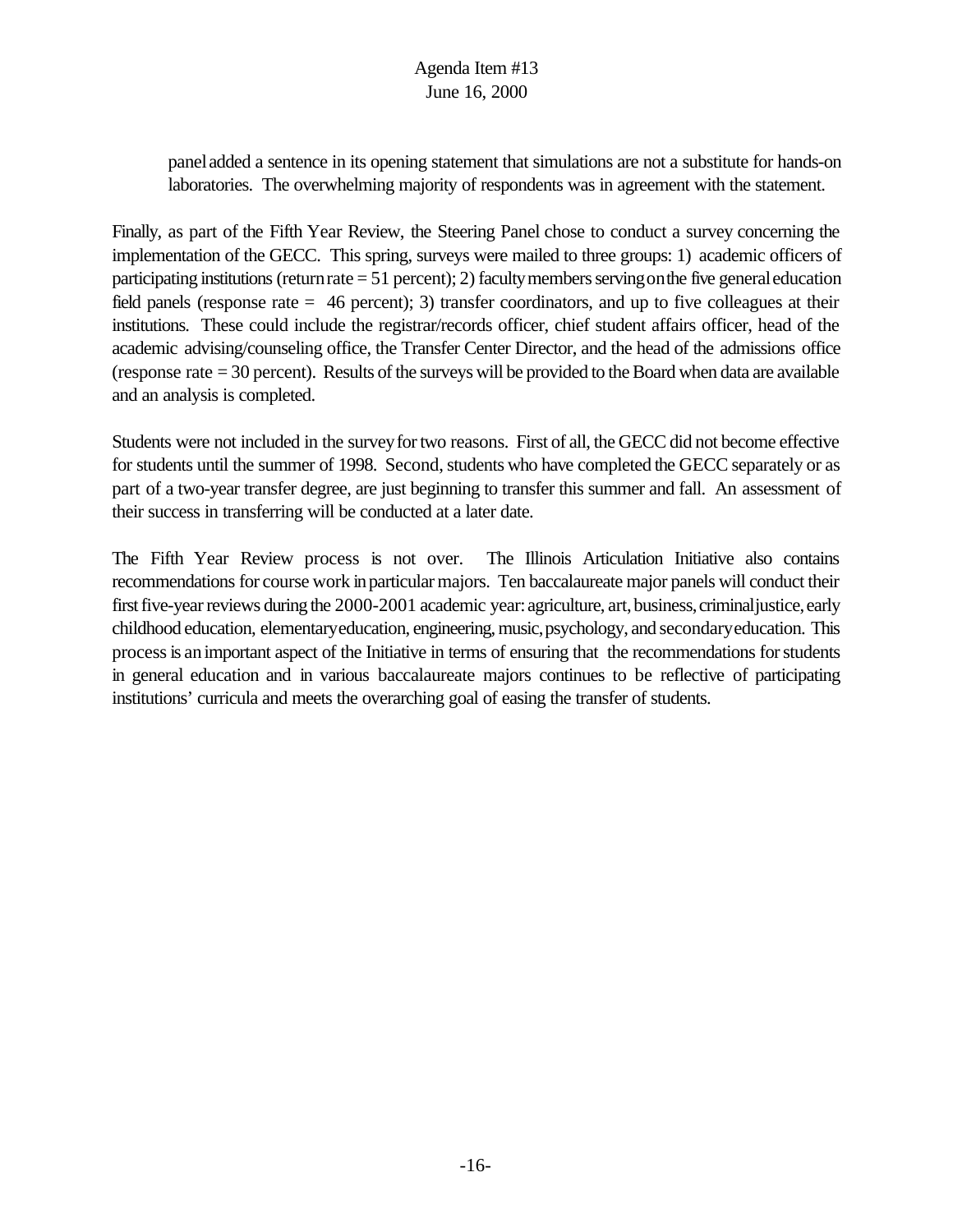panel added a sentence in its opening statement that simulations are not a substitute for hands-on laboratories. The overwhelming majority of respondents was in agreement with the statement.

Finally, as part of the Fifth Year Review, the Steering Panel chose to conduct a survey concerning the implementation of the GECC. This spring, surveys were mailed to three groups: 1) academic officers of participating institutions (return rate = 51 percent); 2) faculty members serving on the five general education field panels (response rate = 46 percent); 3) transfer coordinators, and up to five colleagues at their institutions. These could include the registrar/records officer, chief student affairs officer, head of the academic advising/counseling office, the Transfer Center Director, and the head of the admissions office (response rate = 30 percent). Results of the surveys will be provided to the Board when data are available and an analysis is completed.

Students were not included in the survey for two reasons. First of all, the GECC did not become effective for students until the summer of 1998. Second, students who have completed the GECC separately or as part of a two-year transfer degree, are just beginning to transfer this summer and fall. An assessment of their success in transferring will be conducted at a later date.

The Fifth Year Review process is not over. The Illinois Articulation Initiative also contains recommendations for course work in particular majors. Ten baccalaureate major panels will conduct their first five-year reviews during the 2000-2001 academic year: agriculture, art, business, criminal justice, early childhood education, elementary education, engineering, music, psychology, and secondary education. This process is an important aspect of the Initiative in terms of ensuring that the recommendations for students in general education and in various baccalaureate majors continues to be reflective of participating institutions' curricula and meets the overarching goal of easing the transfer of students.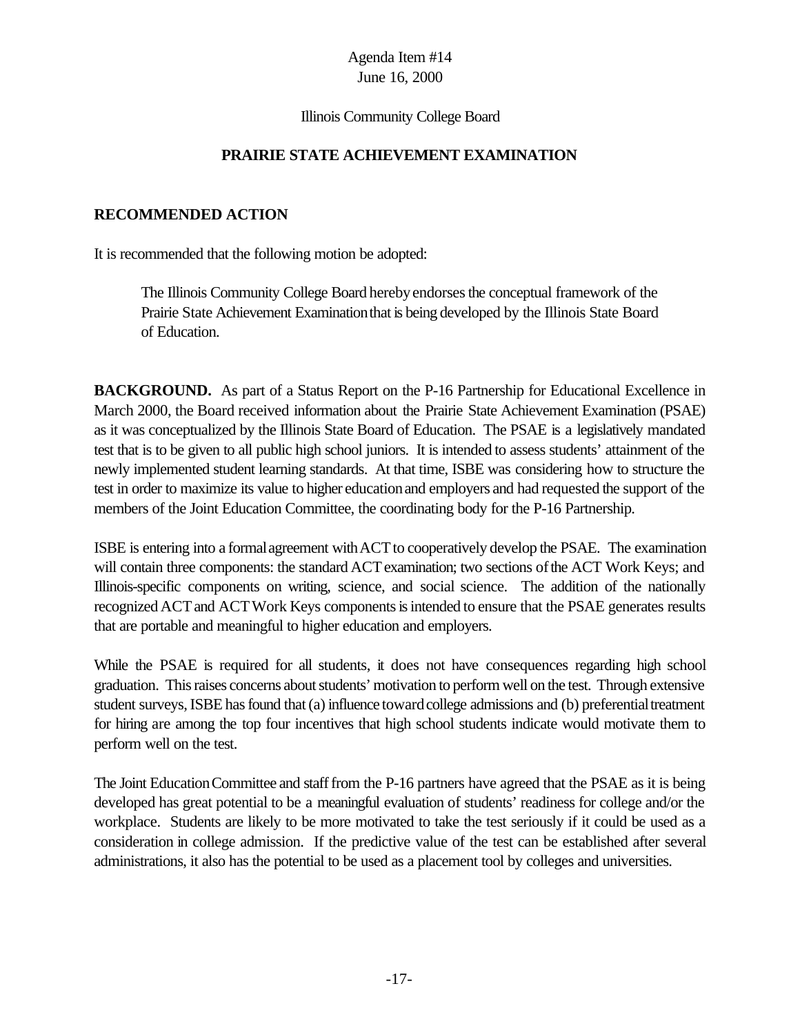Agenda Item #14
June 16, 2000

Illinois Community College Board

**PRAIRIE STATE ACHIEVEMENT EXAMINATION**

**RECOMMENDED ACTION**

It is recommended that the following motion be adopted:

> The Illinois Community College Board hereby endorses the conceptual framework of the Prairie State Achievement Examination that is being developed by the Illinois State Board of Education.

**BACKGROUND.** As part of a Status Report on the P-16 Partnership for Educational Excellence in March 2000, the Board received information about the Prairie State Achievement Examination (PSAE) as it was conceptualized by the Illinois State Board of Education. The PSAE is a legislatively mandated test that is to be given to all public high school juniors. It is intended to assess students' attainment of the newly implemented student learning standards. At that time, ISBE was considering how to structure the test in order to maximize its value to higher education and employers and had requested the support of the members of the Joint Education Committee, the coordinating body for the P-16 Partnership.

ISBE is entering into a formal agreement with ACT to cooperatively develop the PSAE. The examination will contain three components: the standard ACT examination; two sections of the ACT Work Keys; and Illinois-specific components on writing, science, and social science. The addition of the nationally recognized ACT and ACT Work Keys components is intended to ensure that the PSAE generates results that are portable and meaningful to higher education and employers.

While the PSAE is required for all students, it does not have consequences regarding high school graduation. This raises concerns about students' motivation to perform well on the test. Through extensive student surveys, ISBE has found that (a) influence toward college admissions and (b) preferential treatment for hiring are among the top four incentives that high school students indicate would motivate them to perform well on the test.

The Joint Education Committee and staff from the P-16 partners have agreed that the PSAE as it is being developed has great potential to be a meaningful evaluation of students' readiness for college and/or the workplace. Students are likely to be more motivated to take the test seriously if it could be used as a consideration in college admission. If the predictive value of the test can be established after several administrations, it also has the potential to be used as a placement tool by colleges and universities.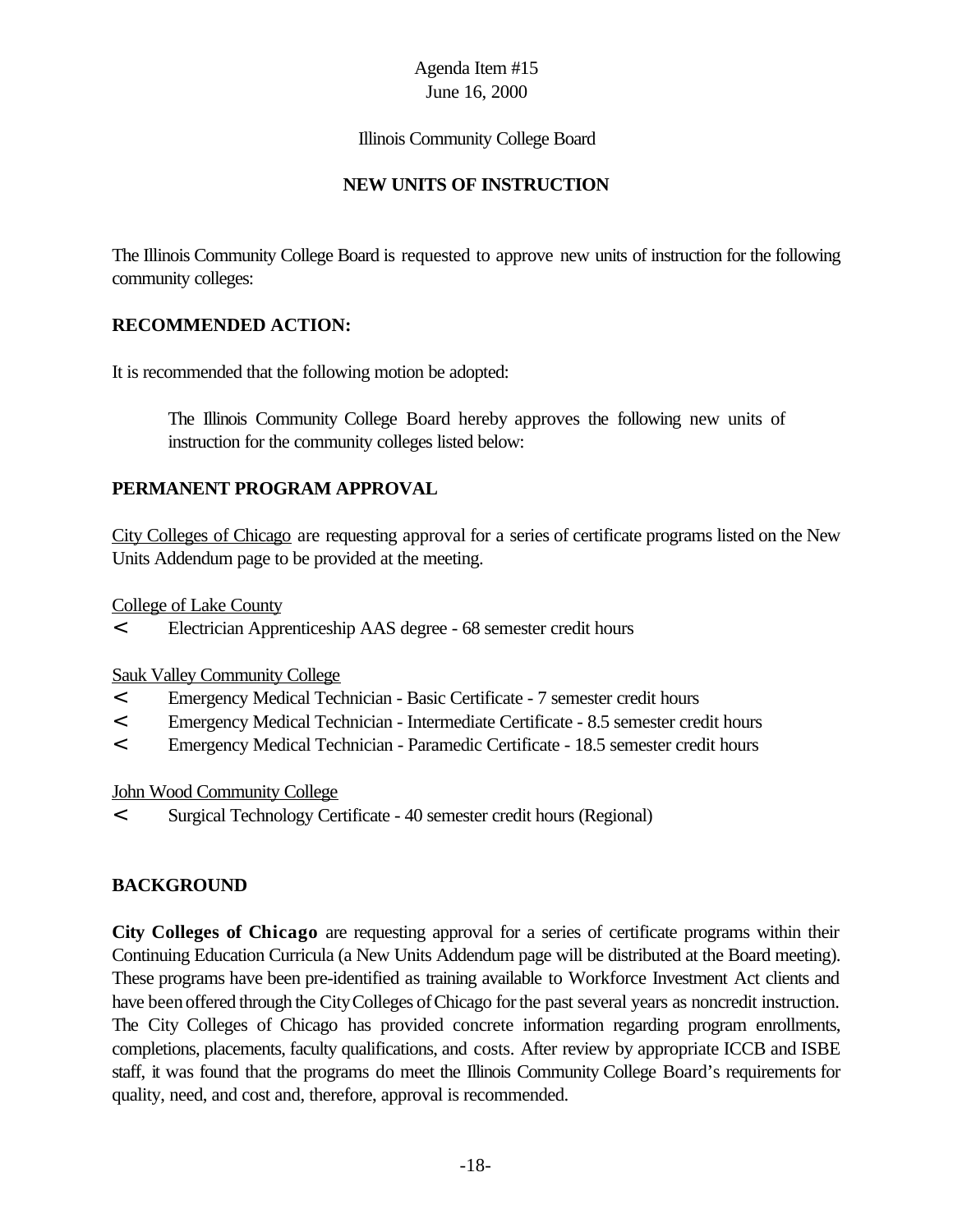Agenda Item #15
June 16, 2000

Illinois Community College Board

## NEW UNITS OF INSTRUCTION

The Illinois Community College Board is requested to approve new units of instruction for the following community colleges:

**RECOMMENDED ACTION:**

It is recommended that the following motion be adopted:

> The Illinois Community College Board hereby approves the following new units of instruction for the community colleges listed below:

**PERMANENT PROGRAM APPROVAL**

City Colleges of Chicago are requesting approval for a series of certificate programs listed on the New Units Addendum page to be provided at the meeting.

College of Lake County

- Electrician Apprenticeship AAS degree - 68 semester credit hours

Sauk Valley Community College

- Emergency Medical Technician - Basic Certificate - 7 semester credit hours
- Emergency Medical Technician - Intermediate Certificate - 8.5 semester credit hours
- Emergency Medical Technician - Paramedic Certificate - 18.5 semester credit hours

John Wood Community College

- Surgical Technology Certificate - 40 semester credit hours (Regional)

**BACKGROUND**

**City Colleges of Chicago** are requesting approval for a series of certificate programs within their Continuing Education Curricula (a New Units Addendum page will be distributed at the Board meeting). These programs have been pre-identified as training available to Workforce Investment Act clients and have been offered through the City Colleges of Chicago for the past several years as noncredit instruction. The City Colleges of Chicago has provided concrete information regarding program enrollments, completions, placements, faculty qualifications, and costs. After review by appropriate ICCB and ISBE staff, it was found that the programs do meet the Illinois Community College Board's requirements for quality, need, and cost and, therefore, approval is recommended.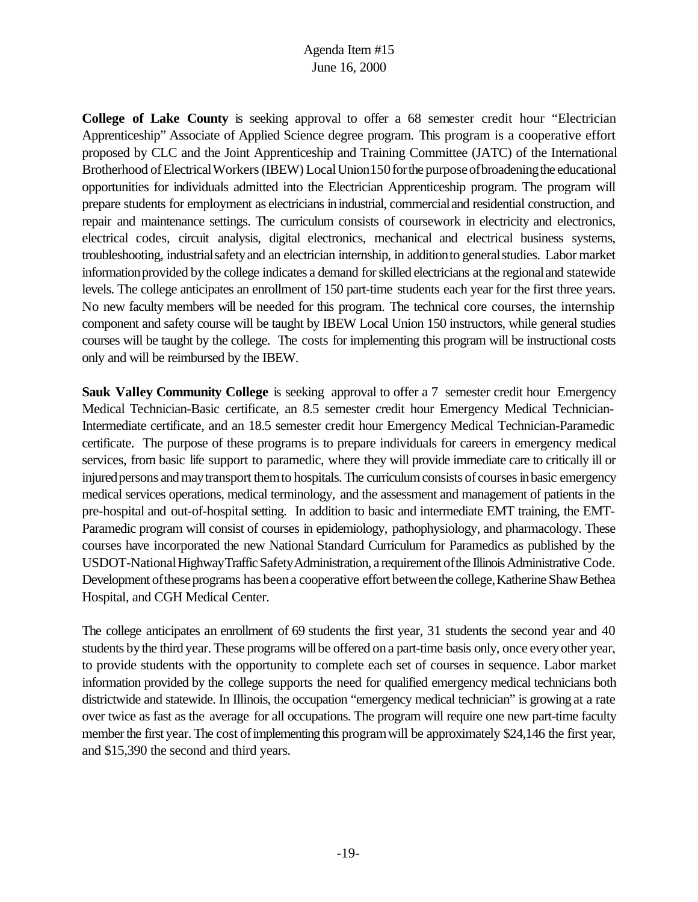**College of Lake County** is seeking approval to offer a 68 semester credit hour "Electrician Apprenticeship" Associate of Applied Science degree program. This program is a cooperative effort proposed by CLC and the Joint Apprenticeship and Training Committee (JATC) of the International Brotherhood of Electrical Workers (IBEW) Local Union 150 for the purpose of broadening the educational opportunities for individuals admitted into the Electrician Apprenticeship program. The program will prepare students for employment as electricians in industrial, commercial and residential construction, and repair and maintenance settings. The curriculum consists of coursework in electricity and electronics, electrical codes, circuit analysis, digital electronics, mechanical and electrical business systems, troubleshooting, industrial safety and an electrician internship, in addition to general studies. Labor market information provided by the college indicates a demand for skilled electricians at the regional and statewide levels. The college anticipates an enrollment of 150 part-time students each year for the first three years. No new faculty members will be needed for this program. The technical core courses, the internship component and safety course will be taught by IBEW Local Union 150 instructors, while general studies courses will be taught by the college. The costs for implementing this program will be instructional costs only and will be reimbursed by the IBEW.

**Sauk Valley Community College** is seeking approval to offer a 7 semester credit hour Emergency Medical Technician-Basic certificate, an 8.5 semester credit hour Emergency Medical Technician-Intermediate certificate, and an 18.5 semester credit hour Emergency Medical Technician-Paramedic certificate. The purpose of these programs is to prepare individuals for careers in emergency medical services, from basic life support to paramedic, where they will provide immediate care to critically ill or injured persons and may transport them to hospitals. The curriculum consists of courses in basic emergency medical services operations, medical terminology, and the assessment and management of patients in the pre-hospital and out-of-hospital setting. In addition to basic and intermediate EMT training, the EMT-Paramedic program will consist of courses in epidemiology, pathophysiology, and pharmacology. These courses have incorporated the new National Standard Curriculum for Paramedics as published by the USDOT-National Highway Traffic Safety Administration, a requirement of the Illinois Administrative Code. Development of these programs has been a cooperative effort between the college, Katherine Shaw Bethea Hospital, and CGH Medical Center.

The college anticipates an enrollment of 69 students the first year, 31 students the second year and 40 students by the third year. These programs will be offered on a part-time basis only, once every other year, to provide students with the opportunity to complete each set of courses in sequence. Labor market information provided by the college supports the need for qualified emergency medical technicians both districtwide and statewide. In Illinois, the occupation "emergency medical technician" is growing at a rate over twice as fast as the average for all occupations. The program will require one new part-time faculty member the first year. The cost of implementing this program will be approximately $24,146 the first year, and $15,390 the second and third years.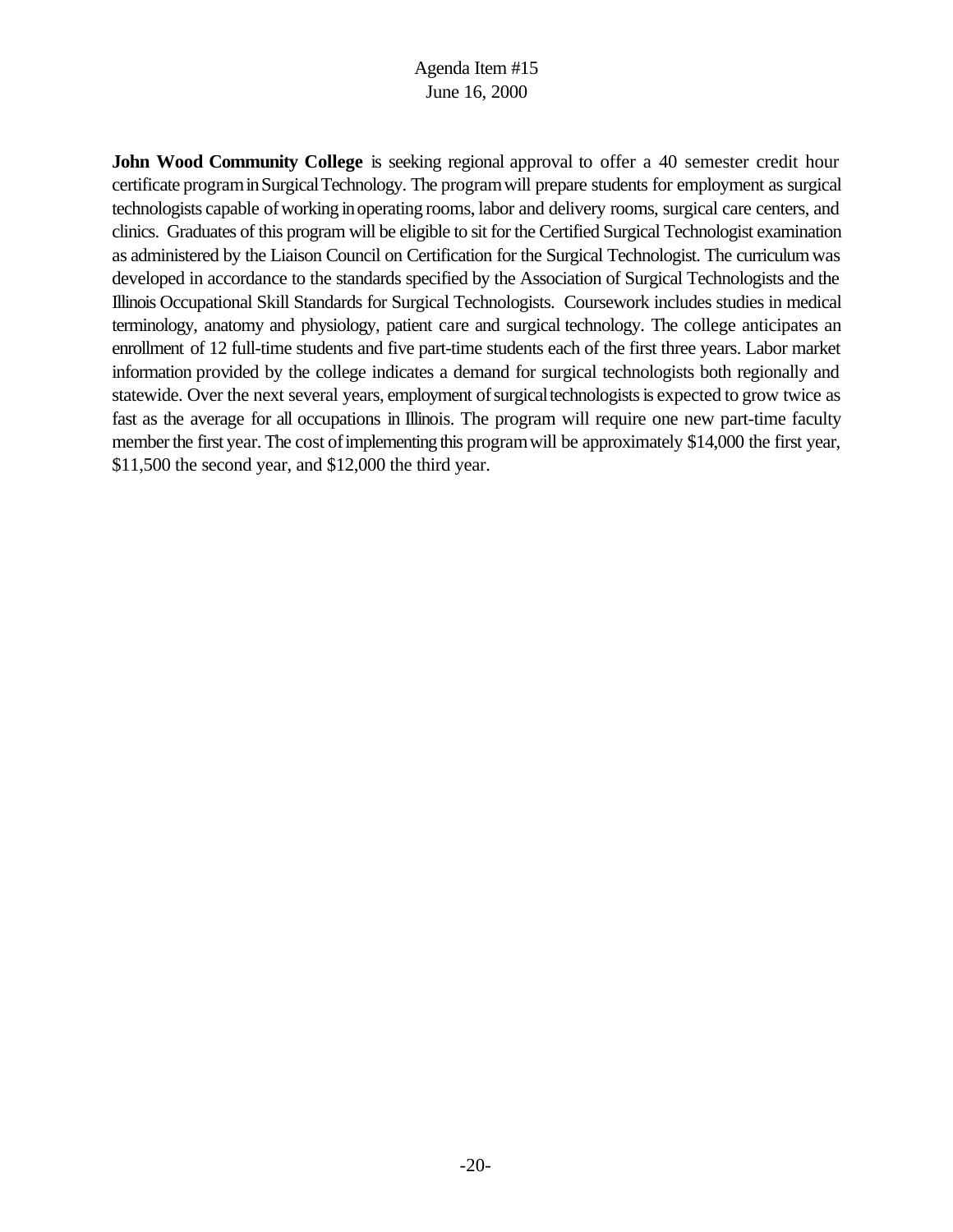**John Wood Community College** is seeking regional approval to offer a 40 semester credit hour certificate program in Surgical Technology. The program will prepare students for employment as surgical technologists capable of working in operating rooms, labor and delivery rooms, surgical care centers, and clinics. Graduates of this program will be eligible to sit for the Certified Surgical Technologist examination as administered by the Liaison Council on Certification for the Surgical Technologist. The curriculum was developed in accordance to the standards specified by the Association of Surgical Technologists and the Illinois Occupational Skill Standards for Surgical Technologists. Coursework includes studies in medical terminology, anatomy and physiology, patient care and surgical technology. The college anticipates an enrollment of 12 full-time students and five part-time students each of the first three years. Labor market information provided by the college indicates a demand for surgical technologists both regionally and statewide. Over the next several years, employment of surgical technologists is expected to grow twice as fast as the average for all occupations in Illinois. The program will require one new part-time faculty member the first year. The cost of implementing this program will be approximately $14,000 the first year, $11,500 the second year, and $12,000 the third year.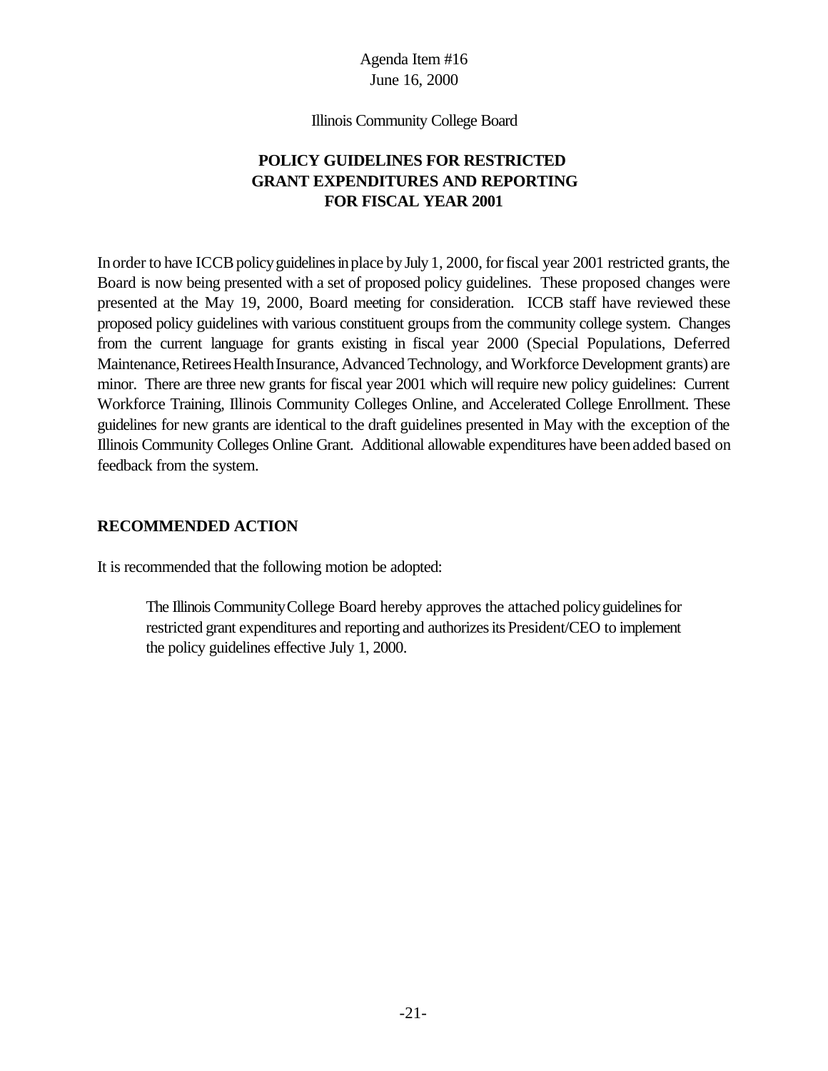Agenda Item #16
June 16, 2000

Illinois Community College Board

**POLICY GUIDELINES FOR RESTRICTED GRANT EXPENDITURES AND REPORTING FOR FISCAL YEAR 2001**

In order to have ICCB policy guidelines in place by July 1, 2000, for fiscal year 2001 restricted grants, the Board is now being presented with a set of proposed policy guidelines. These proposed changes were presented at the May 19, 2000, Board meeting for consideration. ICCB staff have reviewed these proposed policy guidelines with various constituent groups from the community college system. Changes from the current language for grants existing in fiscal year 2000 (Special Populations, Deferred Maintenance, Retirees Health Insurance, Advanced Technology, and Workforce Development grants) are minor. There are three new grants for fiscal year 2001 which will require new policy guidelines: Current Workforce Training, Illinois Community Colleges Online, and Accelerated College Enrollment. These guidelines for new grants are identical to the draft guidelines presented in May with the exception of the Illinois Community Colleges Online Grant. Additional allowable expenditures have been added based on feedback from the system.

**RECOMMENDED ACTION**

It is recommended that the following motion be adopted:

> The Illinois Community College Board hereby approves the attached policy guidelines for restricted grant expenditures and reporting and authorizes its President/CEO to implement the policy guidelines effective July 1, 2000.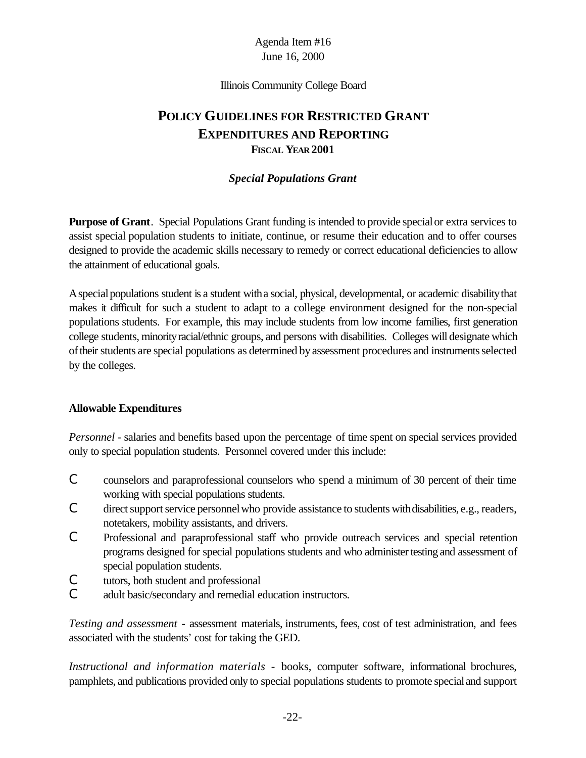Agenda Item #16
June 16, 2000

Illinois Community College Board

# POLICY GUIDELINES FOR RESTRICTED GRANT EXPENDITURES AND REPORTING
## FISCAL YEAR 2001

### *Special Populations Grant*

**Purpose of Grant**. Special Populations Grant funding is intended to provide special or extra services to assist special population students to initiate, continue, or resume their education and to offer courses designed to provide the academic skills necessary to remedy or correct educational deficiencies to allow the attainment of educational goals.

A special populations student is a student with a social, physical, developmental, or academic disability that makes it difficult for such a student to adapt to a college environment designed for the non-special populations students. For example, this may include students from low income families, first generation college students, minority racial/ethnic groups, and persons with disabilities. Colleges will designate which of their students are special populations as determined by assessment procedures and instruments selected by the colleges.

**Allowable Expenditures**

*Personnel* - salaries and benefits based upon the percentage of time spent on special services provided only to special population students. Personnel covered under this include:

- counselors and paraprofessional counselors who spend a minimum of 30 percent of their time working with special populations students.
- direct support service personnel who provide assistance to students with disabilities, e.g., readers, notetakers, mobility assistants, and drivers.
- Professional and paraprofessional staff who provide outreach services and special retention programs designed for special populations students and who administer testing and assessment of special population students.
- tutors, both student and professional
- adult basic/secondary and remedial education instructors.

*Testing and assessment* - assessment materials, instruments, fees, cost of test administration, and fees associated with the students' cost for taking the GED.

*Instructional and information materials* - books, computer software, informational brochures, pamphlets, and publications provided only to special populations students to promote special and support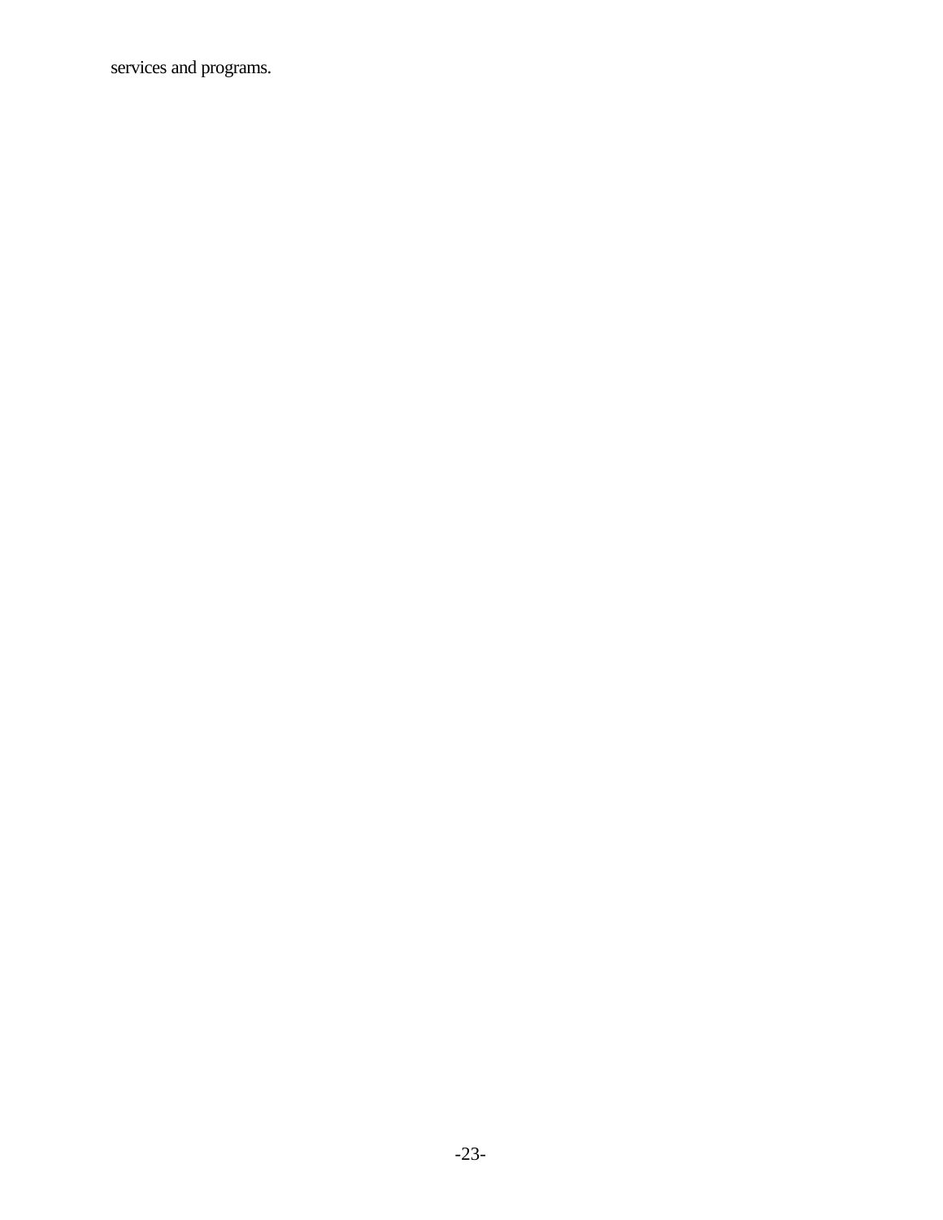services and programs.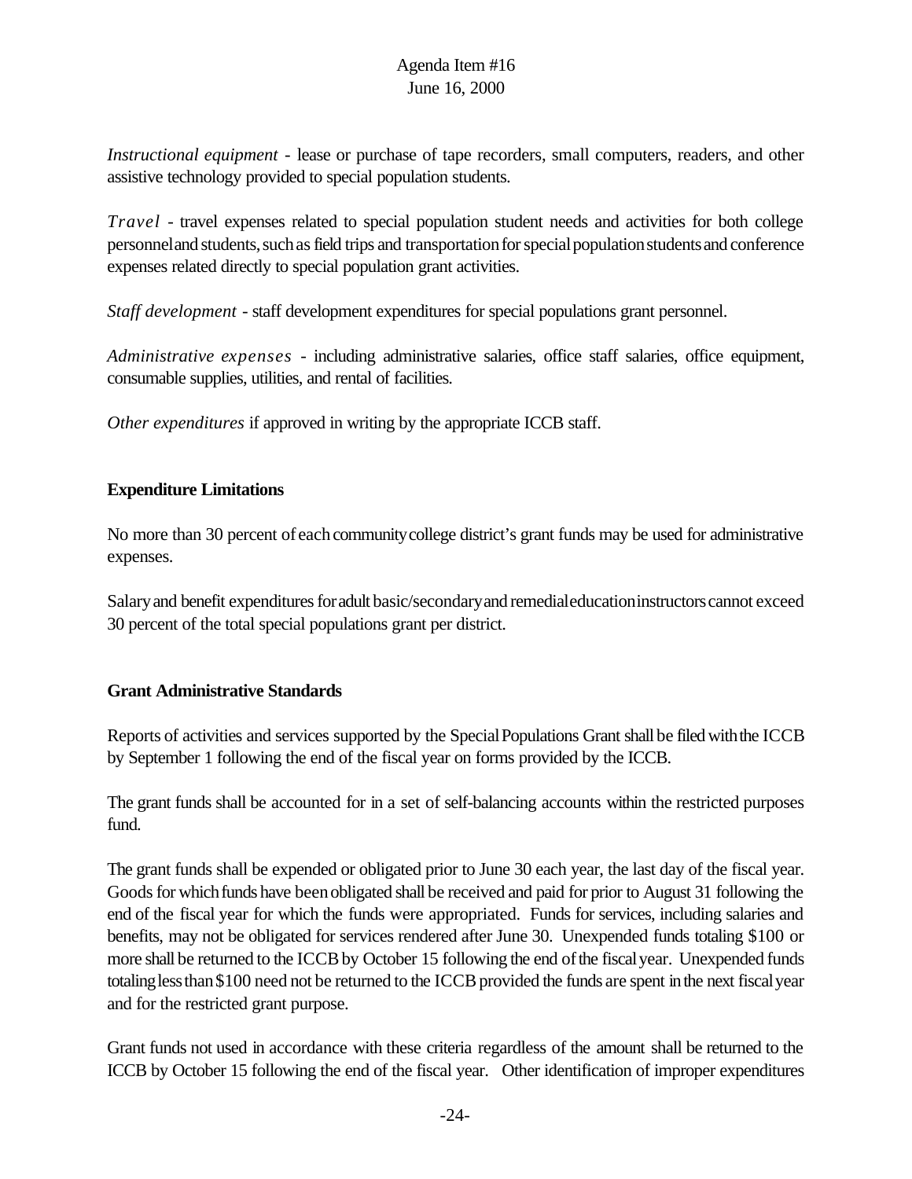*Instructional equipment* - lease or purchase of tape recorders, small computers, readers, and other assistive technology provided to special population students.

*Travel* - travel expenses related to special population student needs and activities for both college personnel and students, such as field trips and transportation for special population students and conference expenses related directly to special population grant activities.

*Staff development* - staff development expenditures for special populations grant personnel.

*Administrative expenses* - including administrative salaries, office staff salaries, office equipment, consumable supplies, utilities, and rental of facilities.

*Other expenditures* if approved in writing by the appropriate ICCB staff.

**Expenditure Limitations**

No more than 30 percent of each community college district's grant funds may be used for administrative expenses.

Salary and benefit expenditures for adult basic/secondary and remedial education instructors cannot exceed 30 percent of the total special populations grant per district.

**Grant Administrative Standards**

Reports of activities and services supported by the Special Populations Grant shall be filed with the ICCB by September 1 following the end of the fiscal year on forms provided by the ICCB.

The grant funds shall be accounted for in a set of self-balancing accounts within the restricted purposes fund.

The grant funds shall be expended or obligated prior to June 30 each year, the last day of the fiscal year. Goods for which funds have been obligated shall be received and paid for prior to August 31 following the end of the fiscal year for which the funds were appropriated. Funds for services, including salaries and benefits, may not be obligated for services rendered after June 30. Unexpended funds totaling $100 or more shall be returned to the ICCB by October 15 following the end of the fiscal year. Unexpended funds totaling less than $100 need not be returned to the ICCB provided the funds are spent in the next fiscal year and for the restricted grant purpose.

Grant funds not used in accordance with these criteria regardless of the amount shall be returned to the ICCB by October 15 following the end of the fiscal year. Other identification of improper expenditures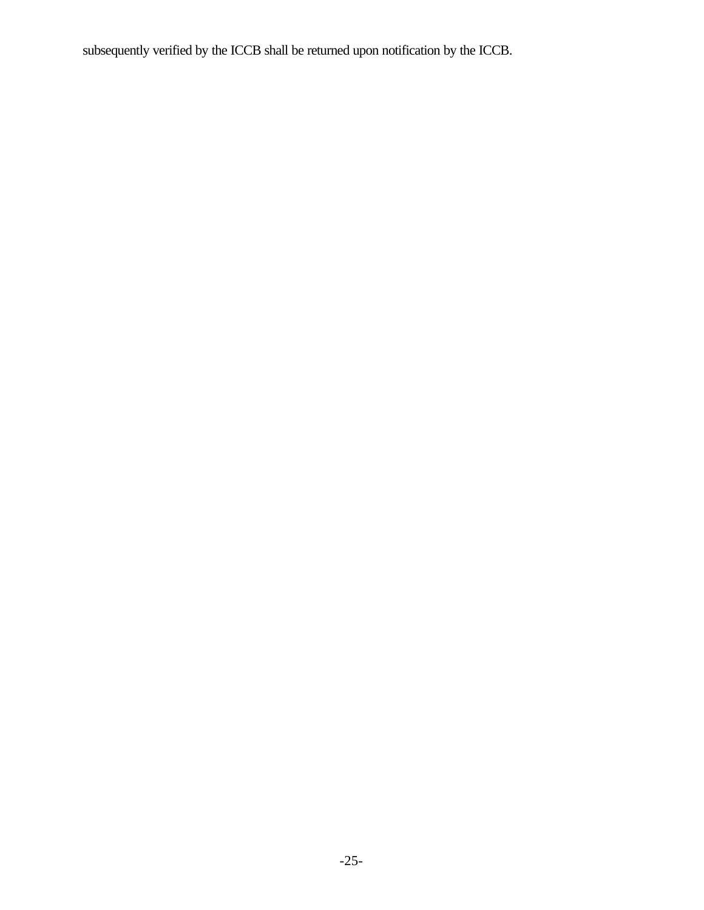subsequently verified by the ICCB shall be returned upon notification by the ICCB.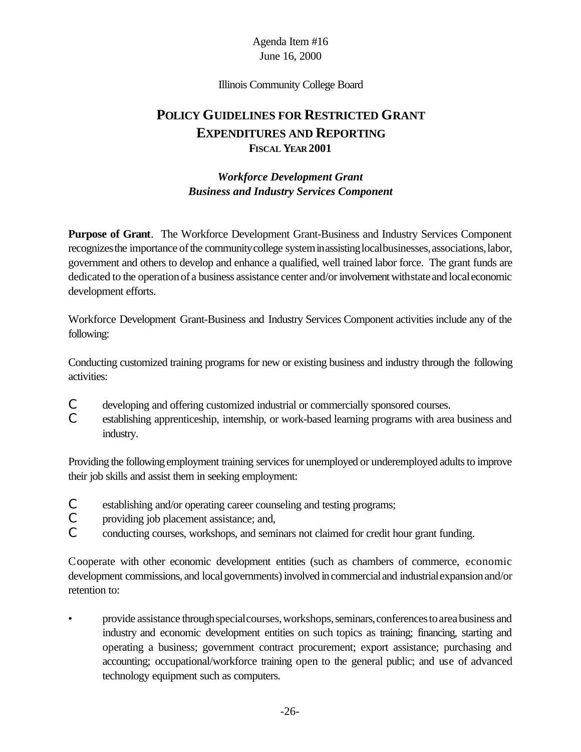Agenda Item #16
June 16, 2000

Illinois Community College Board

# POLICY GUIDELINES FOR RESTRICTED GRANT EXPENDITURES AND REPORTING
## FISCAL YEAR 2001

### *Workforce Development Grant*
### *Business and Industry Services Component*

**Purpose of Grant**. The Workforce Development Grant-Business and Industry Services Component recognizes the importance of the community college system in assisting local businesses, associations, labor, government and others to develop and enhance a qualified, well trained labor force. The grant funds are dedicated to the operation of a business assistance center and/or involvement with state and local economic development efforts.

Workforce Development Grant-Business and Industry Services Component activities include any of the following:

Conducting customized training programs for new or existing business and industry through the following activities:

- developing and offering customized industrial or commercially sponsored courses.
- establishing apprenticeship, internship, or work-based learning programs with area business and industry.

Providing the following employment training services for unemployed or underemployed adults to improve their job skills and assist them in seeking employment:

- establishing and/or operating career counseling and testing programs;
- providing job placement assistance; and,
- conducting courses, workshops, and seminars not claimed for credit hour grant funding.

Cooperate with other economic development entities (such as chambers of commerce, economic development commissions, and local governments) involved in commercial and industrial expansion and/or retention to:

- provide assistance through special courses, workshops, seminars, conferences to area business and industry and economic development entities on such topics as training; financing, starting and operating a business; government contract procurement; export assistance; purchasing and accounting; occupational/workforce training open to the general public; and use of advanced technology equipment such as computers.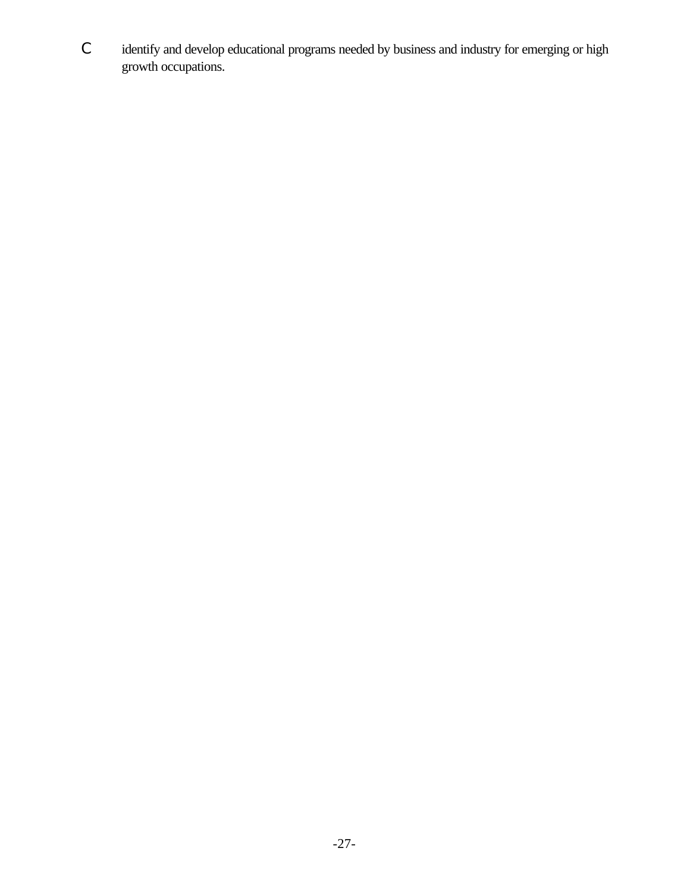- identify and develop educational programs needed by business and industry for emerging or high growth occupations.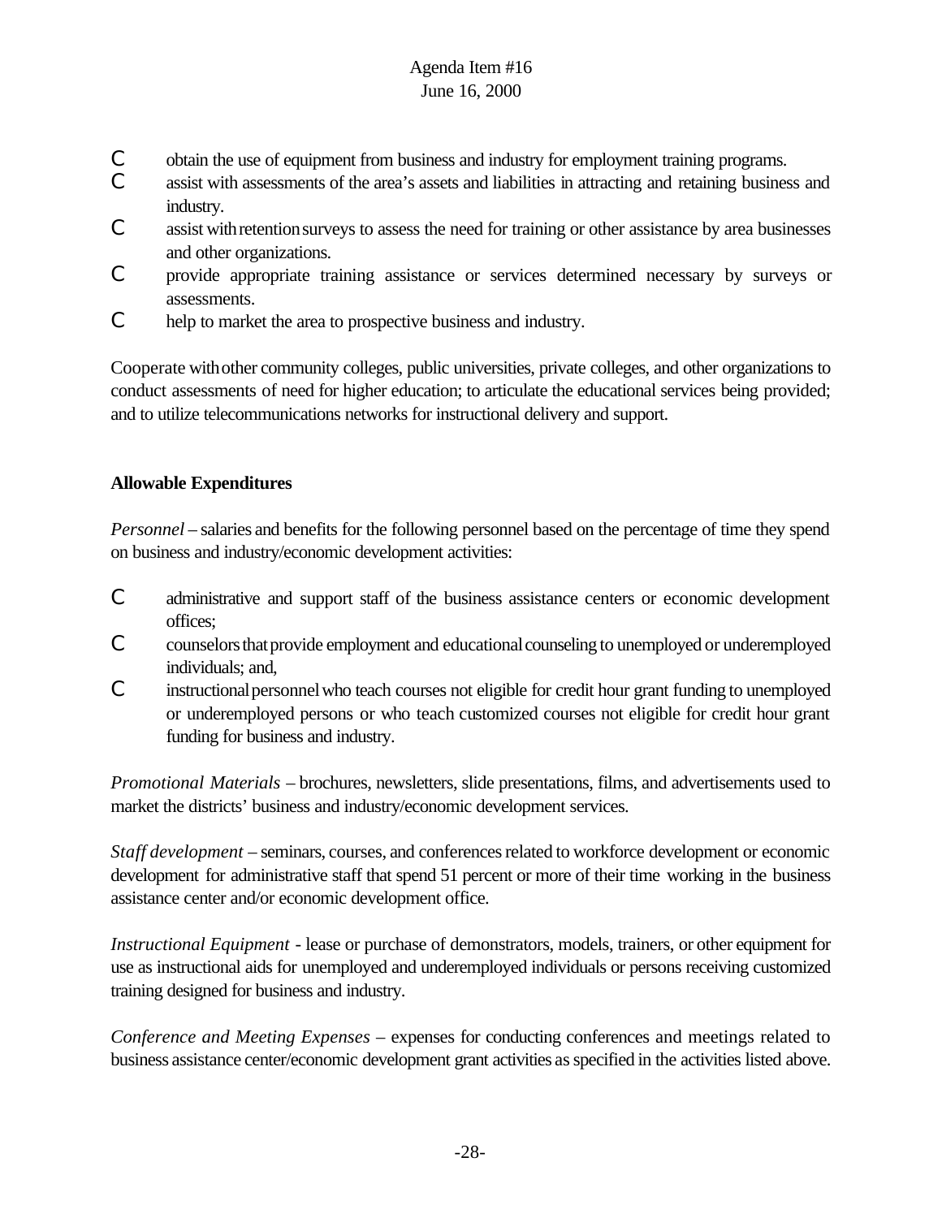- obtain the use of equipment from business and industry for employment training programs.
- assist with assessments of the area's assets and liabilities in attracting and retaining business and industry.
- assist with retention surveys to assess the need for training or other assistance by area businesses and other organizations.
- provide appropriate training assistance or services determined necessary by surveys or assessments.
- help to market the area to prospective business and industry.

Cooperate with other community colleges, public universities, private colleges, and other organizations to conduct assessments of need for higher education; to articulate the educational services being provided; and to utilize telecommunications networks for instructional delivery and support.

**Allowable Expenditures**

*Personnel* – salaries and benefits for the following personnel based on the percentage of time they spend on business and industry/economic development activities:

- administrative and support staff of the business assistance centers or economic development offices;
- counselors that provide employment and educational counseling to unemployed or underemployed individuals; and,
- instructional personnel who teach courses not eligible for credit hour grant funding to unemployed or underemployed persons or who teach customized courses not eligible for credit hour grant funding for business and industry.

*Promotional Materials* – brochures, newsletters, slide presentations, films, and advertisements used to market the districts' business and industry/economic development services.

*Staff development* – seminars, courses, and conferences related to workforce development or economic development for administrative staff that spend 51 percent or more of their time working in the business assistance center and/or economic development office.

*Instructional Equipment* - lease or purchase of demonstrators, models, trainers, or other equipment for use as instructional aids for unemployed and underemployed individuals or persons receiving customized training designed for business and industry.

*Conference and Meeting Expenses* – expenses for conducting conferences and meetings related to business assistance center/economic development grant activities as specified in the activities listed above.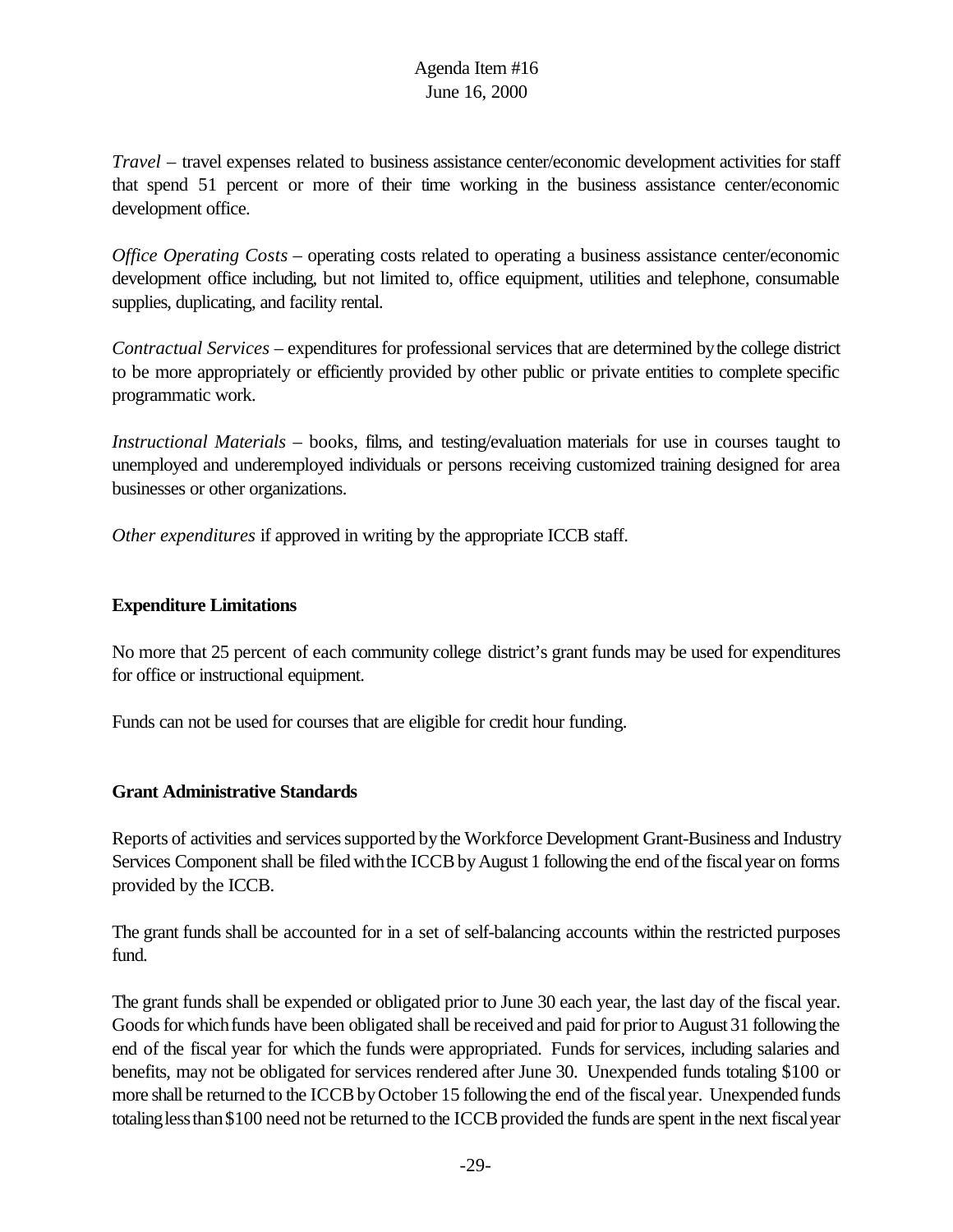*Travel* – travel expenses related to business assistance center/economic development activities for staff that spend 51 percent or more of their time working in the business assistance center/economic development office.

*Office Operating Costs* – operating costs related to operating a business assistance center/economic development office including, but not limited to, office equipment, utilities and telephone, consumable supplies, duplicating, and facility rental.

*Contractual Services* – expenditures for professional services that are determined by the college district to be more appropriately or efficiently provided by other public or private entities to complete specific programmatic work.

*Instructional Materials* – books, films, and testing/evaluation materials for use in courses taught to unemployed and underemployed individuals or persons receiving customized training designed for area businesses or other organizations.

*Other expenditures* if approved in writing by the appropriate ICCB staff.

**Expenditure Limitations**

No more that 25 percent of each community college district's grant funds may be used for expenditures for office or instructional equipment.

Funds can not be used for courses that are eligible for credit hour funding.

**Grant Administrative Standards**

Reports of activities and services supported by the Workforce Development Grant-Business and Industry Services Component shall be filed with the ICCB by August 1 following the end of the fiscal year on forms provided by the ICCB.

The grant funds shall be accounted for in a set of self-balancing accounts within the restricted purposes fund.

The grant funds shall be expended or obligated prior to June 30 each year, the last day of the fiscal year. Goods for which funds have been obligated shall be received and paid for prior to August 31 following the end of the fiscal year for which the funds were appropriated. Funds for services, including salaries and benefits, may not be obligated for services rendered after June 30. Unexpended funds totaling $100 or more shall be returned to the ICCB by October 15 following the end of the fiscal year. Unexpended funds totaling less than $100 need not be returned to the ICCB provided the funds are spent in the next fiscal year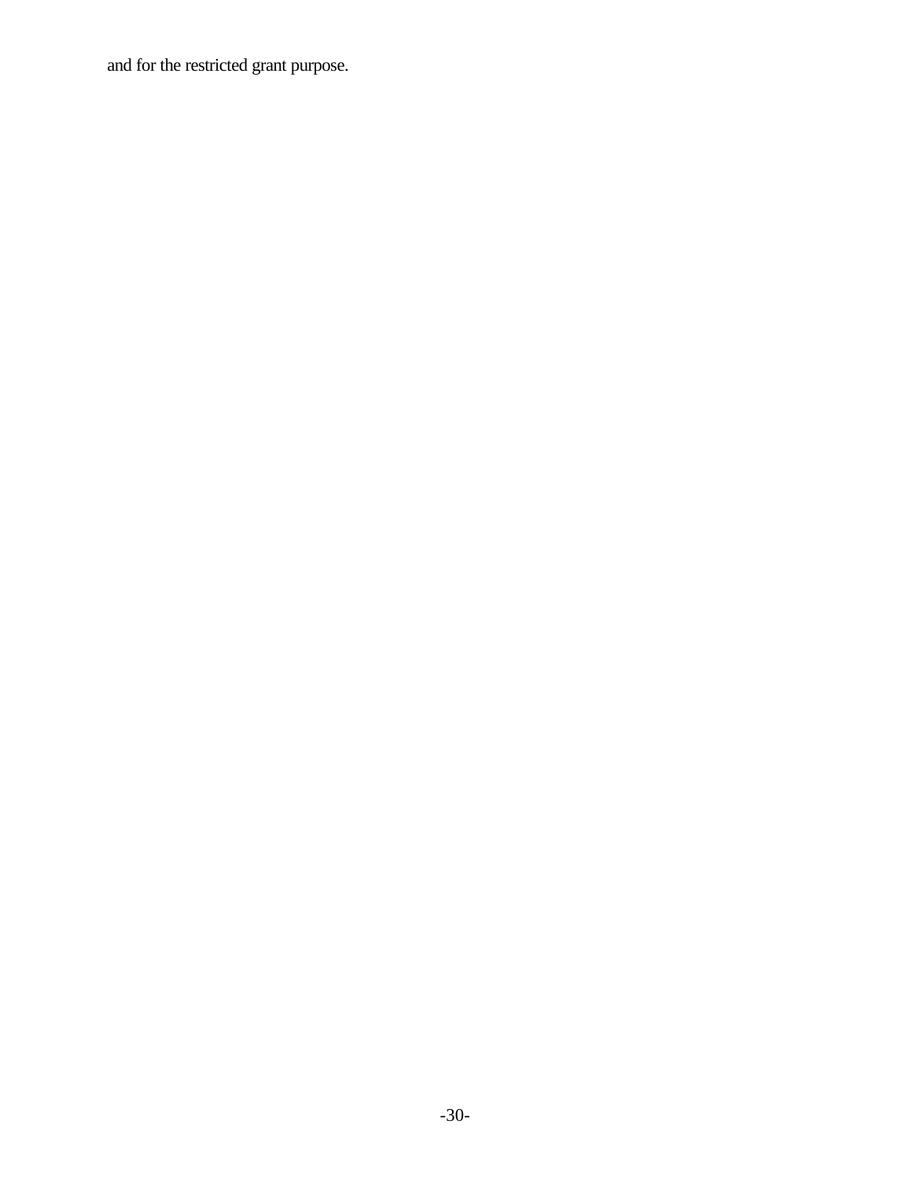and for the restricted grant purpose.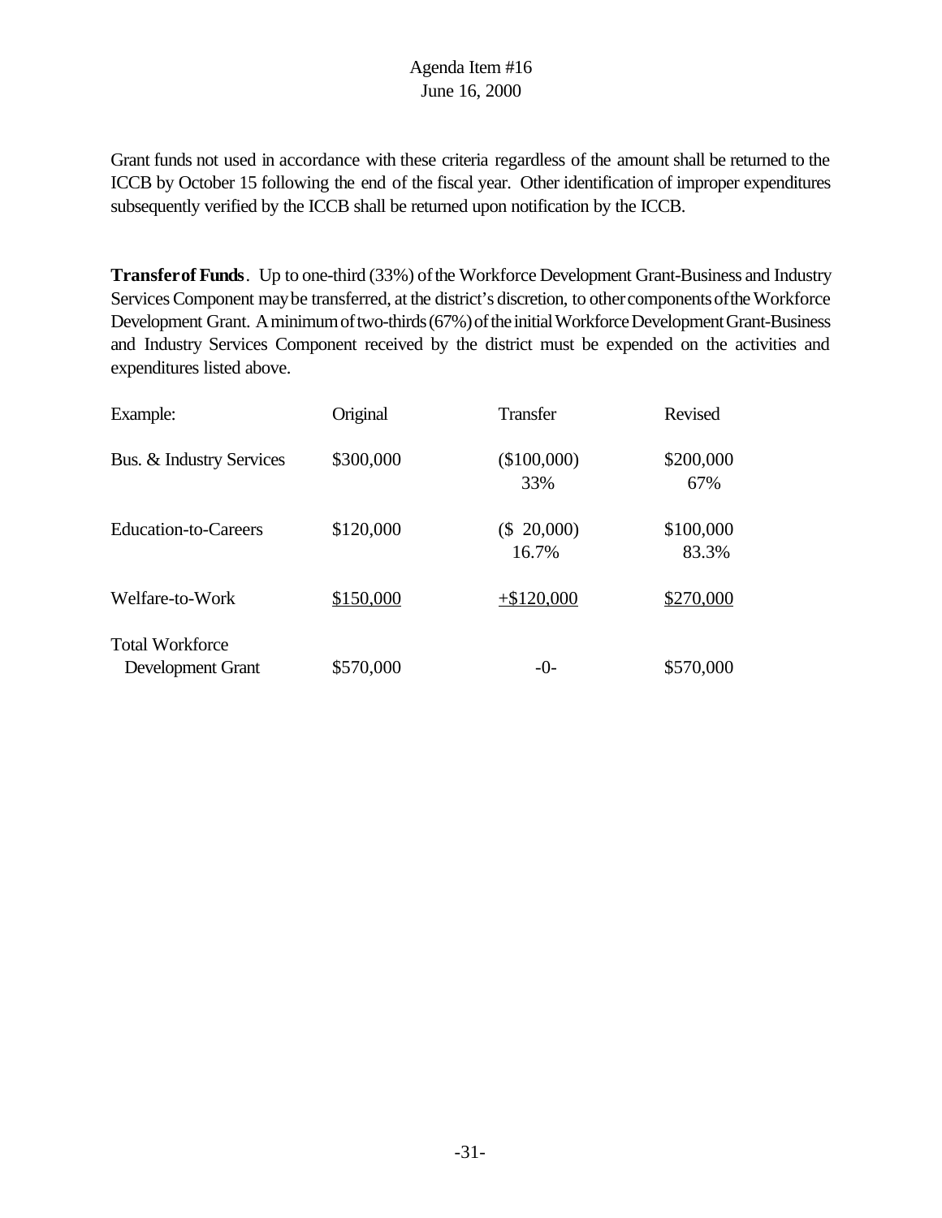Grant funds not used in accordance with these criteria regardless of the amount shall be returned to the ICCB by October 15 following the end of the fiscal year. Other identification of improper expenditures subsequently verified by the ICCB shall be returned upon notification by the ICCB.

**Transfer of Funds**. Up to one-third (33%) of the Workforce Development Grant-Business and Industry Services Component may be transferred, at the district's discretion, to other components of the Workforce Development Grant. A minimum of two-thirds (67%) of the initial Workforce Development Grant-Business and Industry Services Component received by the district must be expended on the activities and expenditures listed above.

| Example: | Original | Transfer | Revised |
|---|---|---|---|
| Bus. & Industry Services | \$300,000 | (\$100,000) 33% | \$200,000 67% |
| Education-to-Careers | \$120,000 | (\$ 20,000) 16.7% | \$100,000 83.3% |
| Welfare-to-Work | \$150,000 | +\$120,000 | \$270,000 |
| Total Workforce Development Grant | \$570,000 | -0- | \$570,000 |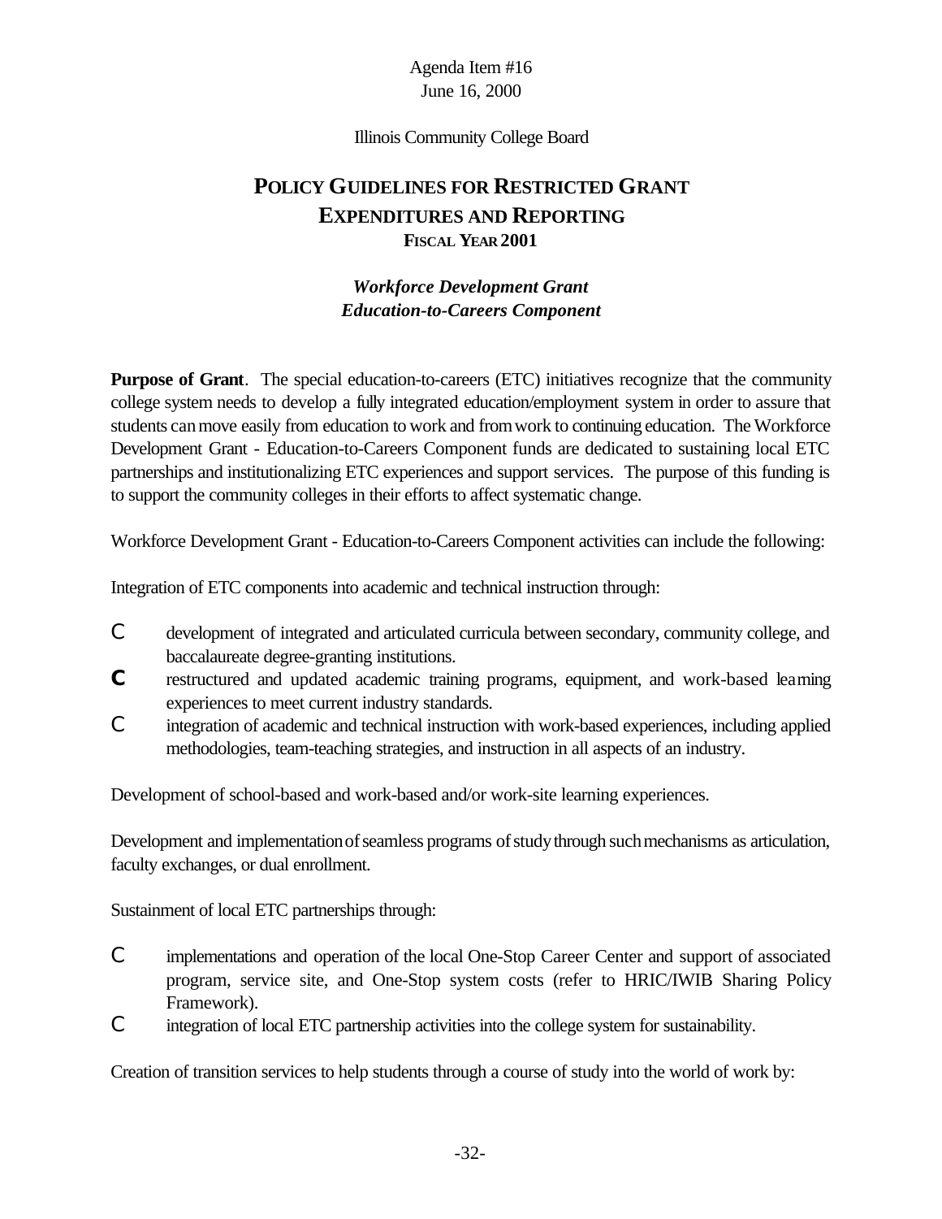Agenda Item #16
June 16, 2000

Illinois Community College Board

# POLICY GUIDELINES FOR RESTRICTED GRANT EXPENDITURES AND REPORTING
## FISCAL YEAR 2001

### *Workforce Development Grant*
### *Education-to-Careers Component*

**Purpose of Grant**. The special education-to-careers (ETC) initiatives recognize that the community college system needs to develop a fully integrated education/employment system in order to assure that students can move easily from education to work and from work to continuing education. The Workforce Development Grant - Education-to-Careers Component funds are dedicated to sustaining local ETC partnerships and institutionalizing ETC experiences and support services. The purpose of this funding is to support the community colleges in their efforts to affect systematic change.

Workforce Development Grant - Education-to-Careers Component activities can include the following:

Integration of ETC components into academic and technical instruction through:

- development of integrated and articulated curricula between secondary, community college, and baccalaureate degree-granting institutions.
- restructured and updated academic training programs, equipment, and work-based learning experiences to meet current industry standards.
- integration of academic and technical instruction with work-based experiences, including applied methodologies, team-teaching strategies, and instruction in all aspects of an industry.

Development of school-based and work-based and/or work-site learning experiences.

Development and implementation of seamless programs of study through such mechanisms as articulation, faculty exchanges, or dual enrollment.

Sustainment of local ETC partnerships through:

- implementations and operation of the local One-Stop Career Center and support of associated program, service site, and One-Stop system costs (refer to HRIC/IWIB Sharing Policy Framework).
- integration of local ETC partnership activities into the college system for sustainability.

Creation of transition services to help students through a course of study into the world of work by: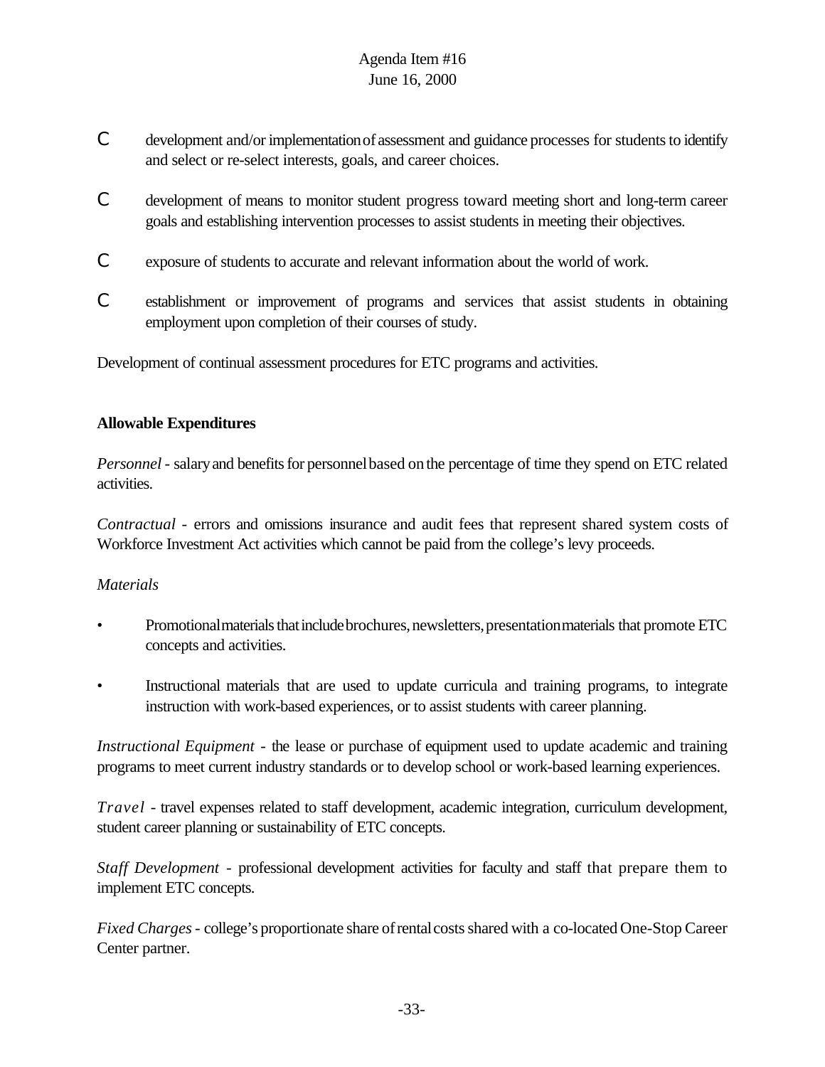- development and/or implementation of assessment and guidance processes for students to identify and select or re-select interests, goals, and career choices.
- development of means to monitor student progress toward meeting short and long-term career goals and establishing intervention processes to assist students in meeting their objectives.
- exposure of students to accurate and relevant information about the world of work.
- establishment or improvement of programs and services that assist students in obtaining employment upon completion of their courses of study.

Development of continual assessment procedures for ETC programs and activities.

**Allowable Expenditures**

*Personnel* - salary and benefits for personnel based on the percentage of time they spend on ETC related activities.

*Contractual* - errors and omissions insurance and audit fees that represent shared system costs of Workforce Investment Act activities which cannot be paid from the college's levy proceeds.

*Materials*

- Promotional materials that include brochures, newsletters, presentation materials that promote ETC concepts and activities.
- Instructional materials that are used to update curricula and training programs, to integrate instruction with work-based experiences, or to assist students with career planning.

*Instructional Equipment* - the lease or purchase of equipment used to update academic and training programs to meet current industry standards or to develop school or work-based learning experiences.

*Travel* - travel expenses related to staff development, academic integration, curriculum development, student career planning or sustainability of ETC concepts.

*Staff Development* - professional development activities for faculty and staff that prepare them to implement ETC concepts.

*Fixed Charges* - college's proportionate share of rental costs shared with a co-located One-Stop Career Center partner.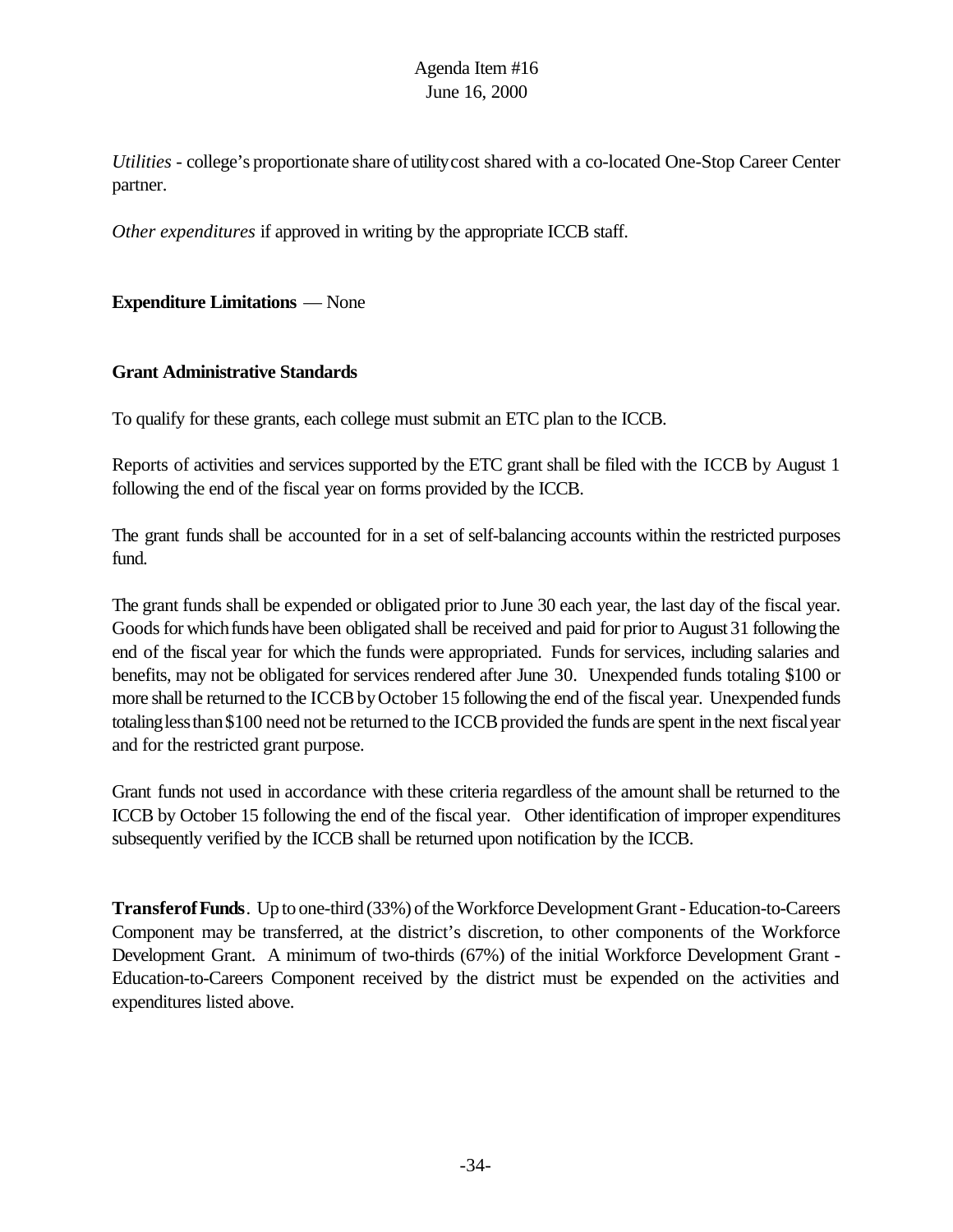*Utilities* - college's proportionate share of utility cost shared with a co-located One-Stop Career Center partner.

*Other expenditures* if approved in writing by the appropriate ICCB staff.

**Expenditure Limitations** — None

**Grant Administrative Standards**

To qualify for these grants, each college must submit an ETC plan to the ICCB.

Reports of activities and services supported by the ETC grant shall be filed with the ICCB by August 1 following the end of the fiscal year on forms provided by the ICCB.

The grant funds shall be accounted for in a set of self-balancing accounts within the restricted purposes fund.

The grant funds shall be expended or obligated prior to June 30 each year, the last day of the fiscal year. Goods for which funds have been obligated shall be received and paid for prior to August 31 following the end of the fiscal year for which the funds were appropriated. Funds for services, including salaries and benefits, may not be obligated for services rendered after June 30. Unexpended funds totaling $100 or more shall be returned to the ICCB by October 15 following the end of the fiscal year. Unexpended funds totaling less than $100 need not be returned to the ICCB provided the funds are spent in the next fiscal year and for the restricted grant purpose.

Grant funds not used in accordance with these criteria regardless of the amount shall be returned to the ICCB by October 15 following the end of the fiscal year. Other identification of improper expenditures subsequently verified by the ICCB shall be returned upon notification by the ICCB.

**Transfer of Funds**. Up to one-third (33%) of the Workforce Development Grant - Education-to-Careers Component may be transferred, at the district's discretion, to other components of the Workforce Development Grant. A minimum of two-thirds (67%) of the initial Workforce Development Grant - Education-to-Careers Component received by the district must be expended on the activities and expenditures listed above.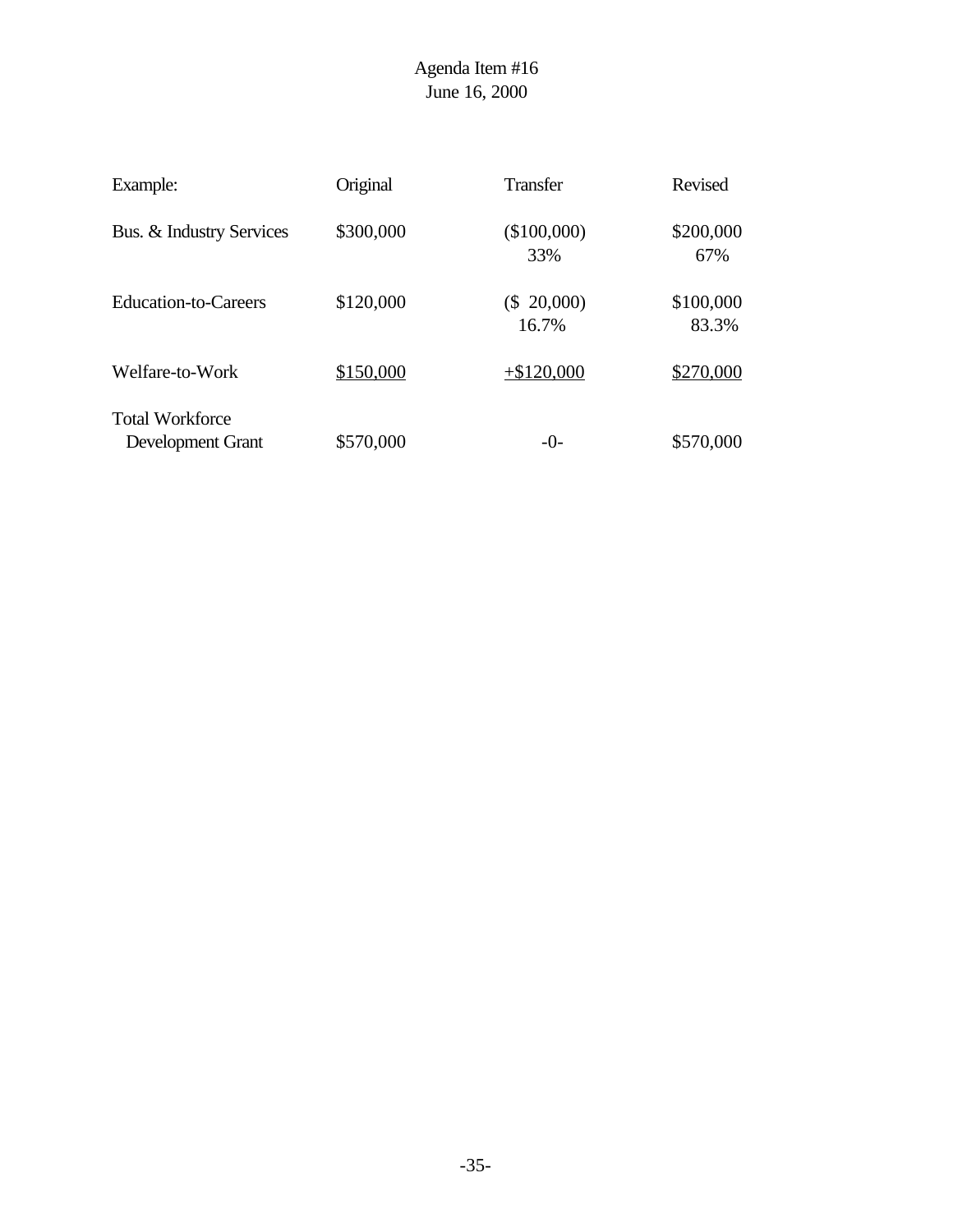Agenda Item #16
June 16, 2000

| Example: | Original | Transfer | Revised |
|---|---|---|---|
| Bus. & Industry Services | $300,000 | ($100,000)<br>33% | $200,000<br>67% |
| Education-to-Careers | $120,000 | ($ 20,000)<br>16.7% | $100,000<br>83.3% |
| Welfare-to-Work | $150,000 | +$120,000 | $270,000 |
| Total Workforce Development Grant | $570,000 | -0- | $570,000 |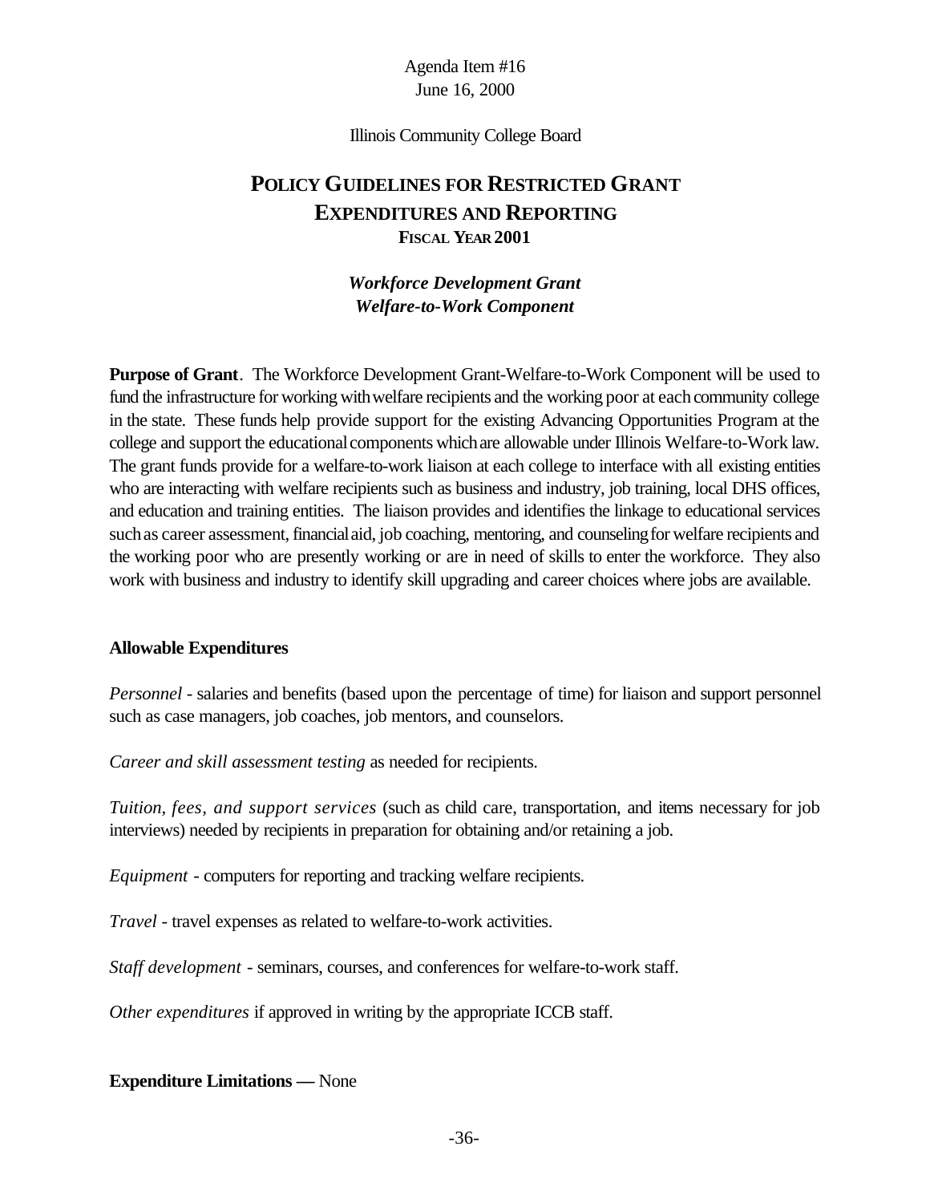Agenda Item #16
June 16, 2000

Illinois Community College Board

# POLICY GUIDELINES FOR RESTRICTED GRANT EXPENDITURES AND REPORTING
## FISCAL YEAR 2001

### *Workforce Development Grant*
### *Welfare-to-Work Component*

**Purpose of Grant**. The Workforce Development Grant-Welfare-to-Work Component will be used to fund the infrastructure for working with welfare recipients and the working poor at each community college in the state. These funds help provide support for the existing Advancing Opportunities Program at the college and support the educational components which are allowable under Illinois Welfare-to-Work law. The grant funds provide for a welfare-to-work liaison at each college to interface with all existing entities who are interacting with welfare recipients such as business and industry, job training, local DHS offices, and education and training entities. The liaison provides and identifies the linkage to educational services such as career assessment, financial aid, job coaching, mentoring, and counseling for welfare recipients and the working poor who are presently working or are in need of skills to enter the workforce. They also work with business and industry to identify skill upgrading and career choices where jobs are available.

**Allowable Expenditures**

*Personnel* - salaries and benefits (based upon the percentage of time) for liaison and support personnel such as case managers, job coaches, job mentors, and counselors.

*Career and skill assessment testing* as needed for recipients.

*Tuition, fees, and support services* (such as child care, transportation, and items necessary for job interviews) needed by recipients in preparation for obtaining and/or retaining a job.

*Equipment* - computers for reporting and tracking welfare recipients.

*Travel* - travel expenses as related to welfare-to-work activities.

*Staff development* - seminars, courses, and conferences for welfare-to-work staff.

*Other expenditures* if approved in writing by the appropriate ICCB staff.

**Expenditure Limitations —** None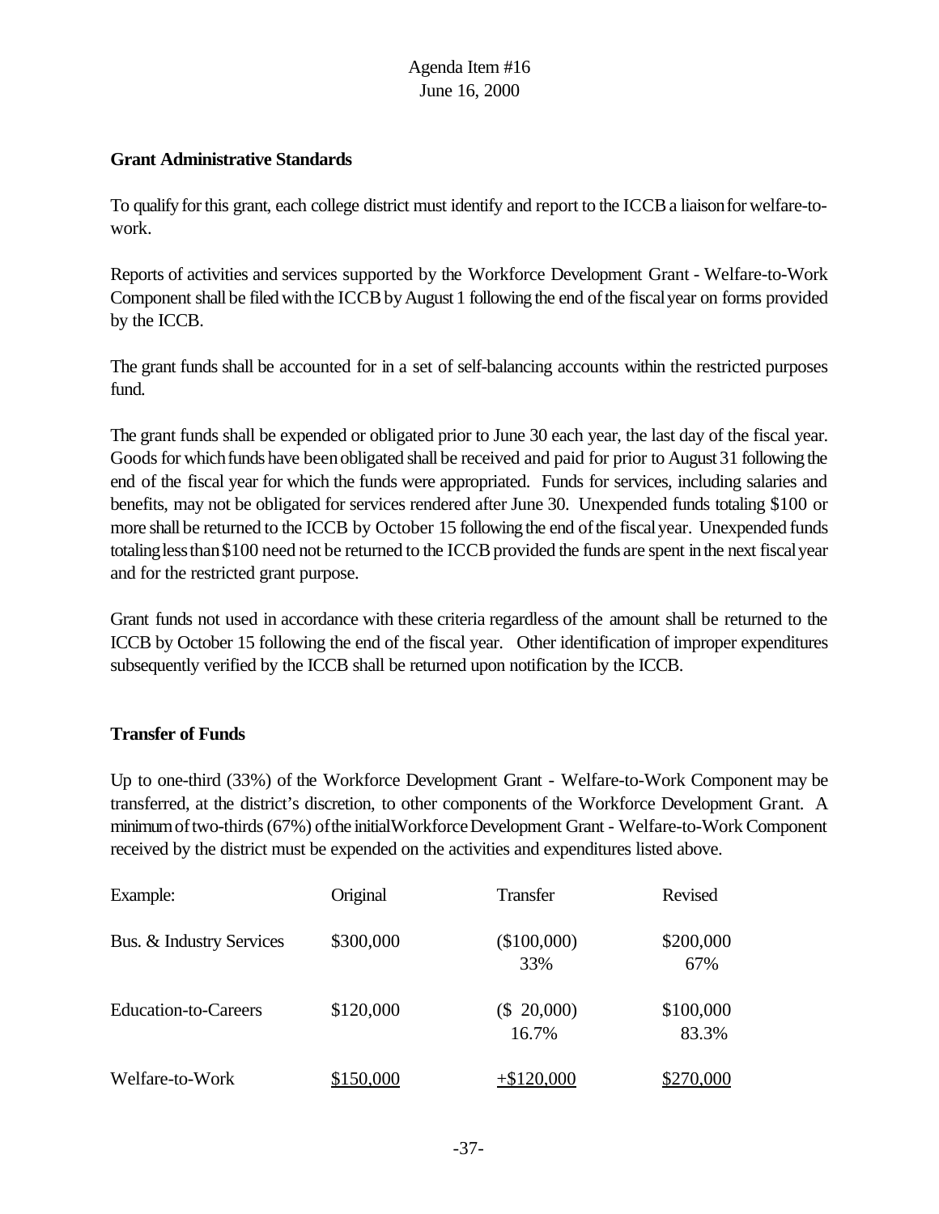Agenda Item #16
June 16, 2000

**Grant Administrative Standards**

To qualify for this grant, each college district must identify and report to the ICCB a liaison for welfare-to-work.

Reports of activities and services supported by the Workforce Development Grant - Welfare-to-Work Component shall be filed with the ICCB by August 1 following the end of the fiscal year on forms provided by the ICCB.

The grant funds shall be accounted for in a set of self-balancing accounts within the restricted purposes fund.

The grant funds shall be expended or obligated prior to June 30 each year, the last day of the fiscal year. Goods for which funds have been obligated shall be received and paid for prior to August 31 following the end of the fiscal year for which the funds were appropriated. Funds for services, including salaries and benefits, may not be obligated for services rendered after June 30. Unexpended funds totaling $100 or more shall be returned to the ICCB by October 15 following the end of the fiscal year. Unexpended funds totaling less than $100 need not be returned to the ICCB provided the funds are spent in the next fiscal year and for the restricted grant purpose.

Grant funds not used in accordance with these criteria regardless of the amount shall be returned to the ICCB by October 15 following the end of the fiscal year. Other identification of improper expenditures subsequently verified by the ICCB shall be returned upon notification by the ICCB.

**Transfer of Funds**

Up to one-third (33%) of the Workforce Development Grant - Welfare-to-Work Component may be transferred, at the district's discretion, to other components of the Workforce Development Grant. A minimum of two-thirds (67%) of the initial Workforce Development Grant - Welfare-to-Work Component received by the district must be expended on the activities and expenditures listed above.

| Example: | Original | Transfer | Revised |
|---|---|---|---|
| Bus. & Industry Services | $300,000 | ($100,000) 33% | $200,000 67% |
| Education-to-Careers | $120,000 | ($ 20,000) 16.7% | $100,000 83.3% |
| Welfare-to-Work | $150,000 | +$120,000 | $270,000 |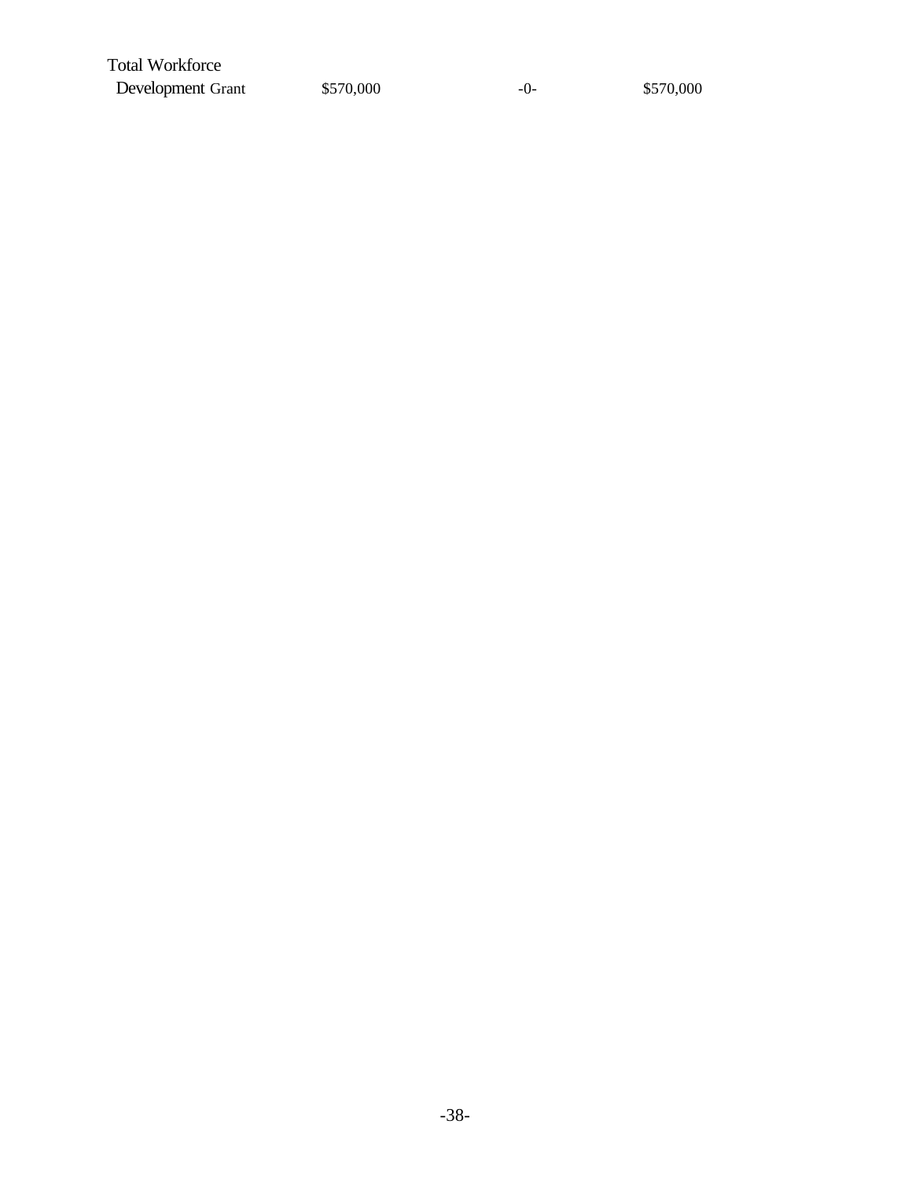| | | | |
|---|---|---|---|
| Total Workforce Development Grant | $570,000 | -0- | $570,000 |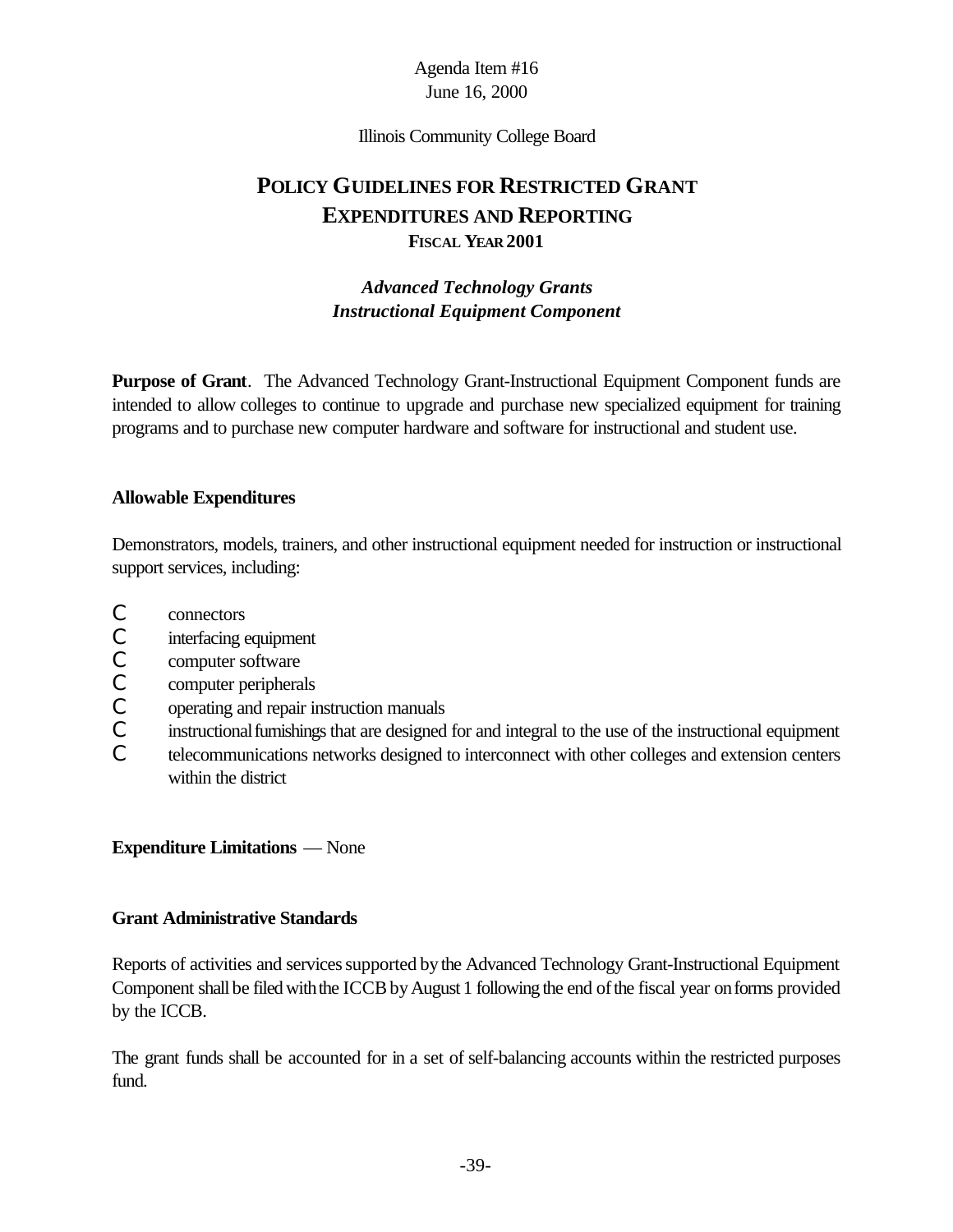Agenda Item #16
June 16, 2000

Illinois Community College Board

# POLICY GUIDELINES FOR RESTRICTED GRANT EXPENDITURES AND REPORTING
## FISCAL YEAR 2001

### *Advanced Technology Grants*
### *Instructional Equipment Component*

**Purpose of Grant**. The Advanced Technology Grant-Instructional Equipment Component funds are intended to allow colleges to continue to upgrade and purchase new specialized equipment for training programs and to purchase new computer hardware and software for instructional and student use.

**Allowable Expenditures**

Demonstrators, models, trainers, and other instructional equipment needed for instruction or instructional support services, including:

- connectors
- interfacing equipment
- computer software
- computer peripherals
- operating and repair instruction manuals
- instructional furnishings that are designed for and integral to the use of the instructional equipment
- telecommunications networks designed to interconnect with other colleges and extension centers within the district

**Expenditure Limitations** — None

**Grant Administrative Standards**

Reports of activities and services supported by the Advanced Technology Grant-Instructional Equipment Component shall be filed with the ICCB by August 1 following the end of the fiscal year on forms provided by the ICCB.

The grant funds shall be accounted for in a set of self-balancing accounts within the restricted purposes fund.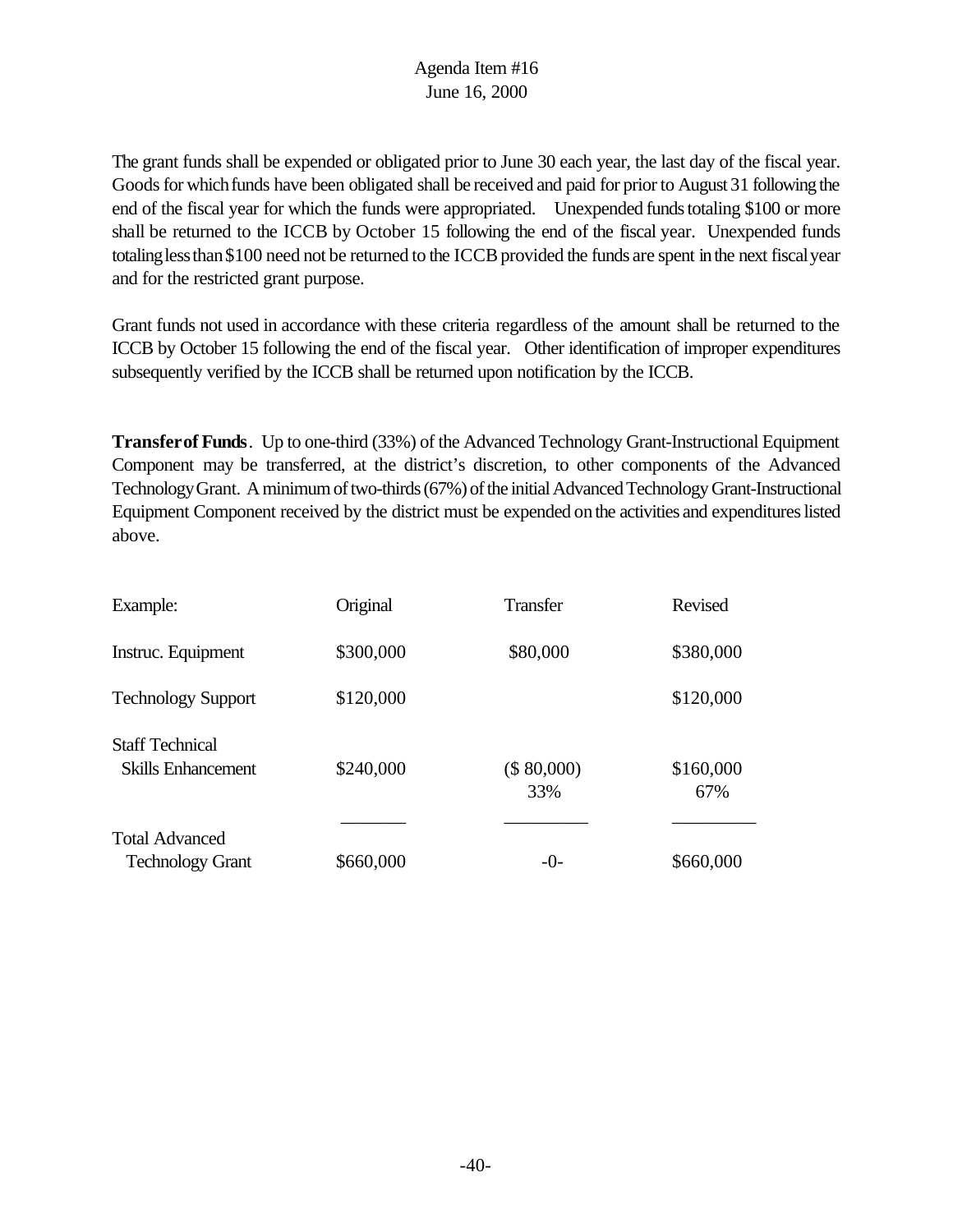Agenda Item #16
June 16, 2000

The grant funds shall be expended or obligated prior to June 30 each year, the last day of the fiscal year. Goods for which funds have been obligated shall be received and paid for prior to August 31 following the end of the fiscal year for which the funds were appropriated. Unexpended funds totaling $100 or more shall be returned to the ICCB by October 15 following the end of the fiscal year. Unexpended funds totaling less than $100 need not be returned to the ICCB provided the funds are spent in the next fiscal year and for the restricted grant purpose.

Grant funds not used in accordance with these criteria regardless of the amount shall be returned to the ICCB by October 15 following the end of the fiscal year. Other identification of improper expenditures subsequently verified by the ICCB shall be returned upon notification by the ICCB.

**Transfer of Funds**. Up to one-third (33%) of the Advanced Technology Grant-Instructional Equipment Component may be transferred, at the district's discretion, to other components of the Advanced Technology Grant. A minimum of two-thirds (67%) of the initial Advanced Technology Grant-Instructional Equipment Component received by the district must be expended on the activities and expenditures listed above.

| Example: | Original | Transfer | Revised |
|---|---|---|---|
| Instruc. Equipment | $300,000 | $80,000 | $380,000 |
| Technology Support | $120,000 | | $120,000 |
| Staff Technical Skills Enhancement | $240,000 | ($ 80,000) 33% | $160,000 67% |
| Total Advanced Technology Grant | $660,000 | -0- | $660,000 |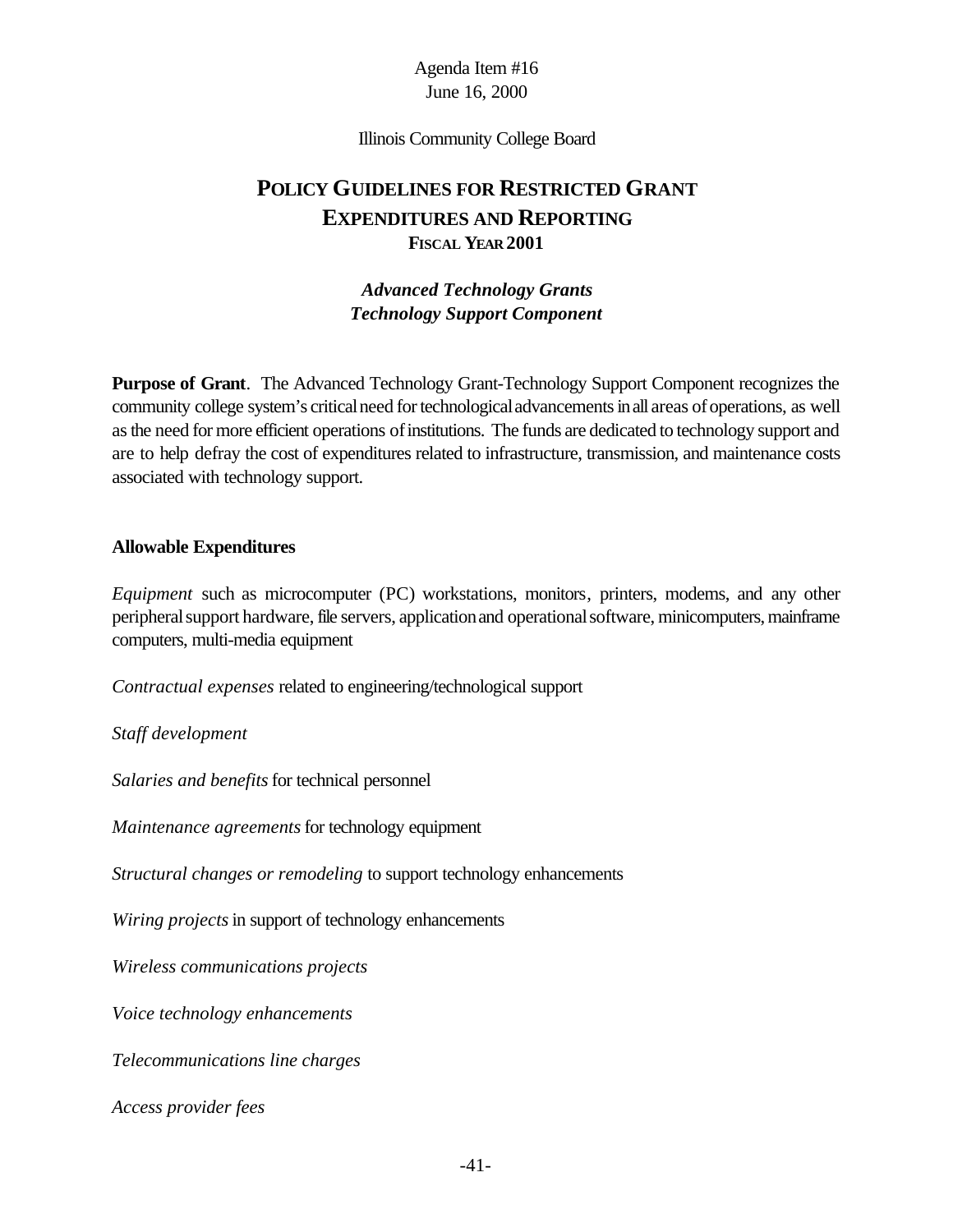Agenda Item #16
June 16, 2000

Illinois Community College Board

# POLICY GUIDELINES FOR RESTRICTED GRANT EXPENDITURES AND REPORTING
## FISCAL YEAR 2001

### *Advanced Technology Grants*
### *Technology Support Component*

**Purpose of Grant**. The Advanced Technology Grant-Technology Support Component recognizes the community college system's critical need for technological advancements in all areas of operations, as well as the need for more efficient operations of institutions. The funds are dedicated to technology support and are to help defray the cost of expenditures related to infrastructure, transmission, and maintenance costs associated with technology support.

**Allowable Expenditures**

*Equipment* such as microcomputer (PC) workstations, monitors, printers, modems, and any other peripheral support hardware, file servers, application and operational software, minicomputers, mainframe computers, multi-media equipment

*Contractual expenses* related to engineering/technological support

*Staff development*

*Salaries and benefits* for technical personnel

*Maintenance agreements* for technology equipment

*Structural changes or remodeling* to support technology enhancements

*Wiring projects* in support of technology enhancements

*Wireless communications projects*

*Voice technology enhancements*

*Telecommunications line charges*

*Access provider fees*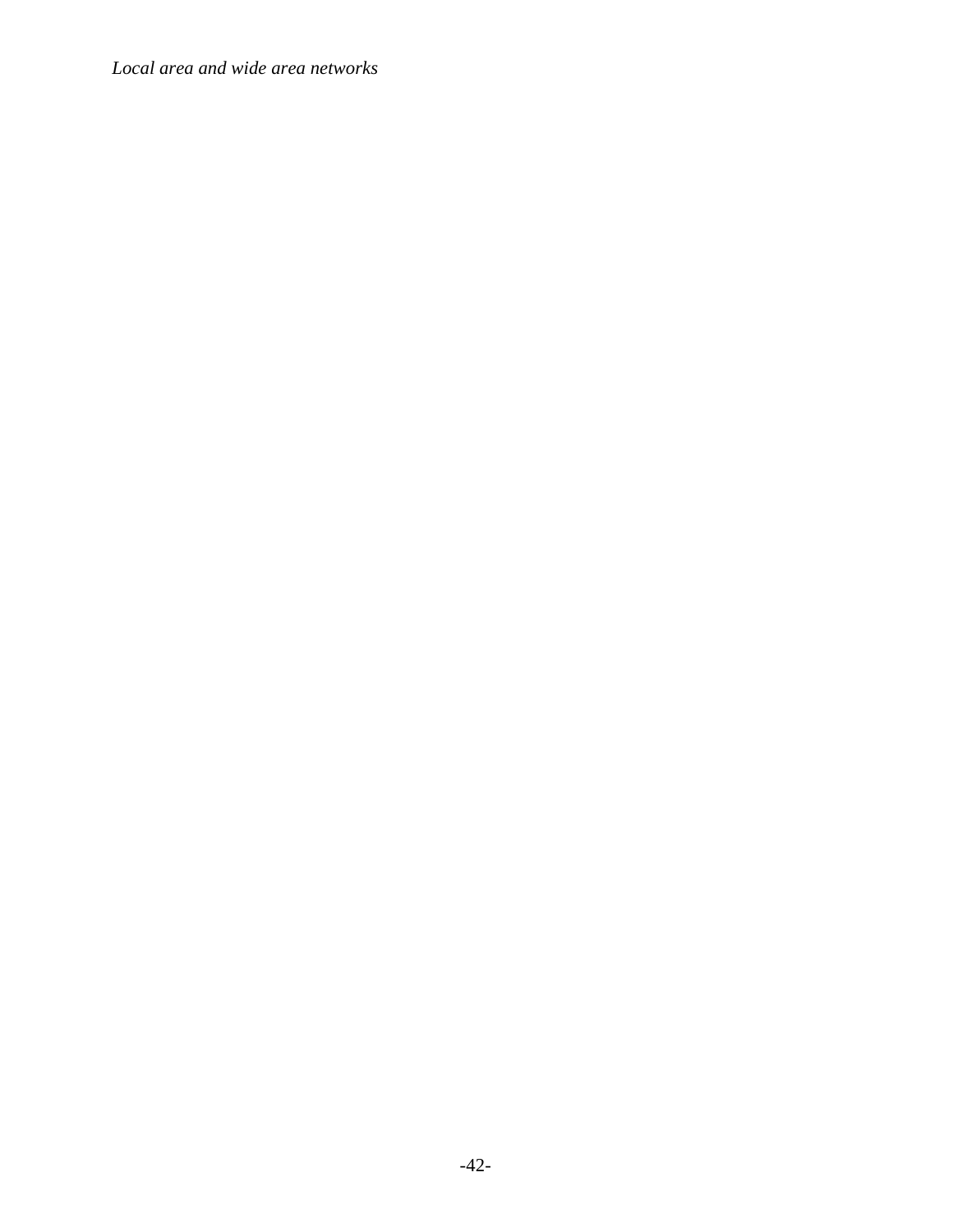*Local area and wide area networks*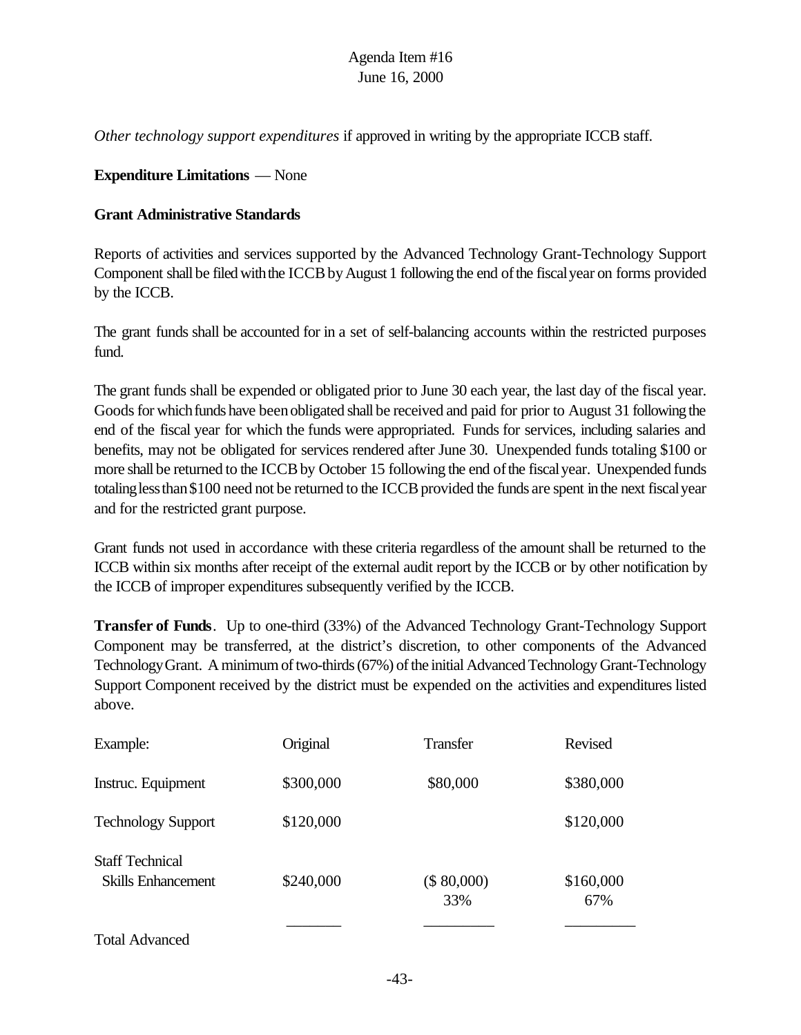Agenda Item #16
June 16, 2000

*Other technology support expenditures* if approved in writing by the appropriate ICCB staff.

**Expenditure Limitations** — None

**Grant Administrative Standards**

Reports of activities and services supported by the Advanced Technology Grant-Technology Support Component shall be filed with the ICCB by August 1 following the end of the fiscal year on forms provided by the ICCB.

The grant funds shall be accounted for in a set of self-balancing accounts within the restricted purposes fund.

The grant funds shall be expended or obligated prior to June 30 each year, the last day of the fiscal year. Goods for which funds have been obligated shall be received and paid for prior to August 31 following the end of the fiscal year for which the funds were appropriated. Funds for services, including salaries and benefits, may not be obligated for services rendered after June 30. Unexpended funds totaling $100 or more shall be returned to the ICCB by October 15 following the end of the fiscal year. Unexpended funds totaling less than $100 need not be returned to the ICCB provided the funds are spent in the next fiscal year and for the restricted grant purpose.

Grant funds not used in accordance with these criteria regardless of the amount shall be returned to the ICCB within six months after receipt of the external audit report by the ICCB or by other notification by the ICCB of improper expenditures subsequently verified by the ICCB.

**Transfer of Funds**. Up to one-third (33%) of the Advanced Technology Grant-Technology Support Component may be transferred, at the district's discretion, to other components of the Advanced Technology Grant. A minimum of two-thirds (67%) of the initial Advanced Technology Grant-Technology Support Component received by the district must be expended on the activities and expenditures listed above.

| Example: | Original | Transfer | Revised |
|---|---|---|---|
| Instruc. Equipment | $300,000 | $80,000 | $380,000 |
| Technology Support | $120,000 | | $120,000 |
| Staff Technical Skills Enhancement | $240,000 | ($ 80,000) 33% | $160,000 67% |
| Total Advanced | | | |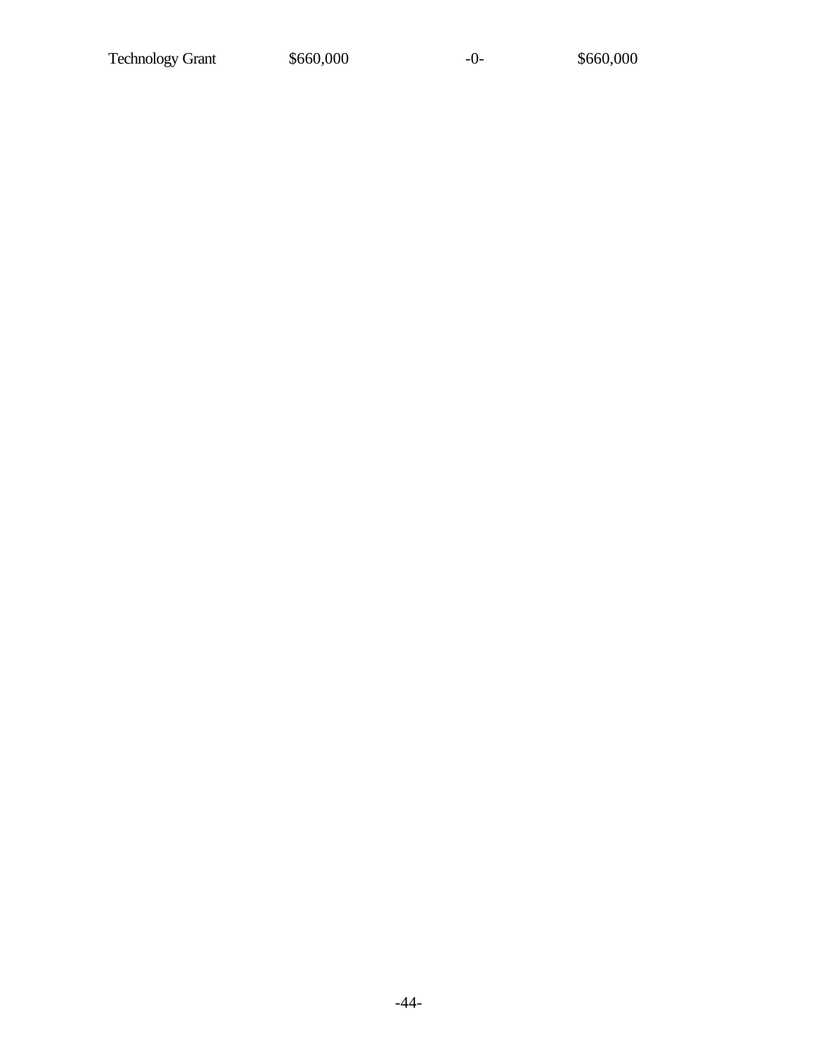| | | | |
|---|---|---|---|
| Technology Grant | $660,000 | -0- | $660,000 |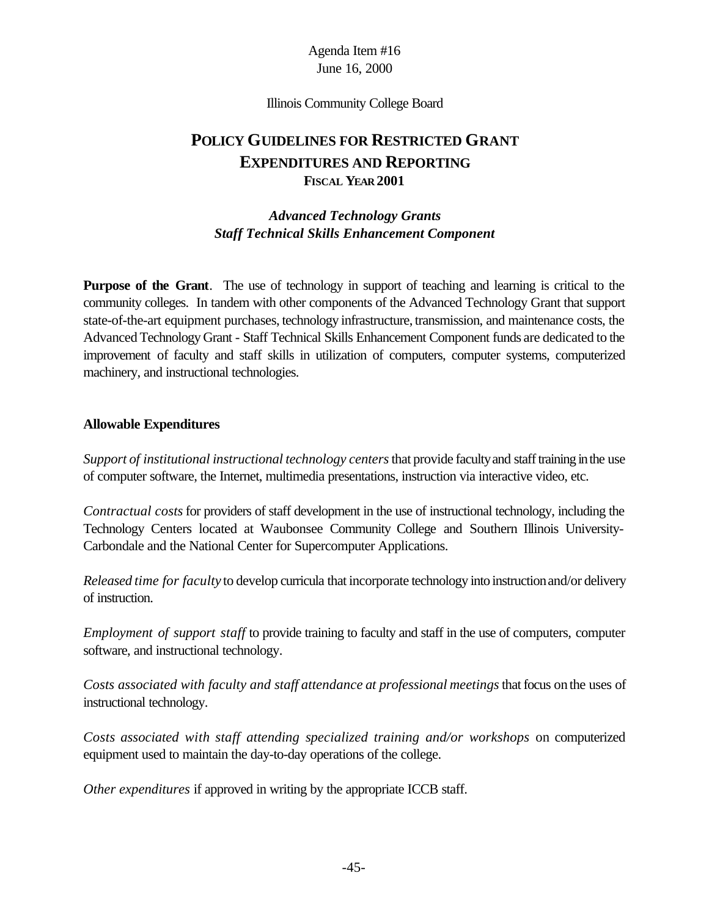Agenda Item #16
June 16, 2000

Illinois Community College Board

# POLICY GUIDELINES FOR RESTRICTED GRANT EXPENDITURES AND REPORTING
## FISCAL YEAR 2001

### *Advanced Technology Grants*
### *Staff Technical Skills Enhancement Component*

**Purpose of the Grant**. The use of technology in support of teaching and learning is critical to the community colleges. In tandem with other components of the Advanced Technology Grant that support state-of-the-art equipment purchases, technology infrastructure, transmission, and maintenance costs, the Advanced Technology Grant - Staff Technical Skills Enhancement Component funds are dedicated to the improvement of faculty and staff skills in utilization of computers, computer systems, computerized machinery, and instructional technologies.

**Allowable Expenditures**

*Support of institutional instructional technology centers* that provide faculty and staff training in the use of computer software, the Internet, multimedia presentations, instruction via interactive video, etc.

*Contractual costs* for providers of staff development in the use of instructional technology, including the Technology Centers located at Waubonsee Community College and Southern Illinois University-Carbondale and the National Center for Supercomputer Applications.

*Released time for faculty* to develop curricula that incorporate technology into instruction and/or delivery of instruction.

*Employment of support staff* to provide training to faculty and staff in the use of computers, computer software, and instructional technology.

*Costs associated with faculty and staff attendance at professional meetings* that focus on the uses of instructional technology.

*Costs associated with staff attending specialized training and/or workshops* on computerized equipment used to maintain the day-to-day operations of the college.

*Other expenditures* if approved in writing by the appropriate ICCB staff.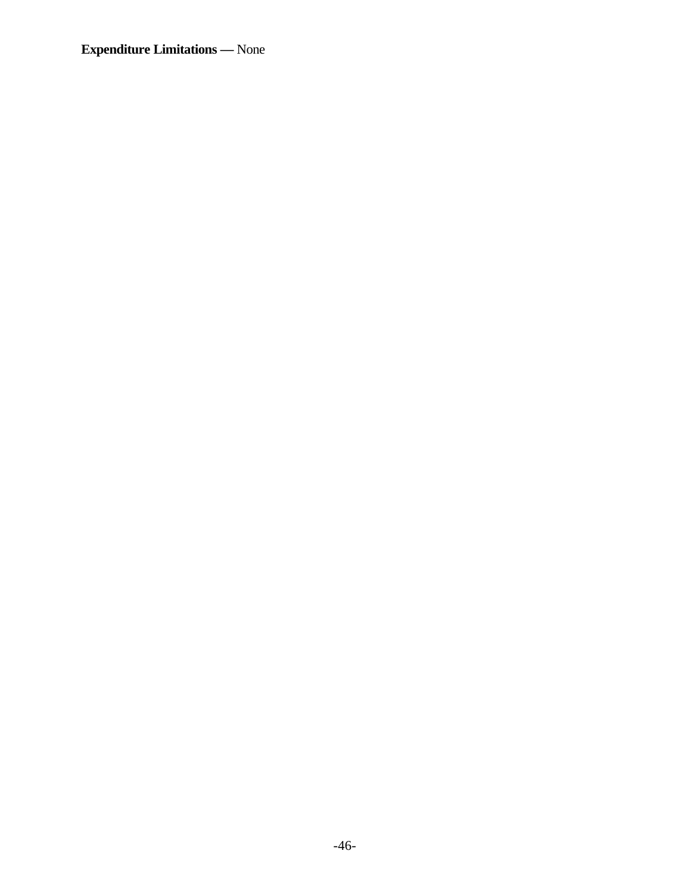**Expenditure Limitations —** None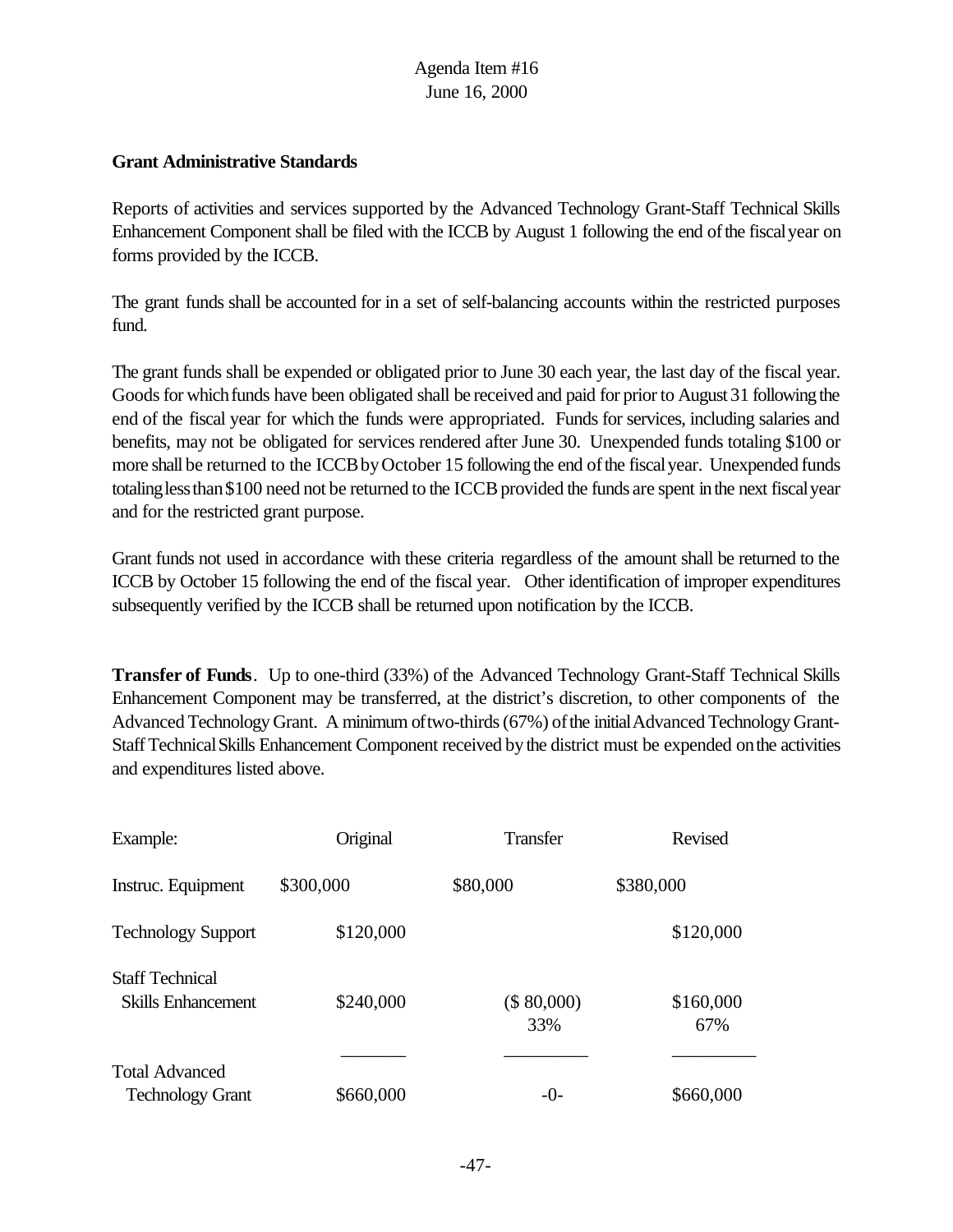Agenda Item #16
June 16, 2000

**Grant Administrative Standards**

Reports of activities and services supported by the Advanced Technology Grant-Staff Technical Skills Enhancement Component shall be filed with the ICCB by August 1 following the end of the fiscal year on forms provided by the ICCB.

The grant funds shall be accounted for in a set of self-balancing accounts within the restricted purposes fund.

The grant funds shall be expended or obligated prior to June 30 each year, the last day of the fiscal year. Goods for which funds have been obligated shall be received and paid for prior to August 31 following the end of the fiscal year for which the funds were appropriated. Funds for services, including salaries and benefits, may not be obligated for services rendered after June 30. Unexpended funds totaling $100 or more shall be returned to the ICCB by October 15 following the end of the fiscal year. Unexpended funds totaling less than $100 need not be returned to the ICCB provided the funds are spent in the next fiscal year and for the restricted grant purpose.

Grant funds not used in accordance with these criteria regardless of the amount shall be returned to the ICCB by October 15 following the end of the fiscal year. Other identification of improper expenditures subsequently verified by the ICCB shall be returned upon notification by the ICCB.

**Transfer of Funds**. Up to one-third (33%) of the Advanced Technology Grant-Staff Technical Skills Enhancement Component may be transferred, at the district's discretion, to other components of the Advanced Technology Grant. A minimum of two-thirds (67%) of the initial Advanced Technology Grant-Staff Technical Skills Enhancement Component received by the district must be expended on the activities and expenditures listed above.

| Example: | Original | Transfer | Revised |
|---|---|---|---|
| Instruc. Equipment | $300,000 | $80,000 | $380,000 |
| Technology Support | $120,000 | | $120,000 |
| Staff Technical Skills Enhancement | $240,000 | ($ 80,000) 33% | $160,000 67% |
| Total Advanced Technology Grant | $660,000 | -0- | $660,000 |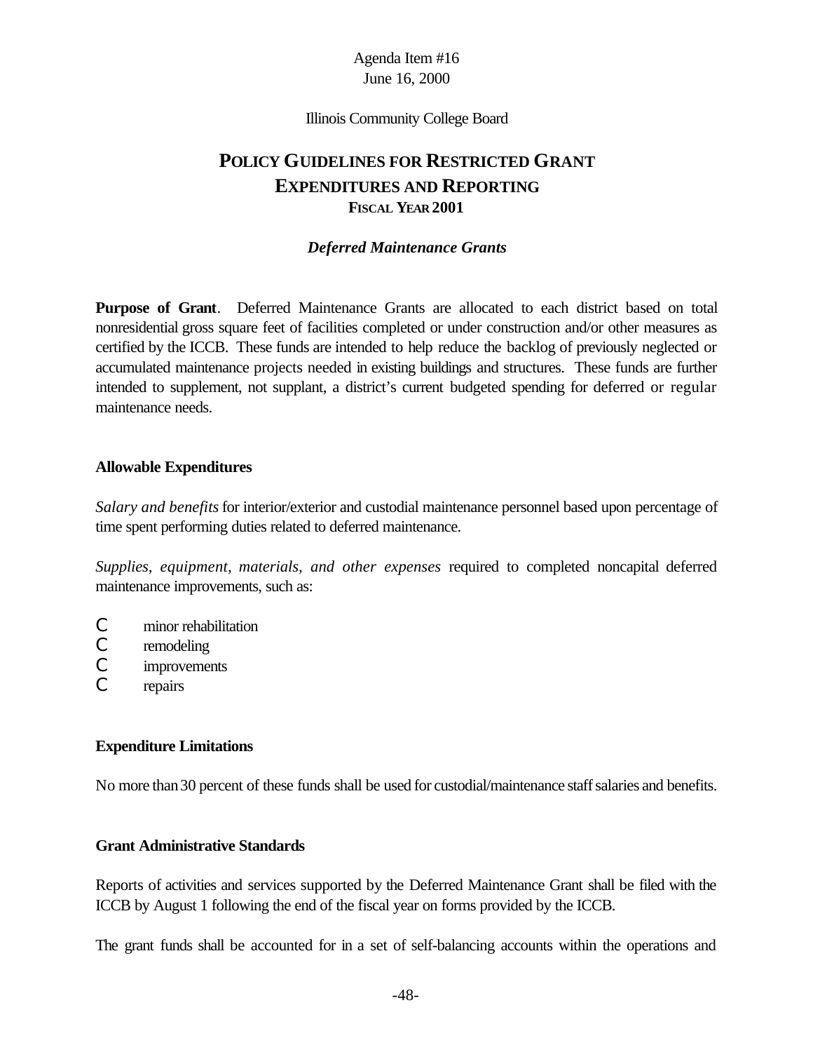Agenda Item #16
June 16, 2000

Illinois Community College Board

# POLICY GUIDELINES FOR RESTRICTED GRANT EXPENDITURES AND REPORTING
## FISCAL YEAR 2001

### *Deferred Maintenance Grants*

**Purpose of Grant**. Deferred Maintenance Grants are allocated to each district based on total nonresidential gross square feet of facilities completed or under construction and/or other measures as certified by the ICCB. These funds are intended to help reduce the backlog of previously neglected or accumulated maintenance projects needed in existing buildings and structures. These funds are further intended to supplement, not supplant, a district's current budgeted spending for deferred or regular maintenance needs.

**Allowable Expenditures**

*Salary and benefits* for interior/exterior and custodial maintenance personnel based upon percentage of time spent performing duties related to deferred maintenance.

*Supplies, equipment, materials, and other expenses* required to completed noncapital deferred maintenance improvements, such as:

- minor rehabilitation
- remodeling
- improvements
- repairs

**Expenditure Limitations**

No more than 30 percent of these funds shall be used for custodial/maintenance staff salaries and benefits.

**Grant Administrative Standards**

Reports of activities and services supported by the Deferred Maintenance Grant shall be filed with the ICCB by August 1 following the end of the fiscal year on forms provided by the ICCB.

The grant funds shall be accounted for in a set of self-balancing accounts within the operations and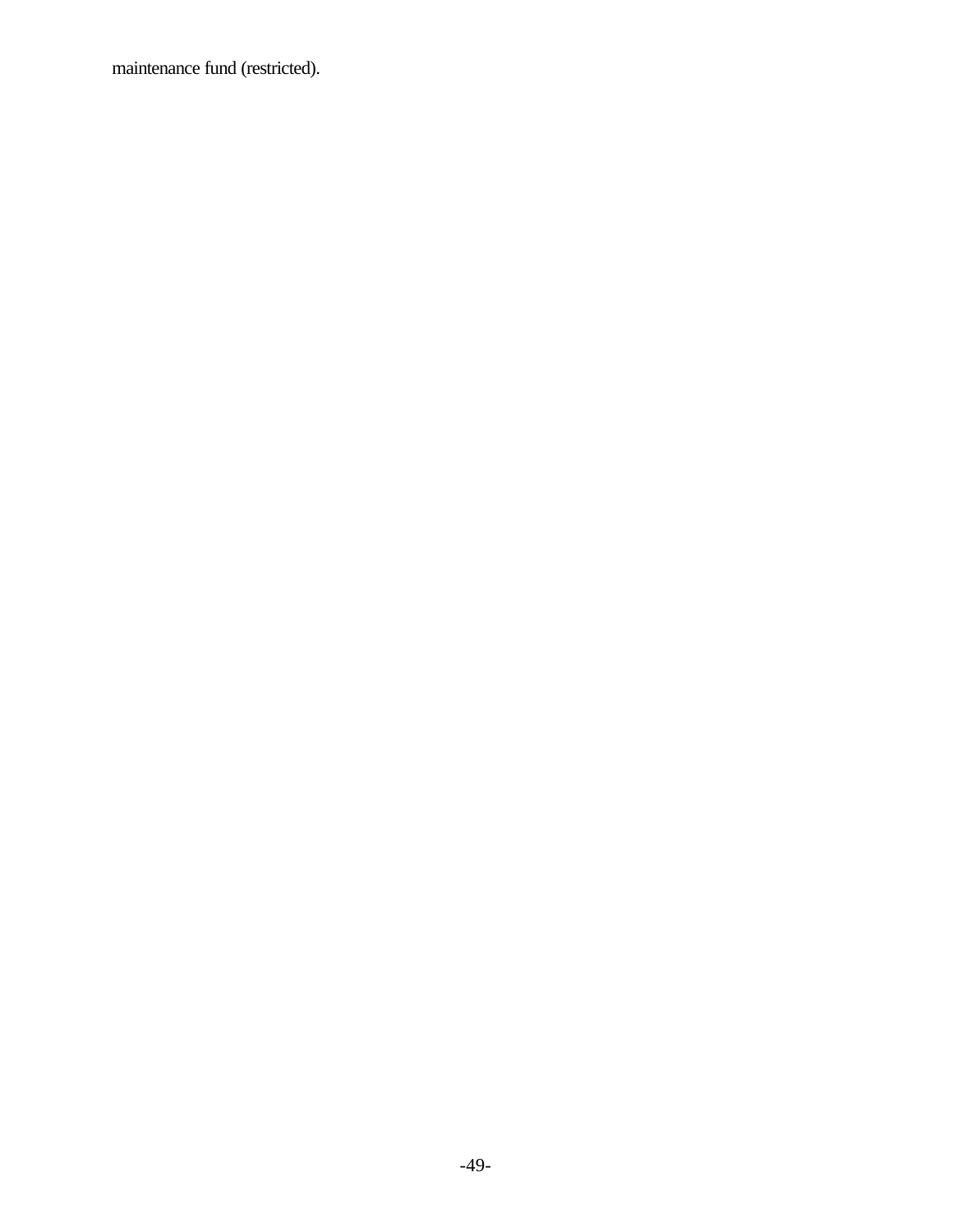maintenance fund (restricted).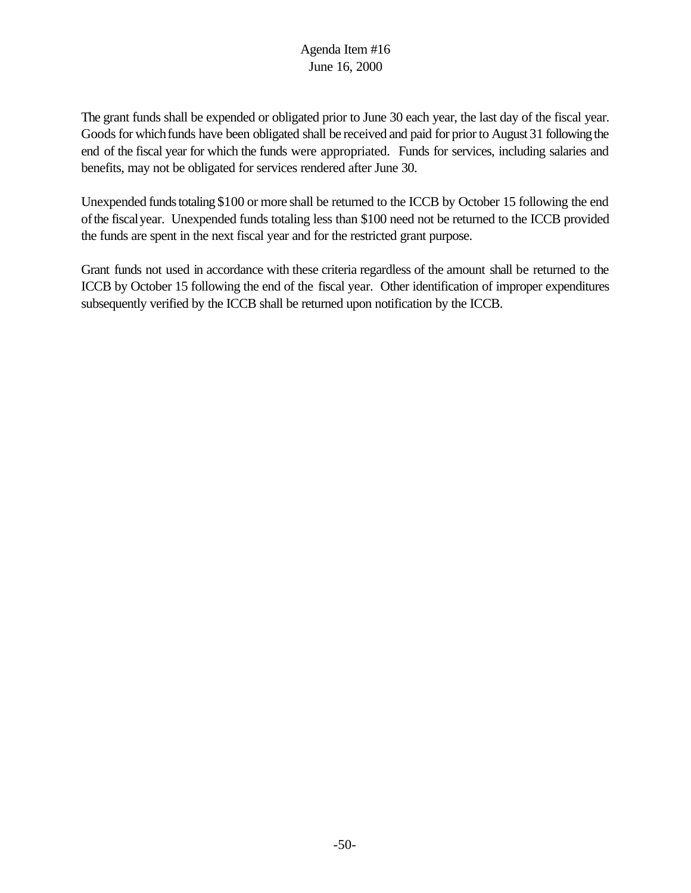The grant funds shall be expended or obligated prior to June 30 each year, the last day of the fiscal year. Goods for which funds have been obligated shall be received and paid for prior to August 31 following the end of the fiscal year for which the funds were appropriated. Funds for services, including salaries and benefits, may not be obligated for services rendered after June 30.

Unexpended funds totaling $100 or more shall be returned to the ICCB by October 15 following the end of the fiscal year. Unexpended funds totaling less than $100 need not be returned to the ICCB provided the funds are spent in the next fiscal year and for the restricted grant purpose.

Grant funds not used in accordance with these criteria regardless of the amount shall be returned to the ICCB by October 15 following the end of the fiscal year. Other identification of improper expenditures subsequently verified by the ICCB shall be returned upon notification by the ICCB.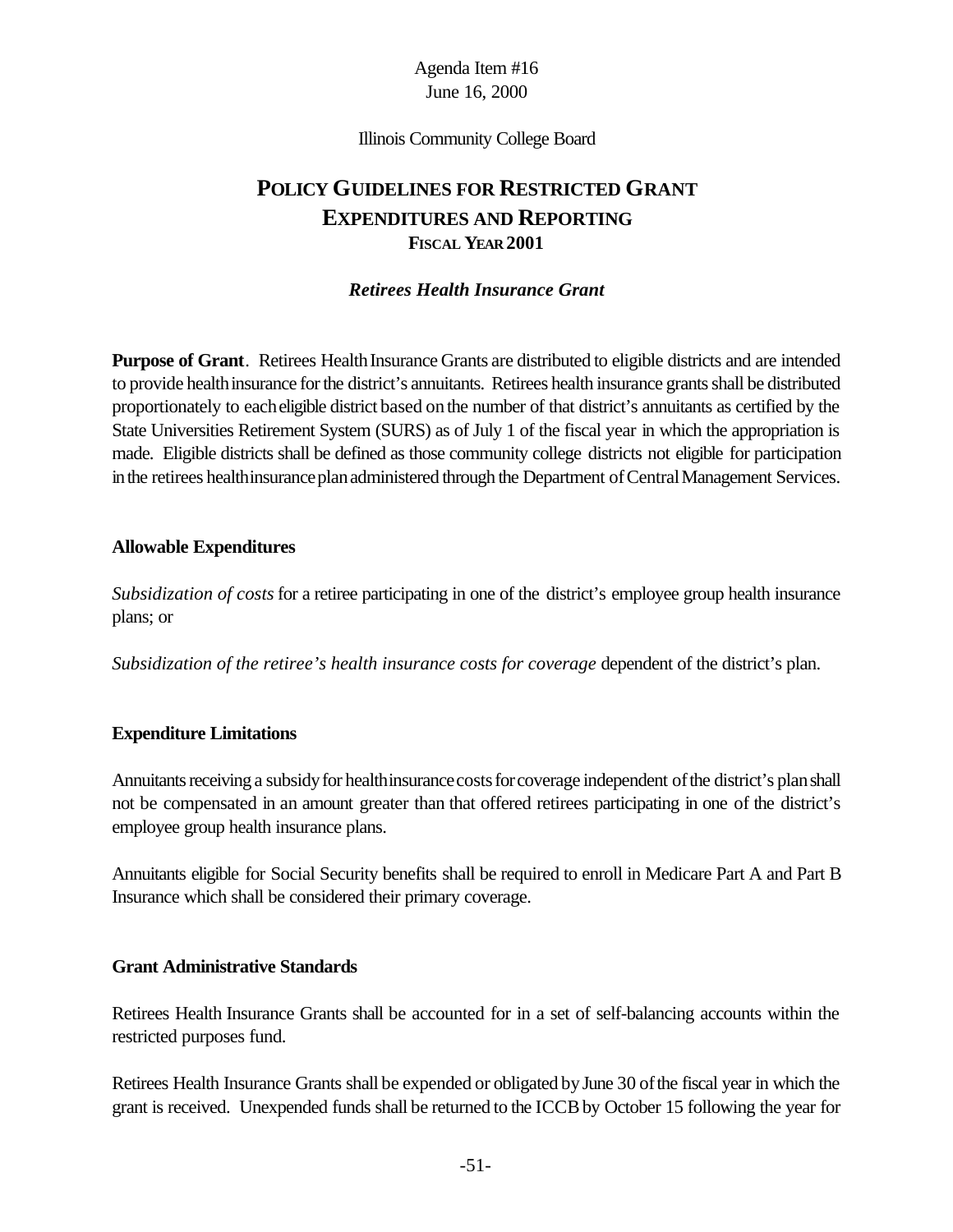Agenda Item #16
June 16, 2000

Illinois Community College Board

# POLICY GUIDELINES FOR RESTRICTED GRANT EXPENDITURES AND REPORTING
## FISCAL YEAR 2001

### *Retirees Health Insurance Grant*

**Purpose of Grant**. Retirees Health Insurance Grants are distributed to eligible districts and are intended to provide health insurance for the district's annuitants. Retirees health insurance grants shall be distributed proportionately to each eligible district based on the number of that district's annuitants as certified by the State Universities Retirement System (SURS) as of July 1 of the fiscal year in which the appropriation is made. Eligible districts shall be defined as those community college districts not eligible for participation in the retirees health insurance plan administered through the Department of Central Management Services.

**Allowable Expenditures**

*Subsidization of costs* for a retiree participating in one of the district's employee group health insurance plans; or

*Subsidization of the retiree's health insurance costs for coverage* dependent of the district's plan.

**Expenditure Limitations**

Annuitants receiving a subsidy for health insurance costs for coverage independent of the district's plan shall not be compensated in an amount greater than that offered retirees participating in one of the district's employee group health insurance plans.

Annuitants eligible for Social Security benefits shall be required to enroll in Medicare Part A and Part B Insurance which shall be considered their primary coverage.

**Grant Administrative Standards**

Retirees Health Insurance Grants shall be accounted for in a set of self-balancing accounts within the restricted purposes fund.

Retirees Health Insurance Grants shall be expended or obligated by June 30 of the fiscal year in which the grant is received. Unexpended funds shall be returned to the ICCB by October 15 following the year for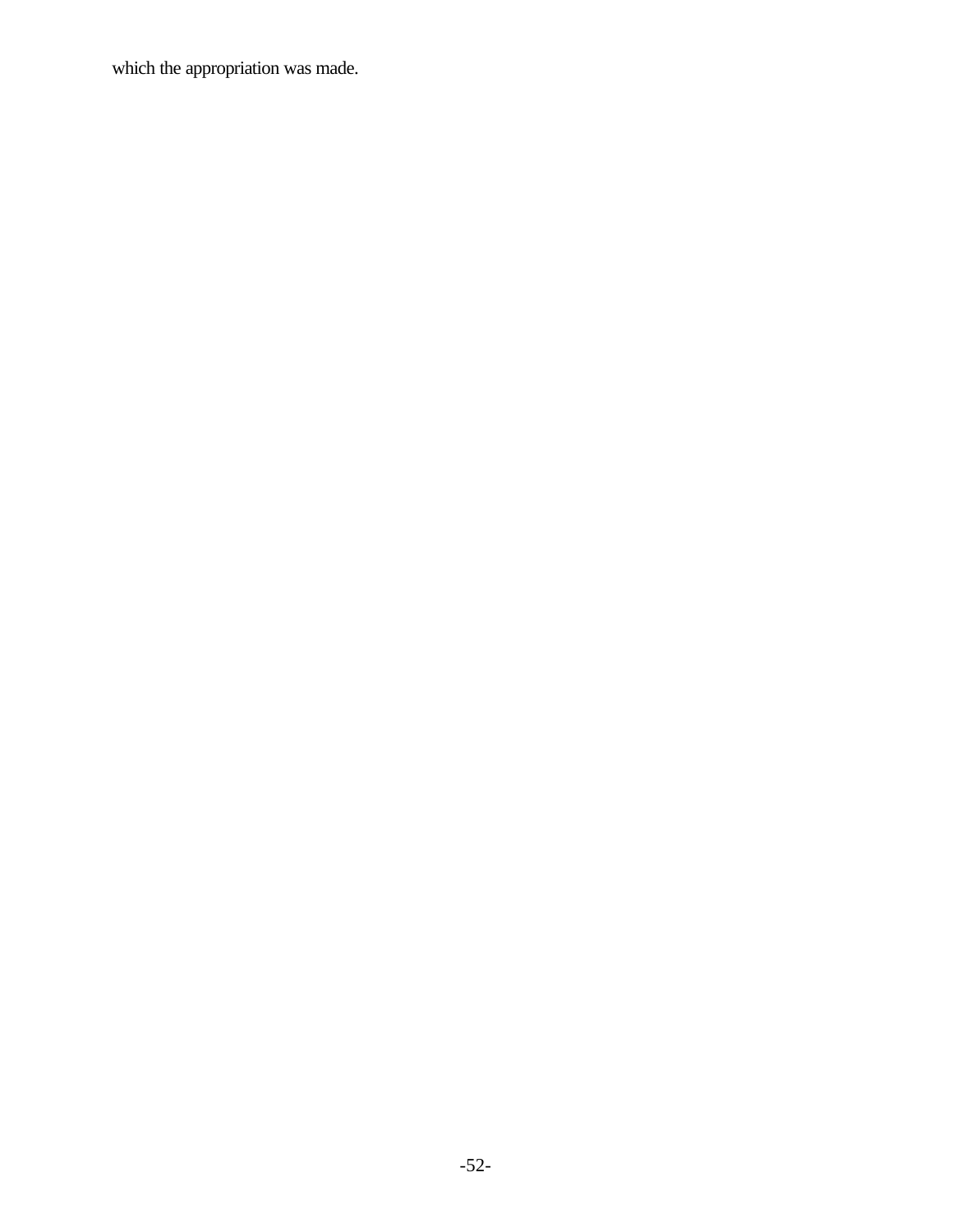which the appropriation was made.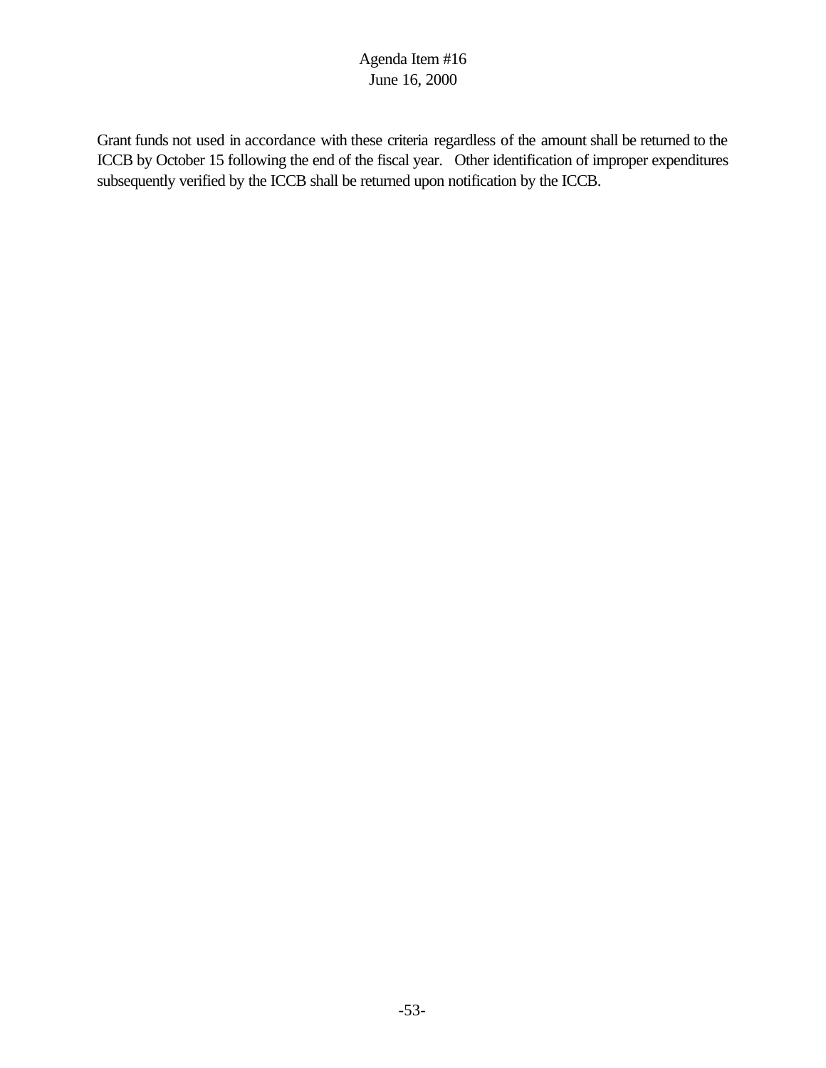Grant funds not used in accordance with these criteria regardless of the amount shall be returned to the ICCB by October 15 following the end of the fiscal year. Other identification of improper expenditures subsequently verified by the ICCB shall be returned upon notification by the ICCB.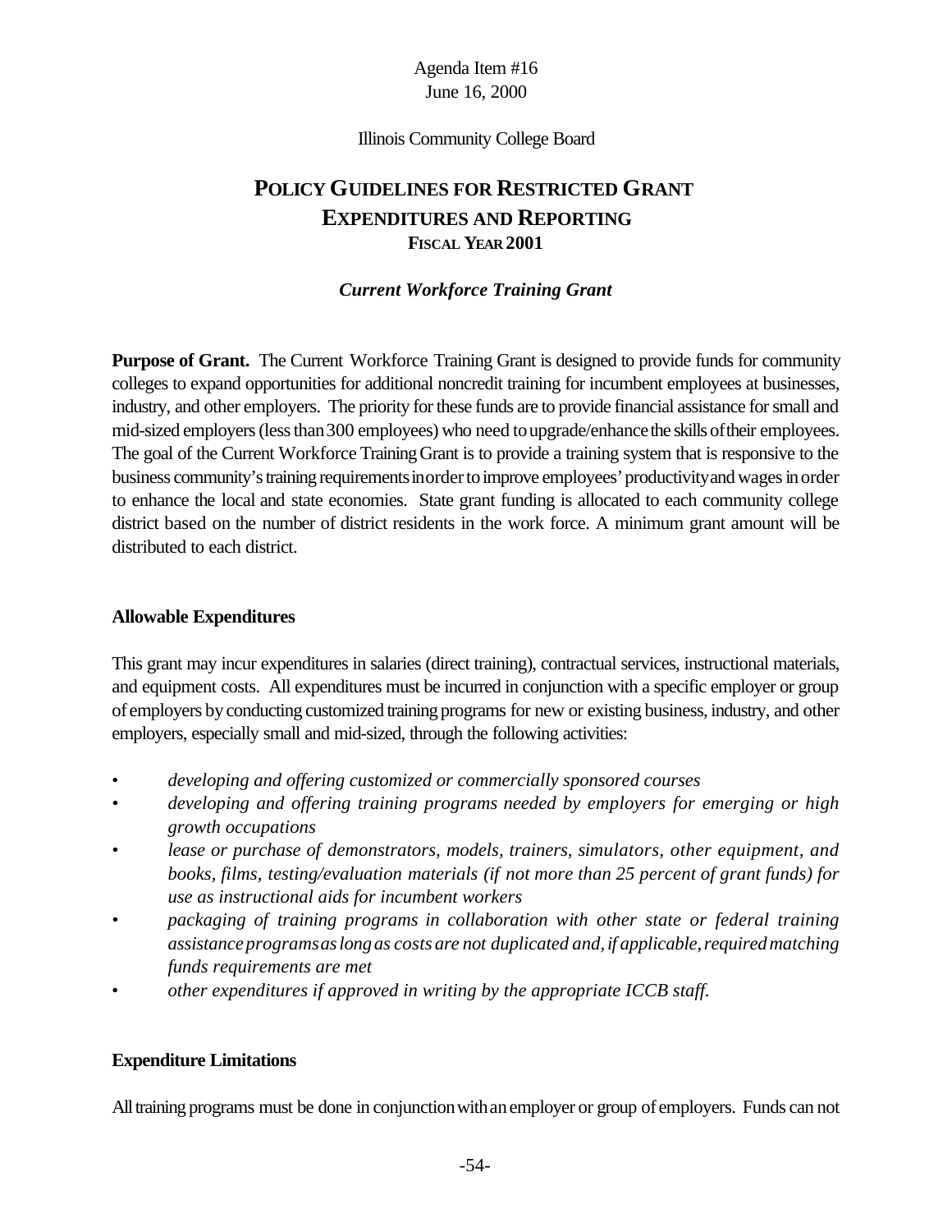Agenda Item #16
June 16, 2000

Illinois Community College Board

# POLICY GUIDELINES FOR RESTRICTED GRANT EXPENDITURES AND REPORTING
## FISCAL YEAR 2001

### *Current Workforce Training Grant*

**Purpose of Grant.** The Current Workforce Training Grant is designed to provide funds for community colleges to expand opportunities for additional noncredit training for incumbent employees at businesses, industry, and other employers. The priority for these funds are to provide financial assistance for small and mid-sized employers (less than 300 employees) who need to upgrade/enhance the skills of their employees. The goal of the Current Workforce Training Grant is to provide a training system that is responsive to the business community's training requirements in order to improve employees' productivity and wages in order to enhance the local and state economies. State grant funding is allocated to each community college district based on the number of district residents in the work force. A minimum grant amount will be distributed to each district.

**Allowable Expenditures**

This grant may incur expenditures in salaries (direct training), contractual services, instructional materials, and equipment costs. All expenditures must be incurred in conjunction with a specific employer or group of employers by conducting customized training programs for new or existing business, industry, and other employers, especially small and mid-sized, through the following activities:

- *developing and offering customized or commercially sponsored courses*
- *developing and offering training programs needed by employers for emerging or high growth occupations*
- *lease or purchase of demonstrators, models, trainers, simulators, other equipment, and books, films, testing/evaluation materials (if not more than 25 percent of grant funds) for use as instructional aids for incumbent workers*
- *packaging of training programs in collaboration with other state or federal training assistance programs as long as costs are not duplicated and, if applicable, required matching funds requirements are met*
- *other expenditures if approved in writing by the appropriate ICCB staff.*

**Expenditure Limitations**

All training programs must be done in conjunction with an employer or group of employers. Funds can not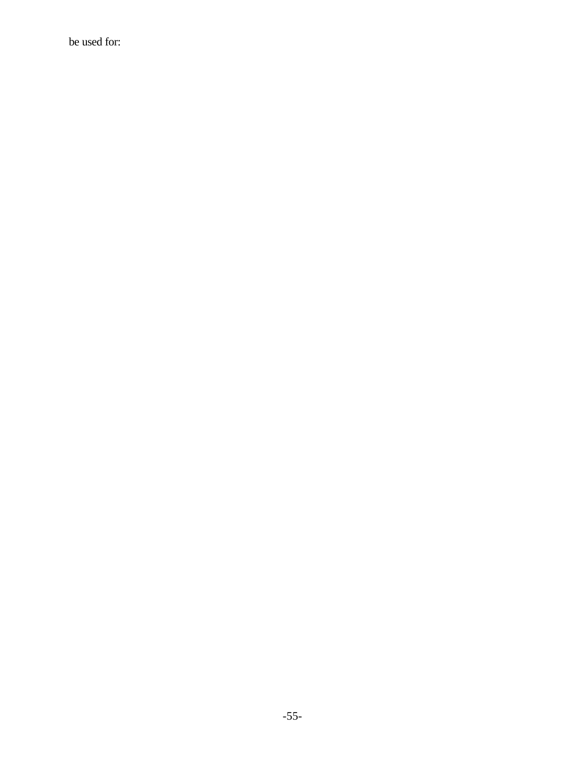be used for: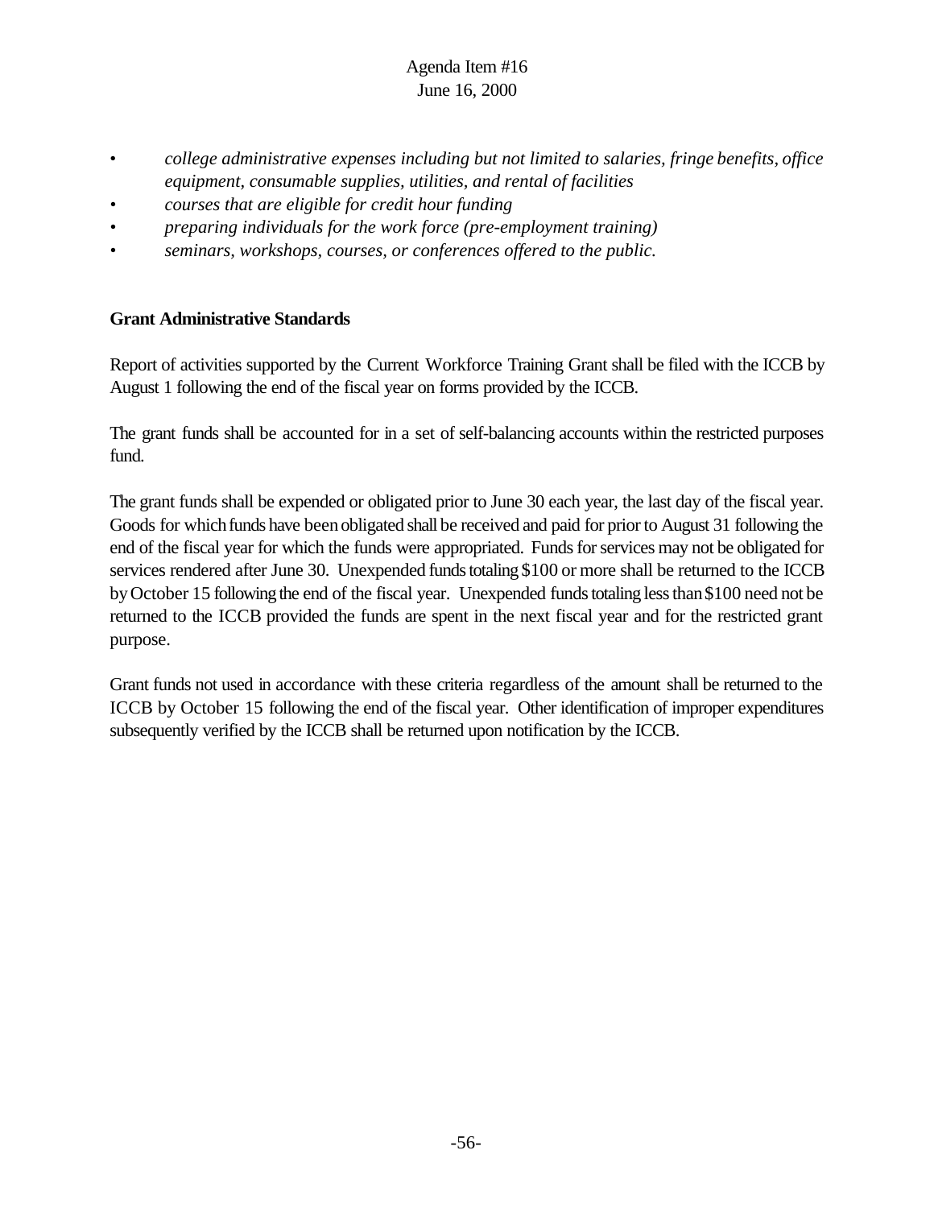- *college administrative expenses including but not limited to salaries, fringe benefits, office equipment, consumable supplies, utilities, and rental of facilities*
- *courses that are eligible for credit hour funding*
- *preparing individuals for the work force (pre-employment training)*
- *seminars, workshops, courses, or conferences offered to the public.*

**Grant Administrative Standards**

Report of activities supported by the Current Workforce Training Grant shall be filed with the ICCB by August 1 following the end of the fiscal year on forms provided by the ICCB.

The grant funds shall be accounted for in a set of self-balancing accounts within the restricted purposes fund.

The grant funds shall be expended or obligated prior to June 30 each year, the last day of the fiscal year. Goods for which funds have been obligated shall be received and paid for prior to August 31 following the end of the fiscal year for which the funds were appropriated. Funds for services may not be obligated for services rendered after June 30. Unexpended funds totaling $100 or more shall be returned to the ICCB by October 15 following the end of the fiscal year. Unexpended funds totaling less than $100 need not be returned to the ICCB provided the funds are spent in the next fiscal year and for the restricted grant purpose.

Grant funds not used in accordance with these criteria regardless of the amount shall be returned to the ICCB by October 15 following the end of the fiscal year. Other identification of improper expenditures subsequently verified by the ICCB shall be returned upon notification by the ICCB.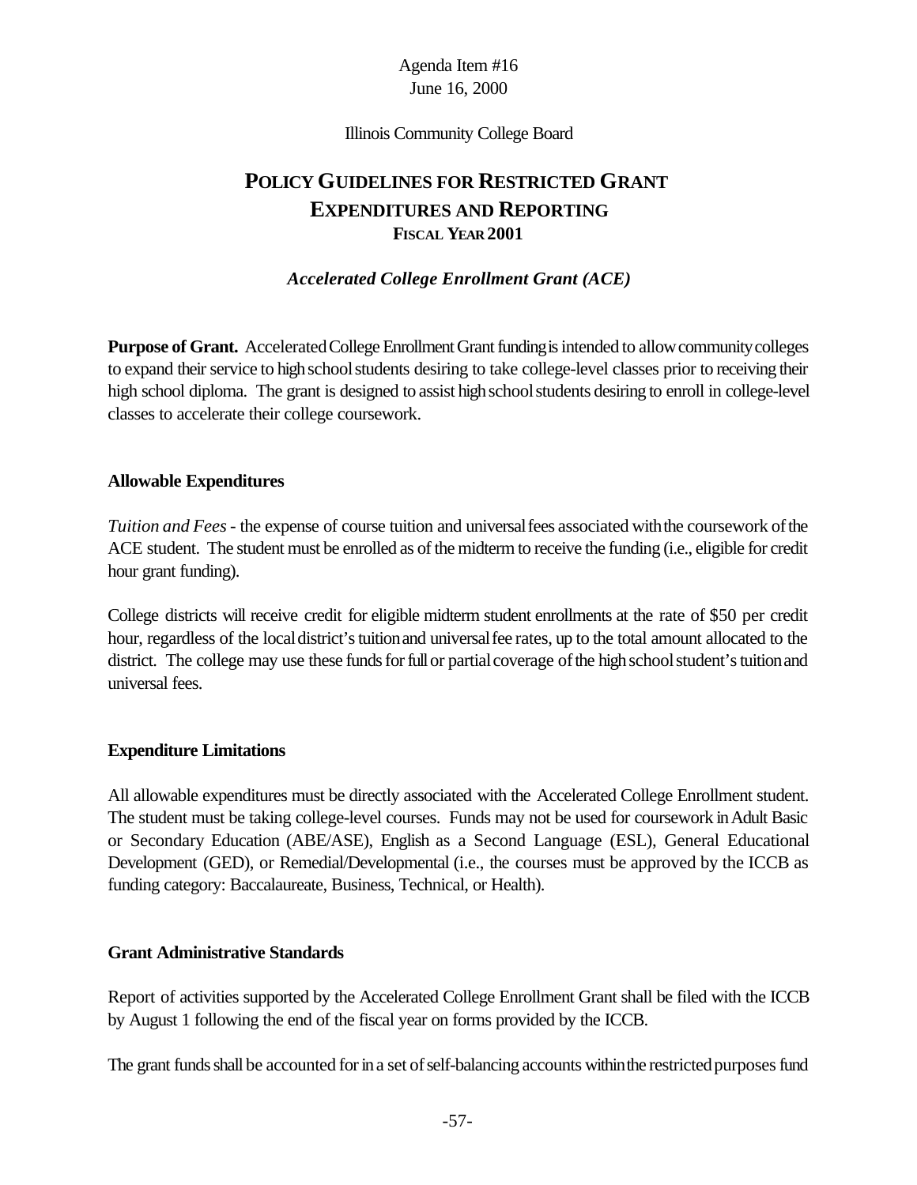Agenda Item #16
June 16, 2000

Illinois Community College Board

# POLICY GUIDELINES FOR RESTRICTED GRANT EXPENDITURES AND REPORTING
## FISCAL YEAR 2001

### *Accelerated College Enrollment Grant (ACE)*

**Purpose of Grant.** Accelerated College Enrollment Grant funding is intended to allow community colleges to expand their service to high school students desiring to take college-level classes prior to receiving their high school diploma. The grant is designed to assist high school students desiring to enroll in college-level classes to accelerate their college coursework.

**Allowable Expenditures**

*Tuition and Fees* - the expense of course tuition and universal fees associated with the coursework of the ACE student. The student must be enrolled as of the midterm to receive the funding (i.e., eligible for credit hour grant funding).

College districts will receive credit for eligible midterm student enrollments at the rate of $50 per credit hour, regardless of the local district's tuition and universal fee rates, up to the total amount allocated to the district. The college may use these funds for full or partial coverage of the high school student's tuition and universal fees.

**Expenditure Limitations**

All allowable expenditures must be directly associated with the Accelerated College Enrollment student. The student must be taking college-level courses. Funds may not be used for coursework in Adult Basic or Secondary Education (ABE/ASE), English as a Second Language (ESL), General Educational Development (GED), or Remedial/Developmental (i.e., the courses must be approved by the ICCB as funding category: Baccalaureate, Business, Technical, or Health).

**Grant Administrative Standards**

Report of activities supported by the Accelerated College Enrollment Grant shall be filed with the ICCB by August 1 following the end of the fiscal year on forms provided by the ICCB.

The grant funds shall be accounted for in a set of self-balancing accounts within the restricted purposes fund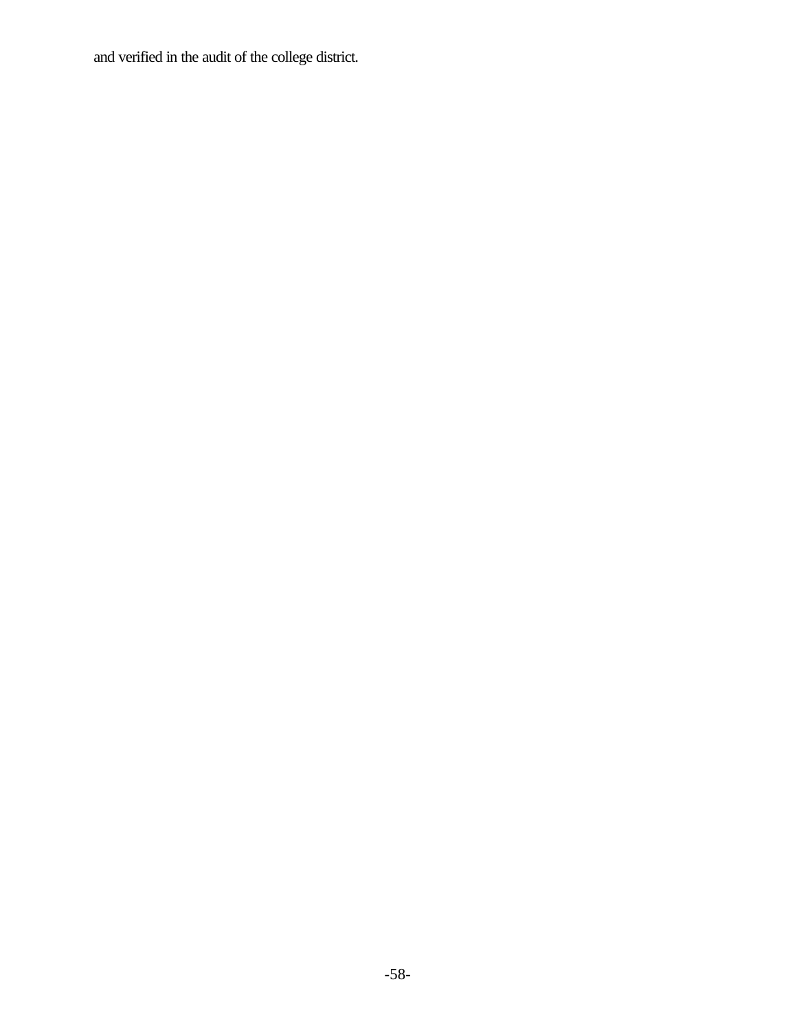and verified in the audit of the college district.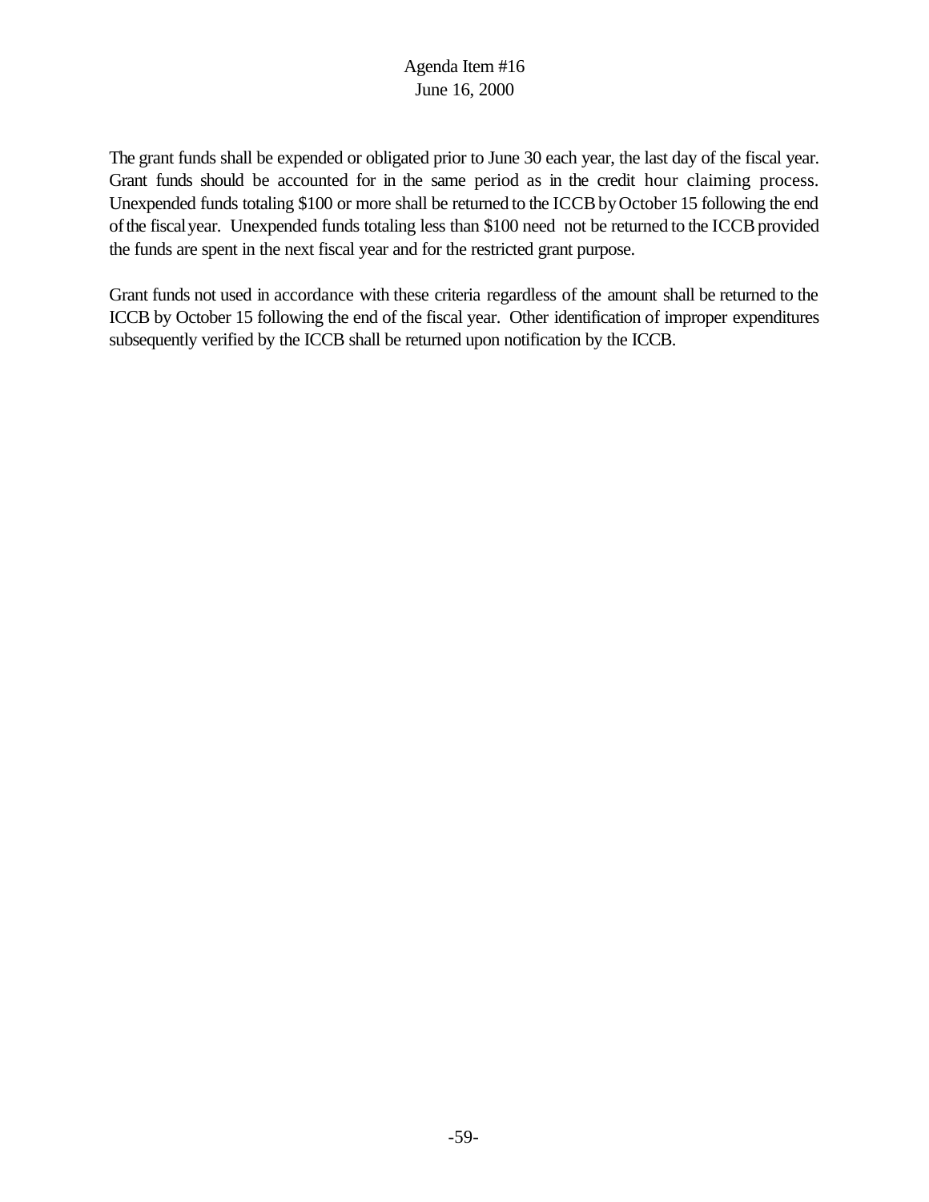The grant funds shall be expended or obligated prior to June 30 each year, the last day of the fiscal year. Grant funds should be accounted for in the same period as in the credit hour claiming process. Unexpended funds totaling $100 or more shall be returned to the ICCB by October 15 following the end of the fiscal year. Unexpended funds totaling less than $100 need not be returned to the ICCB provided the funds are spent in the next fiscal year and for the restricted grant purpose.

Grant funds not used in accordance with these criteria regardless of the amount shall be returned to the ICCB by October 15 following the end of the fiscal year. Other identification of improper expenditures subsequently verified by the ICCB shall be returned upon notification by the ICCB.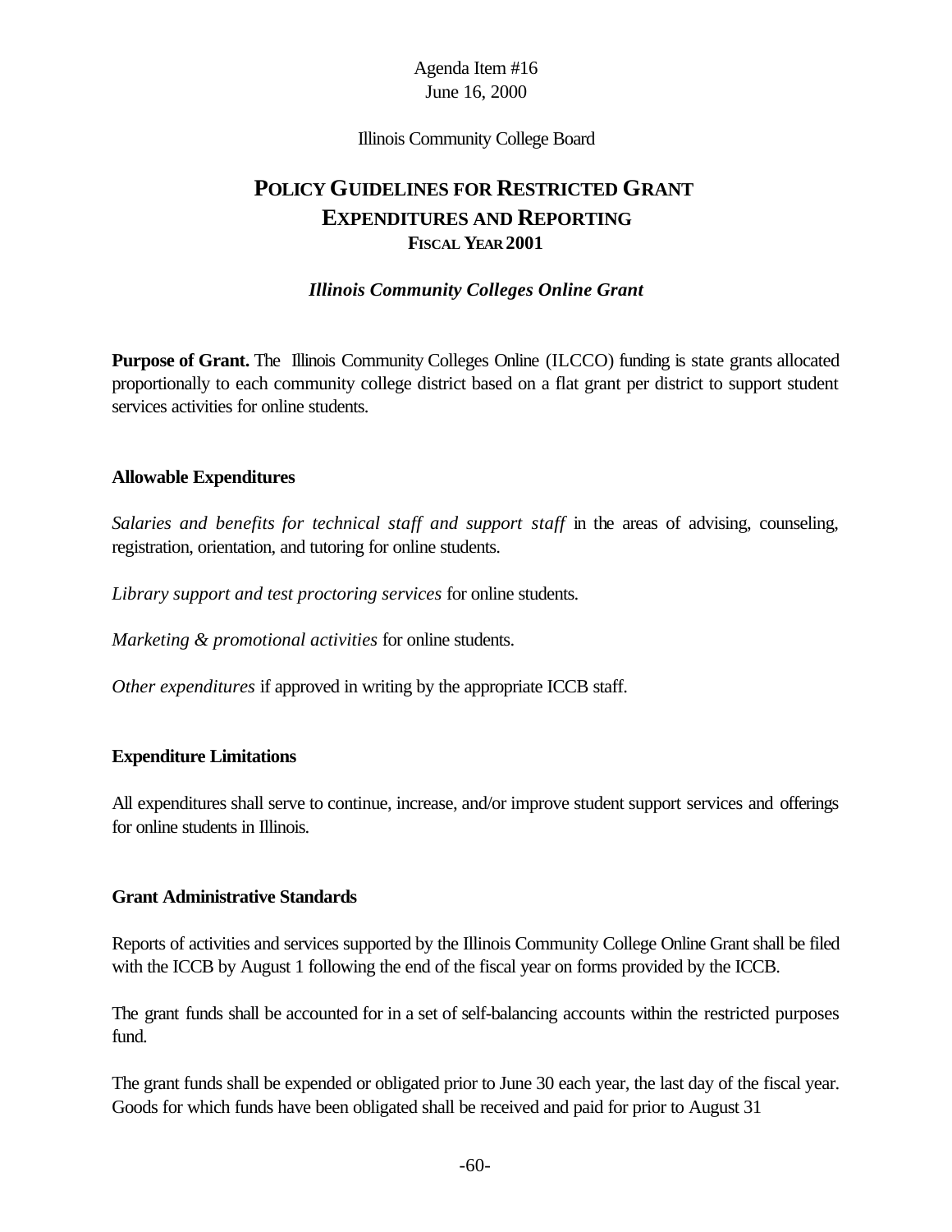Agenda Item #16
June 16, 2000

Illinois Community College Board

# POLICY GUIDELINES FOR RESTRICTED GRANT EXPENDITURES AND REPORTING
## FISCAL YEAR 2001

***Illinois Community Colleges Online Grant***

**Purpose of Grant.** The Illinois Community Colleges Online (ILCCO) funding is state grants allocated proportionally to each community college district based on a flat grant per district to support student services activities for online students.

**Allowable Expenditures**

*Salaries and benefits for technical staff and support staff* in the areas of advising, counseling, registration, orientation, and tutoring for online students.

*Library support and test proctoring services* for online students.

*Marketing & promotional activities* for online students.

*Other expenditures* if approved in writing by the appropriate ICCB staff.

**Expenditure Limitations**

All expenditures shall serve to continue, increase, and/or improve student support services and offerings for online students in Illinois.

**Grant Administrative Standards**

Reports of activities and services supported by the Illinois Community College Online Grant shall be filed with the ICCB by August 1 following the end of the fiscal year on forms provided by the ICCB.

The grant funds shall be accounted for in a set of self-balancing accounts within the restricted purposes fund.

The grant funds shall be expended or obligated prior to June 30 each year, the last day of the fiscal year. Goods for which funds have been obligated shall be received and paid for prior to August 31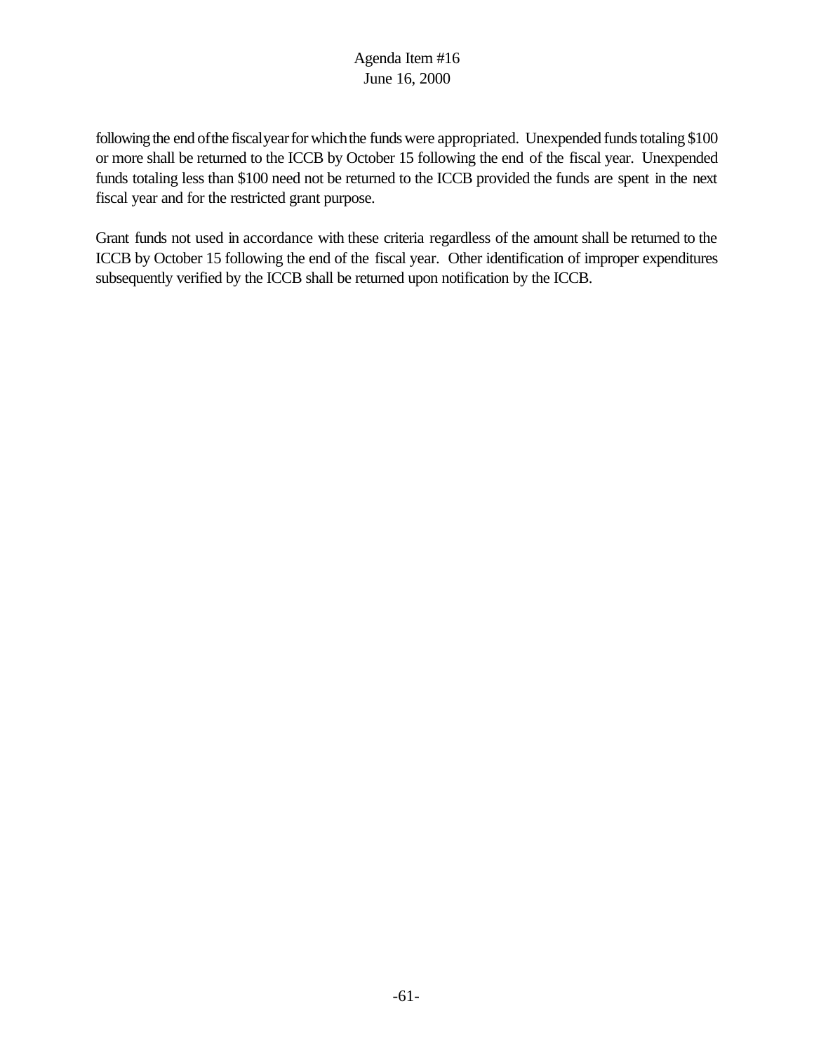following the end of the fiscal year for which the funds were appropriated. Unexpended funds totaling $100 or more shall be returned to the ICCB by October 15 following the end of the fiscal year. Unexpended funds totaling less than $100 need not be returned to the ICCB provided the funds are spent in the next fiscal year and for the restricted grant purpose.

Grant funds not used in accordance with these criteria regardless of the amount shall be returned to the ICCB by October 15 following the end of the fiscal year. Other identification of improper expenditures subsequently verified by the ICCB shall be returned upon notification by the ICCB.